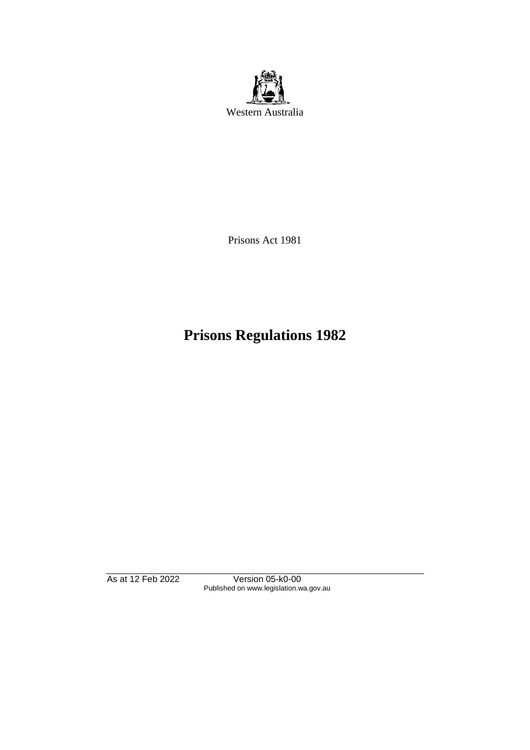Western Australia

Prisons Act 1981

# Prisons Regulations 1982

As at 12 Feb 2022 Version 05-k0-00
Published on www.legislation.wa.gov.au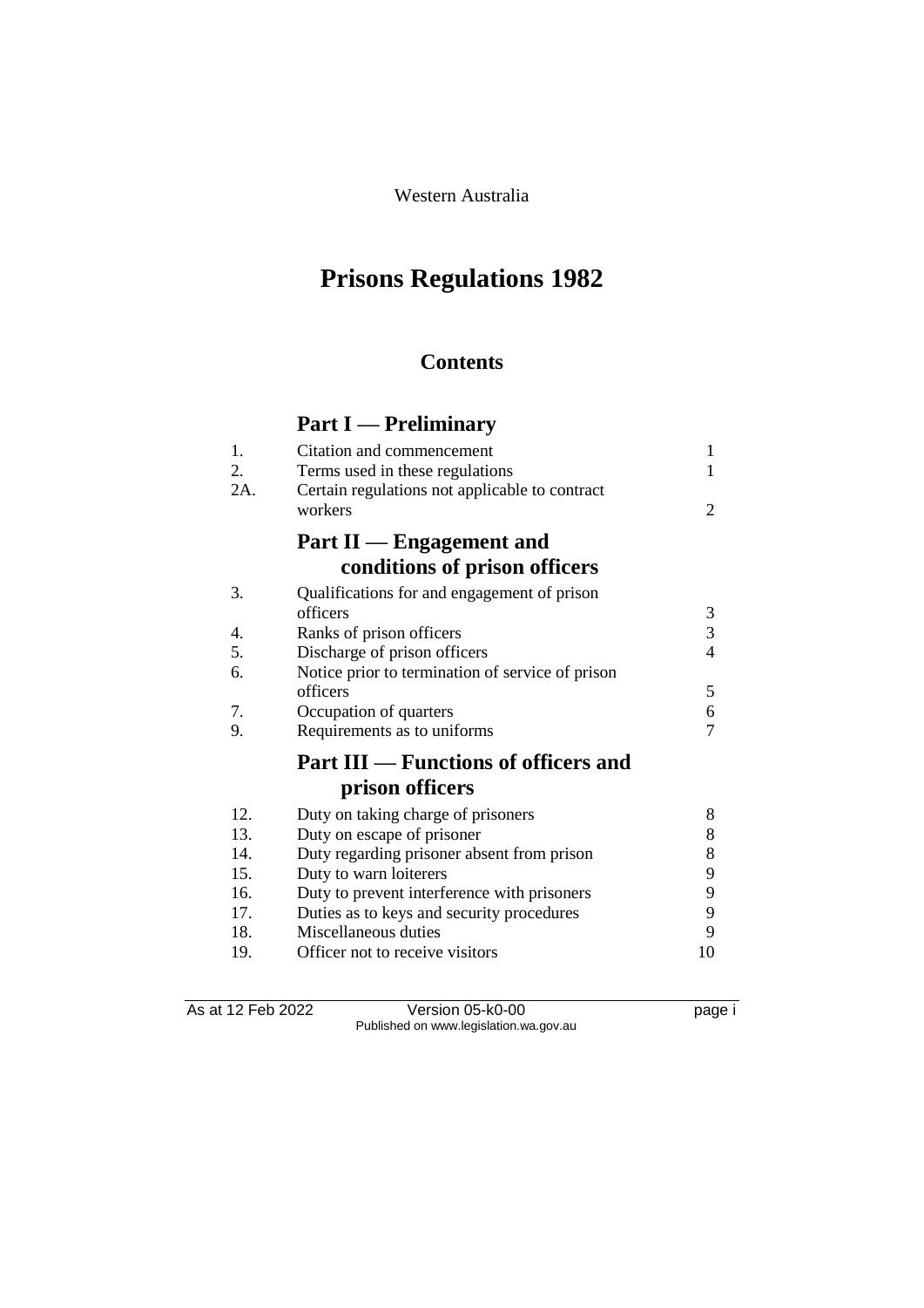Western Australia

# Prisons Regulations 1982

## Contents

### Part I — Preliminary

| | | |
|---|---|---|
| 1. | Citation and commencement | 1 |
| 2. | Terms used in these regulations | 1 |
| 2A. | Certain regulations not applicable to contract workers | 2 |

### Part II — Engagement and conditions of prison officers

| | | |
|---|---|---|
| 3. | Qualifications for and engagement of prison officers | 3 |
| 4. | Ranks of prison officers | 3 |
| 5. | Discharge of prison officers | 4 |
| 6. | Notice prior to termination of service of prison officers | 5 |
| 7. | Occupation of quarters | 6 |
| 9. | Requirements as to uniforms | 7 |

### Part III — Functions of officers and prison officers

| | | |
|---|---|---|
| 12. | Duty on taking charge of prisoners | 8 |
| 13. | Duty on escape of prisoner | 8 |
| 14. | Duty regarding prisoner absent from prison | 8 |
| 15. | Duty to warn loiterers | 9 |
| 16. | Duty to prevent interference with prisoners | 9 |
| 17. | Duties as to keys and security procedures | 9 |
| 18. | Miscellaneous duties | 9 |
| 19. | Officer not to receive visitors | 10 |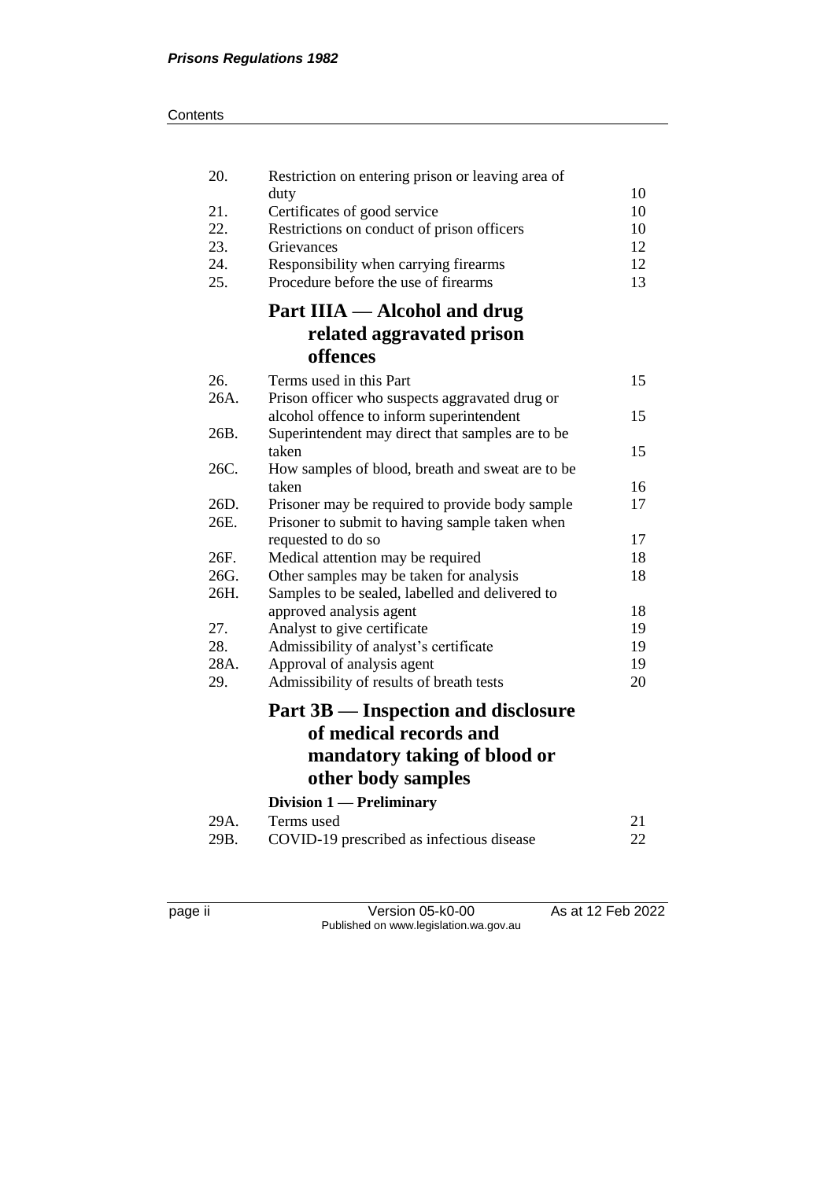| | | |
|---|---|---|
| 20. | Restriction on entering prison or leaving area of duty | 10 |
| 21. | Certificates of good service | 10 |
| 22. | Restrictions on conduct of prison officers | 10 |
| 23. | Grievances | 12 |
| 24. | Responsibility when carrying firearms | 12 |
| 25. | Procedure before the use of firearms | 13 |

## Part IIIA — Alcohol and drug related aggravated prison offences

| | | |
|---|---|---|
| 26. | Terms used in this Part | 15 |
| 26A. | Prison officer who suspects aggravated drug or alcohol offence to inform superintendent | 15 |
| 26B. | Superintendent may direct that samples are to be taken | 15 |
| 26C. | How samples of blood, breath and sweat are to be taken | 16 |
| 26D. | Prisoner may be required to provide body sample | 17 |
| 26E. | Prisoner to submit to having sample taken when requested to do so | 17 |
| 26F. | Medical attention may be required | 18 |
| 26G. | Other samples may be taken for analysis | 18 |
| 26H. | Samples to be sealed, labelled and delivered to approved analysis agent | 18 |
| 27. | Analyst to give certificate | 19 |
| 28. | Admissibility of analyst's certificate | 19 |
| 28A. | Approval of analysis agent | 19 |
| 29. | Admissibility of results of breath tests | 20 |

## Part 3B — Inspection and disclosure of medical records and mandatory taking of blood or other body samples

### Division 1 — Preliminary

| | | |
|---|---|---|
| 29A. | Terms used | 21 |
| 29B. | COVID-19 prescribed as infectious disease | 22 |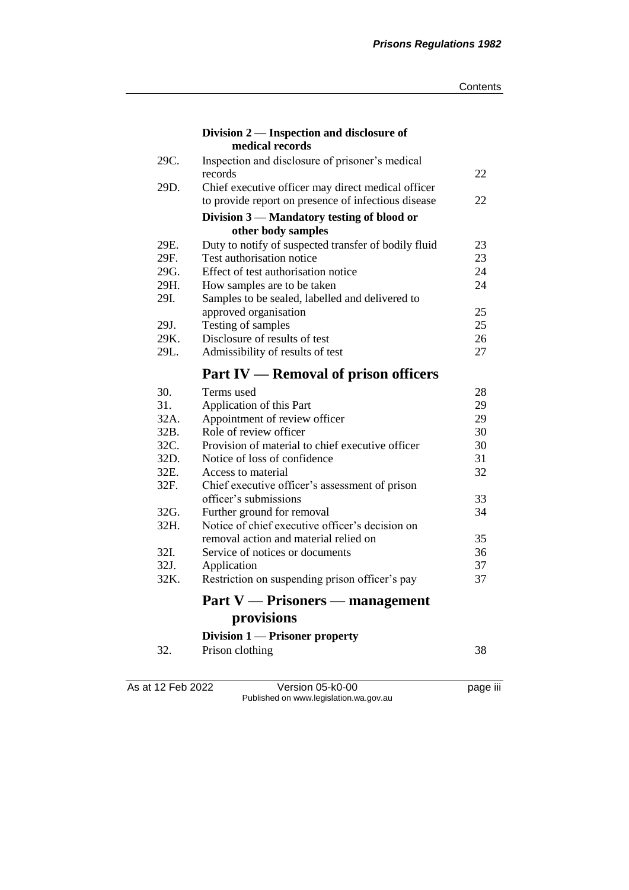### Division 2 — Inspection and disclosure of medical records

| | | |
|---|---|---|
| 29C. | Inspection and disclosure of prisoner's medical records | 22 |
| 29D. | Chief executive officer may direct medical officer to provide report on presence of infectious disease | 22 |

### Division 3 — Mandatory testing of blood or other body samples

| | | |
|---|---|---|
| 29E. | Duty to notify of suspected transfer of bodily fluid | 23 |
| 29F. | Test authorisation notice | 23 |
| 29G. | Effect of test authorisation notice | 24 |
| 29H. | How samples are to be taken | 24 |
| 29I. | Samples to be sealed, labelled and delivered to approved organisation | 25 |
| 29J. | Testing of samples | 25 |
| 29K. | Disclosure of results of test | 26 |
| 29L. | Admissibility of results of test | 27 |

## Part IV — Removal of prison officers

| | | |
|---|---|---|
| 30. | Terms used | 28 |
| 31. | Application of this Part | 29 |
| 32A. | Appointment of review officer | 29 |
| 32B. | Role of review officer | 30 |
| 32C. | Provision of material to chief executive officer | 30 |
| 32D. | Notice of loss of confidence | 31 |
| 32E. | Access to material | 32 |
| 32F. | Chief executive officer's assessment of prison officer's submissions | 33 |
| 32G. | Further ground for removal | 34 |
| 32H. | Notice of chief executive officer's decision on removal action and material relied on | 35 |
| 32I. | Service of notices or documents | 36 |
| 32J. | Application | 37 |
| 32K. | Restriction on suspending prison officer's pay | 37 |

## Part V — Prisoners — management provisions

### Division 1 — Prisoner property

| | | |
|---|---|---|
| 32. | Prison clothing | 38 |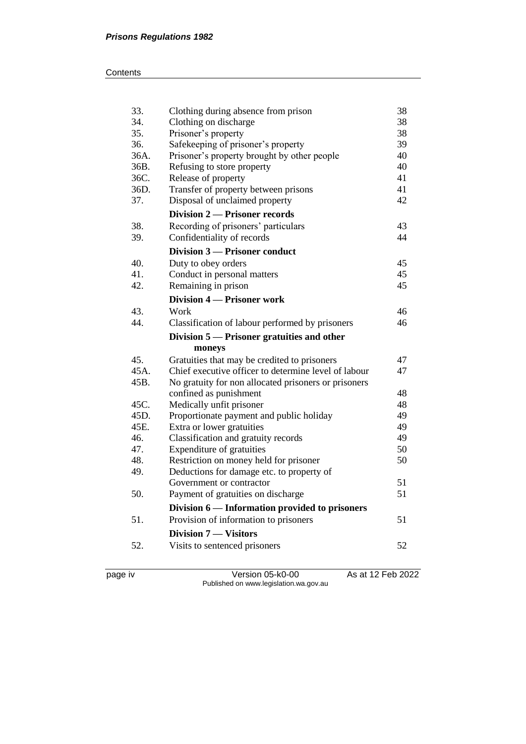| | | |
|---|---|---|
| 33. | Clothing during absence from prison | 38 |
| 34. | Clothing on discharge | 38 |
| 35. | Prisoner's property | 38 |
| 36. | Safekeeping of prisoner's property | 39 |
| 36A. | Prisoner's property brought by other people | 40 |
| 36B. | Refusing to store property | 40 |
| 36C. | Release of property | 41 |
| 36D. | Transfer of property between prisons | 41 |
| 37. | Disposal of unclaimed property | 42 |
| | **Division 2 — Prisoner records** | |
| 38. | Recording of prisoners' particulars | 43 |
| 39. | Confidentiality of records | 44 |
| | **Division 3 — Prisoner conduct** | |
| 40. | Duty to obey orders | 45 |
| 41. | Conduct in personal matters | 45 |
| 42. | Remaining in prison | 45 |
| | **Division 4 — Prisoner work** | |
| 43. | Work | 46 |
| 44. | Classification of labour performed by prisoners | 46 |
| | **Division 5 — Prisoner gratuities and other moneys** | |
| 45. | Gratuities that may be credited to prisoners | 47 |
| 45A. | Chief executive officer to determine level of labour | 47 |
| 45B. | No gratuity for non allocated prisoners or prisoners confined as punishment | 48 |
| 45C. | Medically unfit prisoner | 48 |
| 45D. | Proportionate payment and public holiday | 49 |
| 45E. | Extra or lower gratuities | 49 |
| 46. | Classification and gratuity records | 49 |
| 47. | Expenditure of gratuities | 50 |
| 48. | Restriction on money held for prisoner | 50 |
| 49. | Deductions for damage etc. to property of Government or contractor | 51 |
| 50. | Payment of gratuities on discharge | 51 |
| | **Division 6 — Information provided to prisoners** | |
| 51. | Provision of information to prisoners | 51 |
| | **Division 7 — Visitors** | |
| 52. | Visits to sentenced prisoners | 52 |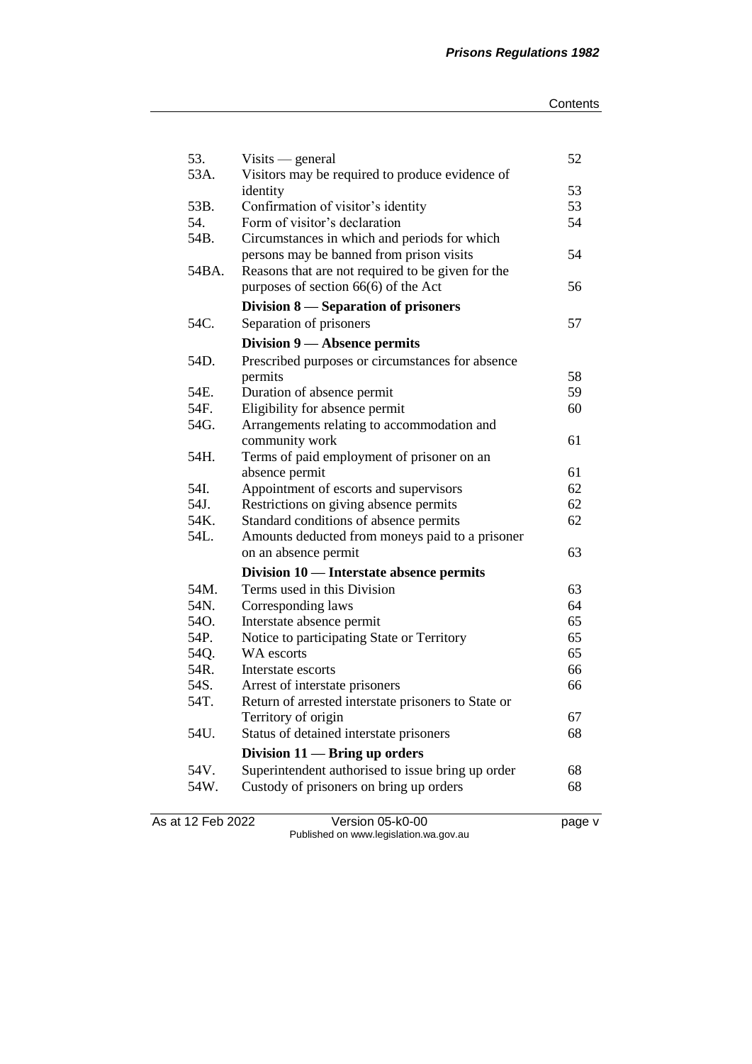| | | |
|---|---|---|
| 53. | Visits — general | 52 |
| 53A. | Visitors may be required to produce evidence of identity | 53 |
| 53B. | Confirmation of visitor's identity | 53 |
| 54. | Form of visitor's declaration | 54 |
| 54B. | Circumstances in which and periods for which persons may be banned from prison visits | 54 |
| 54BA. | Reasons that are not required to be given for the purposes of section 66(6) of the Act | 56 |
| | **Division 8 — Separation of prisoners** | |
| 54C. | Separation of prisoners | 57 |
| | **Division 9 — Absence permits** | |
| 54D. | Prescribed purposes or circumstances for absence permits | 58 |
| 54E. | Duration of absence permit | 59 |
| 54F. | Eligibility for absence permit | 60 |
| 54G. | Arrangements relating to accommodation and community work | 61 |
| 54H. | Terms of paid employment of prisoner on an absence permit | 61 |
| 54I. | Appointment of escorts and supervisors | 62 |
| 54J. | Restrictions on giving absence permits | 62 |
| 54K. | Standard conditions of absence permits | 62 |
| 54L. | Amounts deducted from moneys paid to a prisoner on an absence permit | 63 |
| | **Division 10 — Interstate absence permits** | |
| 54M. | Terms used in this Division | 63 |
| 54N. | Corresponding laws | 64 |
| 54O. | Interstate absence permit | 65 |
| 54P. | Notice to participating State or Territory | 65 |
| 54Q. | WA escorts | 65 |
| 54R. | Interstate escorts | 66 |
| 54S. | Arrest of interstate prisoners | 66 |
| 54T. | Return of arrested interstate prisoners to State or Territory of origin | 67 |
| 54U. | Status of detained interstate prisoners | 68 |
| | **Division 11 — Bring up orders** | |
| 54V. | Superintendent authorised to issue bring up order | 68 |
| 54W. | Custody of prisoners on bring up orders | 68 |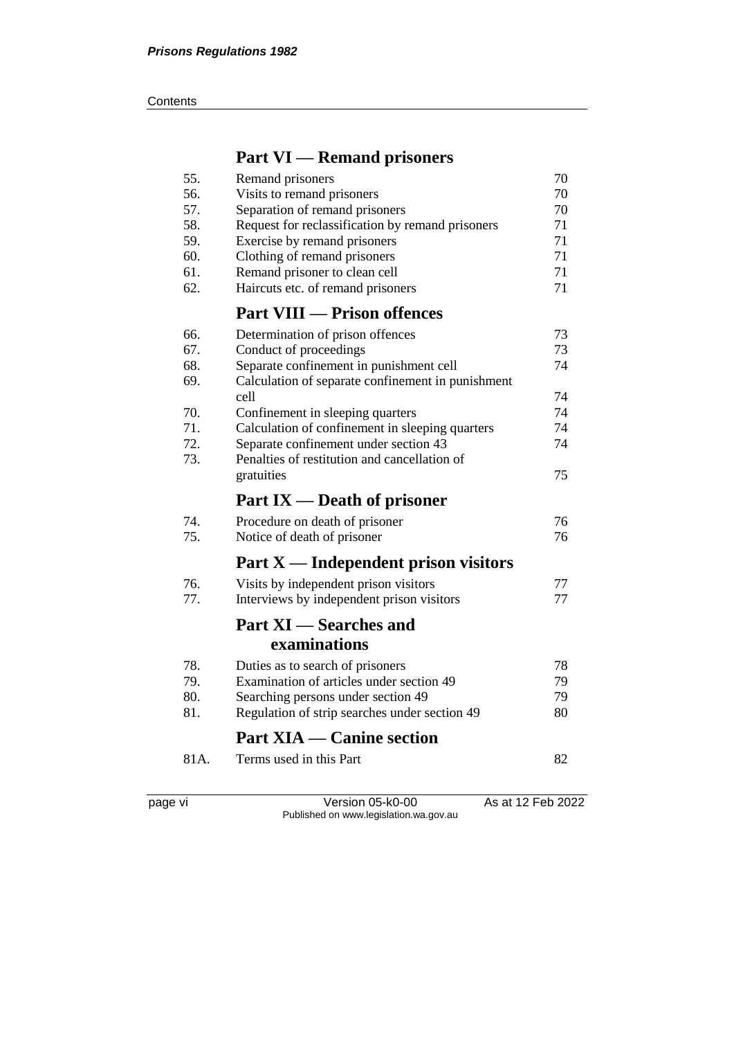## Part VI — Remand prisoners

| | | |
|---|---|---|
| 55. | Remand prisoners | 70 |
| 56. | Visits to remand prisoners | 70 |
| 57. | Separation of remand prisoners | 70 |
| 58. | Request for reclassification by remand prisoners | 71 |
| 59. | Exercise by remand prisoners | 71 |
| 60. | Clothing of remand prisoners | 71 |
| 61. | Remand prisoner to clean cell | 71 |
| 62. | Haircuts etc. of remand prisoners | 71 |

## Part VIII — Prison offences

| | | |
|---|---|---|
| 66. | Determination of prison offences | 73 |
| 67. | Conduct of proceedings | 73 |
| 68. | Separate confinement in punishment cell | 74 |
| 69. | Calculation of separate confinement in punishment cell | 74 |
| 70. | Confinement in sleeping quarters | 74 |
| 71. | Calculation of confinement in sleeping quarters | 74 |
| 72. | Separate confinement under section 43 | 74 |
| 73. | Penalties of restitution and cancellation of gratuities | 75 |

## Part IX — Death of prisoner

| | | |
|---|---|---|
| 74. | Procedure on death of prisoner | 76 |
| 75. | Notice of death of prisoner | 76 |

## Part X — Independent prison visitors

| | | |
|---|---|---|
| 76. | Visits by independent prison visitors | 77 |
| 77. | Interviews by independent prison visitors | 77 |

## Part XI — Searches and examinations

| | | |
|---|---|---|
| 78. | Duties as to search of prisoners | 78 |
| 79. | Examination of articles under section 49 | 79 |
| 80. | Searching persons under section 49 | 79 |
| 81. | Regulation of strip searches under section 49 | 80 |

## Part XIA — Canine section

| | | |
|---|---|---|
| 81A. | Terms used in this Part | 82 |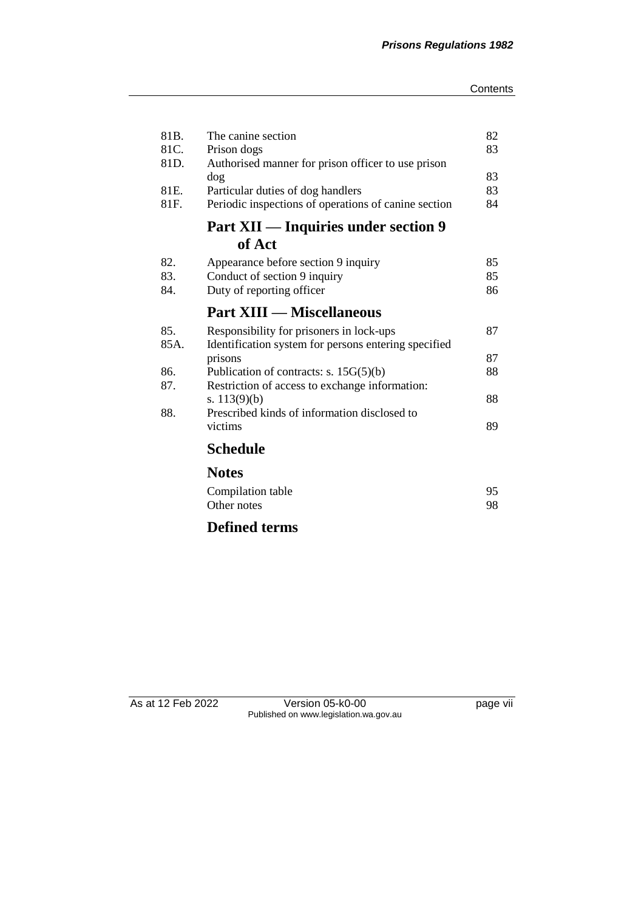| | | |
|---|---|---|
| 81B. | The canine section | 82 |
| 81C. | Prison dogs | 83 |
| 81D. | Authorised manner for prison officer to use prison dog | 83 |
| 81E. | Particular duties of dog handlers | 83 |
| 81F. | Periodic inspections of operations of canine section | 84 |

## Part XII — Inquiries under section 9 of Act

| | | |
|---|---|---|
| 82. | Appearance before section 9 inquiry | 85 |
| 83. | Conduct of section 9 inquiry | 85 |
| 84. | Duty of reporting officer | 86 |

## Part XIII — Miscellaneous

| | | |
|---|---|---|
| 85. | Responsibility for prisoners in lock-ups | 87 |
| 85A. | Identification system for persons entering specified prisons | 87 |
| 86. | Publication of contracts: s. 15G(5)(b) | 88 |
| 87. | Restriction of access to exchange information: s. 113(9)(b) | 88 |
| 88. | Prescribed kinds of information disclosed to victims | 89 |

## Schedule

## Notes

| | |
|---|---|
| Compilation table | 95 |
| Other notes | 98 |

## Defined terms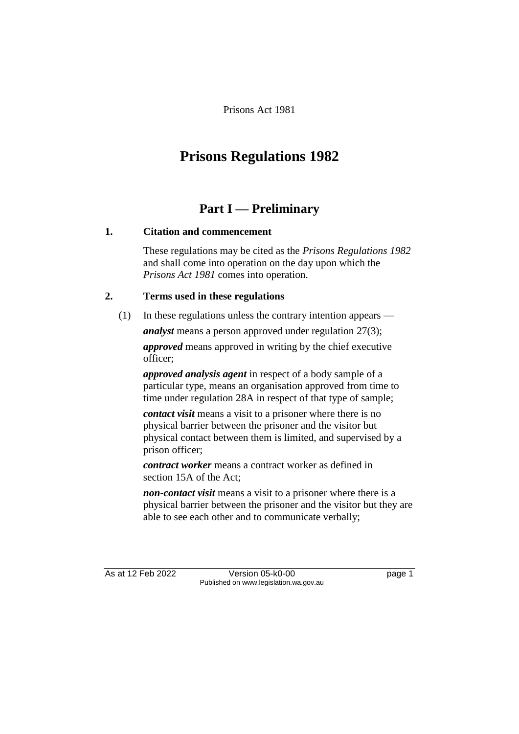Prisons Act 1981

# Prisons Regulations 1982

## Part I — Preliminary

### 1. Citation and commencement

These regulations may be cited as the *Prisons Regulations 1982* and shall come into operation on the day upon which the *Prisons Act 1981* comes into operation.

### 2. Terms used in these regulations

(1) In these regulations unless the contrary intention appears —

***analyst*** means a person approved under regulation 27(3);

***approved*** means approved in writing by the chief executive officer;

***approved analysis agent*** in respect of a body sample of a particular type, means an organisation approved from time to time under regulation 28A in respect of that type of sample;

***contact visit*** means a visit to a prisoner where there is no physical barrier between the prisoner and the visitor but physical contact between them is limited, and supervised by a prison officer;

***contract worker*** means a contract worker as defined in section 15A of the Act;

***non-contact visit*** means a visit to a prisoner where there is a physical barrier between the prisoner and the visitor but they are able to see each other and to communicate verbally;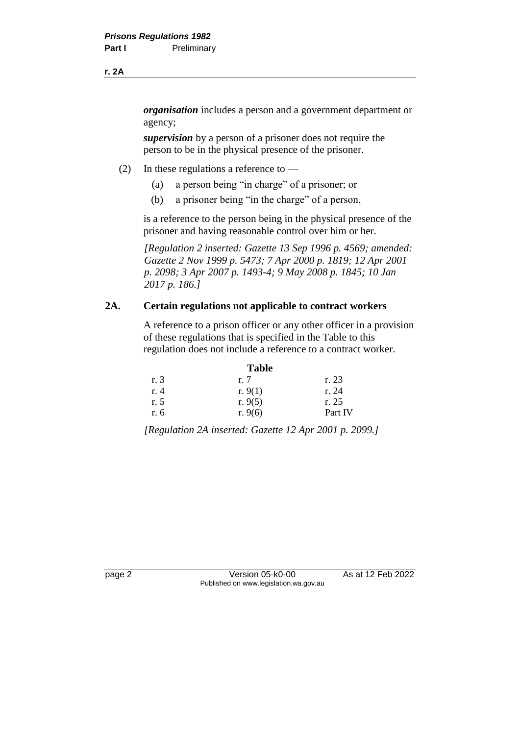***organisation*** includes a person and a government department or agency;

***supervision*** by a person of a prisoner does not require the person to be in the physical presence of the prisoner.

(2) In these regulations a reference to —

(a) a person being "in charge" of a prisoner; or

(b) a prisoner being "in the charge" of a person,

is a reference to the person being in the physical presence of the prisoner and having reasonable control over him or her.

*[Regulation 2 inserted: Gazette 13 Sep 1996 p. 4569; amended: Gazette 2 Nov 1999 p. 5473; 7 Apr 2000 p. 1819; 12 Apr 2001 p. 2098; 3 Apr 2007 p. 1493-4; 9 May 2008 p. 1845; 10 Jan 2017 p. 186.]*

### 2A. Certain regulations not applicable to contract workers

A reference to a prison officer or any other officer in a provision of these regulations that is specified in the Table to this regulation does not include a reference to a contract worker.

**Table**

| | | |
|---|---|---|
| r. 3 | r. 7 | r. 23 |
| r. 4 | r. 9(1) | r. 24 |
| r. 5 | r. 9(5) | r. 25 |
| r. 6 | r. 9(6) | Part IV |

*[Regulation 2A inserted: Gazette 12 Apr 2001 p. 2099.]*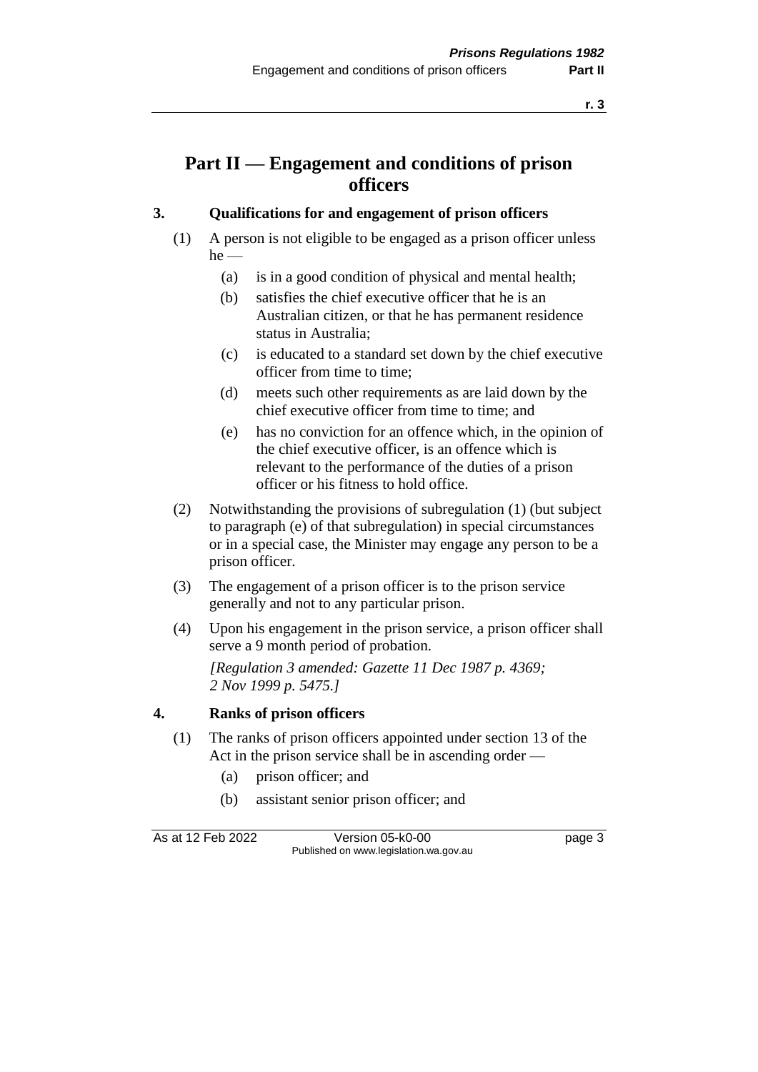# Part II — Engagement and conditions of prison officers

### 3. Qualifications for and engagement of prison officers

(1) A person is not eligible to be engaged as a prison officer unless he —

  (a) is in a good condition of physical and mental health;

  (b) satisfies the chief executive officer that he is an Australian citizen, or that he has permanent residence status in Australia;

  (c) is educated to a standard set down by the chief executive officer from time to time;

  (d) meets such other requirements as are laid down by the chief executive officer from time to time; and

  (e) has no conviction for an offence which, in the opinion of the chief executive officer, is an offence which is relevant to the performance of the duties of a prison officer or his fitness to hold office.

(2) Notwithstanding the provisions of subregulation (1) (but subject to paragraph (e) of that subregulation) in special circumstances or in a special case, the Minister may engage any person to be a prison officer.

(3) The engagement of a prison officer is to the prison service generally and not to any particular prison.

(4) Upon his engagement in the prison service, a prison officer shall serve a 9 month period of probation.

*[Regulation 3 amended: Gazette 11 Dec 1987 p. 4369; 2 Nov 1999 p. 5475.]*

### 4. Ranks of prison officers

(1) The ranks of prison officers appointed under section 13 of the Act in the prison service shall be in ascending order —

  (a) prison officer; and

  (b) assistant senior prison officer; and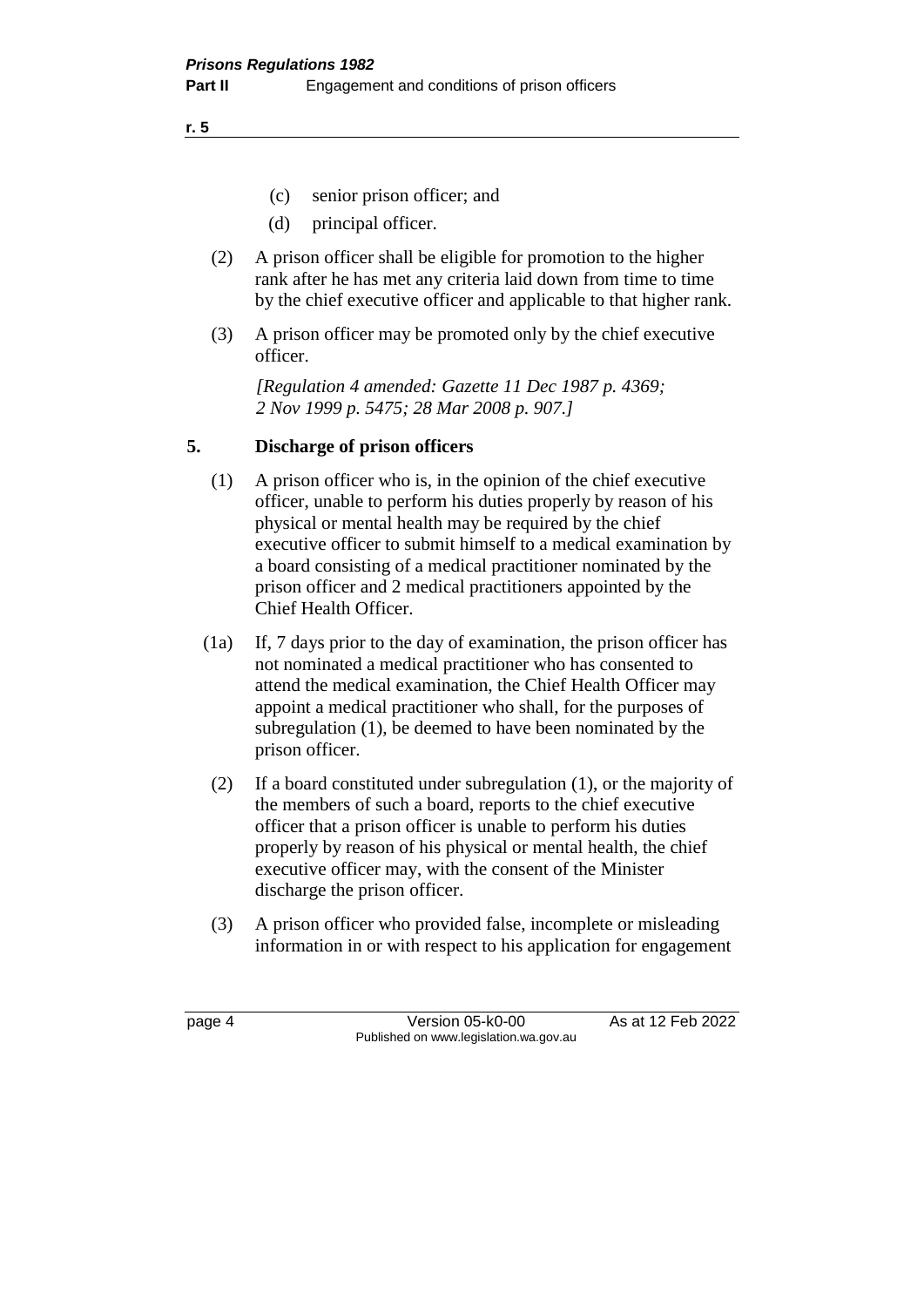(c) senior prison officer; and

(d) principal officer.

(2) A prison officer shall be eligible for promotion to the higher rank after he has met any criteria laid down from time to time by the chief executive officer and applicable to that higher rank.

(3) A prison officer may be promoted only by the chief executive officer.

*[Regulation 4 amended: Gazette 11 Dec 1987 p. 4369; 2 Nov 1999 p. 5475; 28 Mar 2008 p. 907.]*

## 5. Discharge of prison officers

(1) A prison officer who is, in the opinion of the chief executive officer, unable to perform his duties properly by reason of his physical or mental health may be required by the chief executive officer to submit himself to a medical examination by a board consisting of a medical practitioner nominated by the prison officer and 2 medical practitioners appointed by the Chief Health Officer.

(1a) If, 7 days prior to the day of examination, the prison officer has not nominated a medical practitioner who has consented to attend the medical examination, the Chief Health Officer may appoint a medical practitioner who shall, for the purposes of subregulation (1), be deemed to have been nominated by the prison officer.

(2) If a board constituted under subregulation (1), or the majority of the members of such a board, reports to the chief executive officer that a prison officer is unable to perform his duties properly by reason of his physical or mental health, the chief executive officer may, with the consent of the Minister discharge the prison officer.

(3) A prison officer who provided false, incomplete or misleading information in or with respect to his application for engagement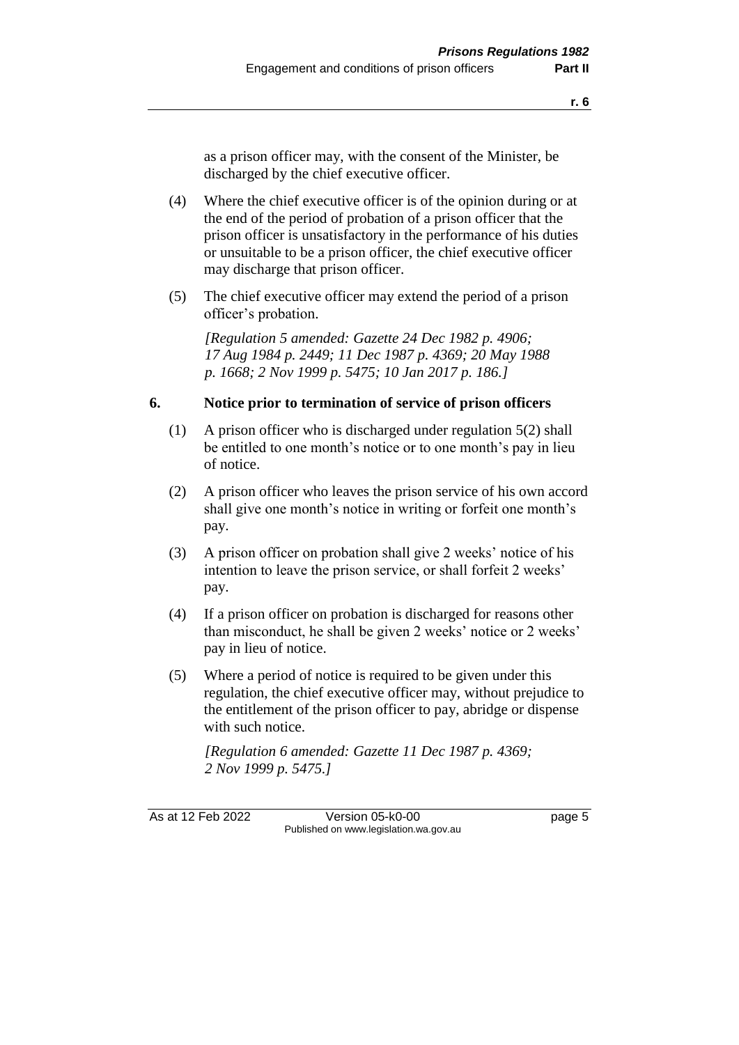as a prison officer may, with the consent of the Minister, be discharged by the chief executive officer.

(4) Where the chief executive officer is of the opinion during or at the end of the period of probation of a prison officer that the prison officer is unsatisfactory in the performance of his duties or unsuitable to be a prison officer, the chief executive officer may discharge that prison officer.

(5) The chief executive officer may extend the period of a prison officer's probation.

*[Regulation 5 amended: Gazette 24 Dec 1982 p. 4906; 17 Aug 1984 p. 2449; 11 Dec 1987 p. 4369; 20 May 1988 p. 1668; 2 Nov 1999 p. 5475; 10 Jan 2017 p. 186.]*

## 6. Notice prior to termination of service of prison officers

(1) A prison officer who is discharged under regulation 5(2) shall be entitled to one month's notice or to one month's pay in lieu of notice.

(2) A prison officer who leaves the prison service of his own accord shall give one month's notice in writing or forfeit one month's pay.

(3) A prison officer on probation shall give 2 weeks' notice of his intention to leave the prison service, or shall forfeit 2 weeks' pay.

(4) If a prison officer on probation is discharged for reasons other than misconduct, he shall be given 2 weeks' notice or 2 weeks' pay in lieu of notice.

(5) Where a period of notice is required to be given under this regulation, the chief executive officer may, without prejudice to the entitlement of the prison officer to pay, abridge or dispense with such notice.

*[Regulation 6 amended: Gazette 11 Dec 1987 p. 4369; 2 Nov 1999 p. 5475.]*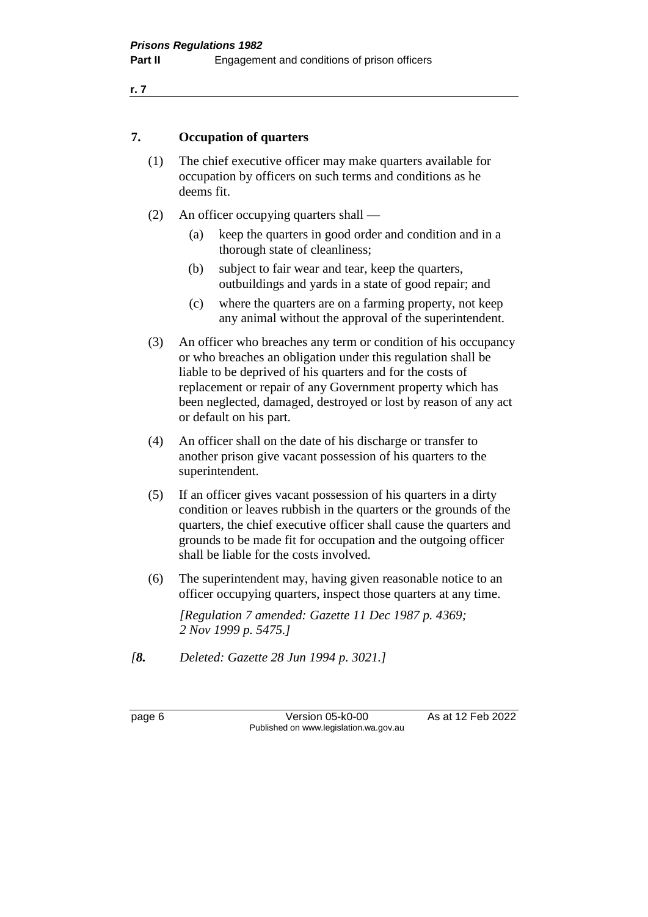## 7. Occupation of quarters

(1) The chief executive officer may make quarters available for occupation by officers on such terms and conditions as he deems fit.

(2) An officer occupying quarters shall —

  (a) keep the quarters in good order and condition and in a thorough state of cleanliness;

  (b) subject to fair wear and tear, keep the quarters, outbuildings and yards in a state of good repair; and

  (c) where the quarters are on a farming property, not keep any animal without the approval of the superintendent.

(3) An officer who breaches any term or condition of his occupancy or who breaches an obligation under this regulation shall be liable to be deprived of his quarters and for the costs of replacement or repair of any Government property which has been neglected, damaged, destroyed or lost by reason of any act or default on his part.

(4) An officer shall on the date of his discharge or transfer to another prison give vacant possession of his quarters to the superintendent.

(5) If an officer gives vacant possession of his quarters in a dirty condition or leaves rubbish in the quarters or the grounds of the quarters, the chief executive officer shall cause the quarters and grounds to be made fit for occupation and the outgoing officer shall be liable for the costs involved.

(6) The superintendent may, having given reasonable notice to an officer occupying quarters, inspect those quarters at any time.

*[Regulation 7 amended: Gazette 11 Dec 1987 p. 4369; 2 Nov 1999 p. 5475.]*

*[**8.** Deleted: Gazette 28 Jun 1994 p. 3021.]*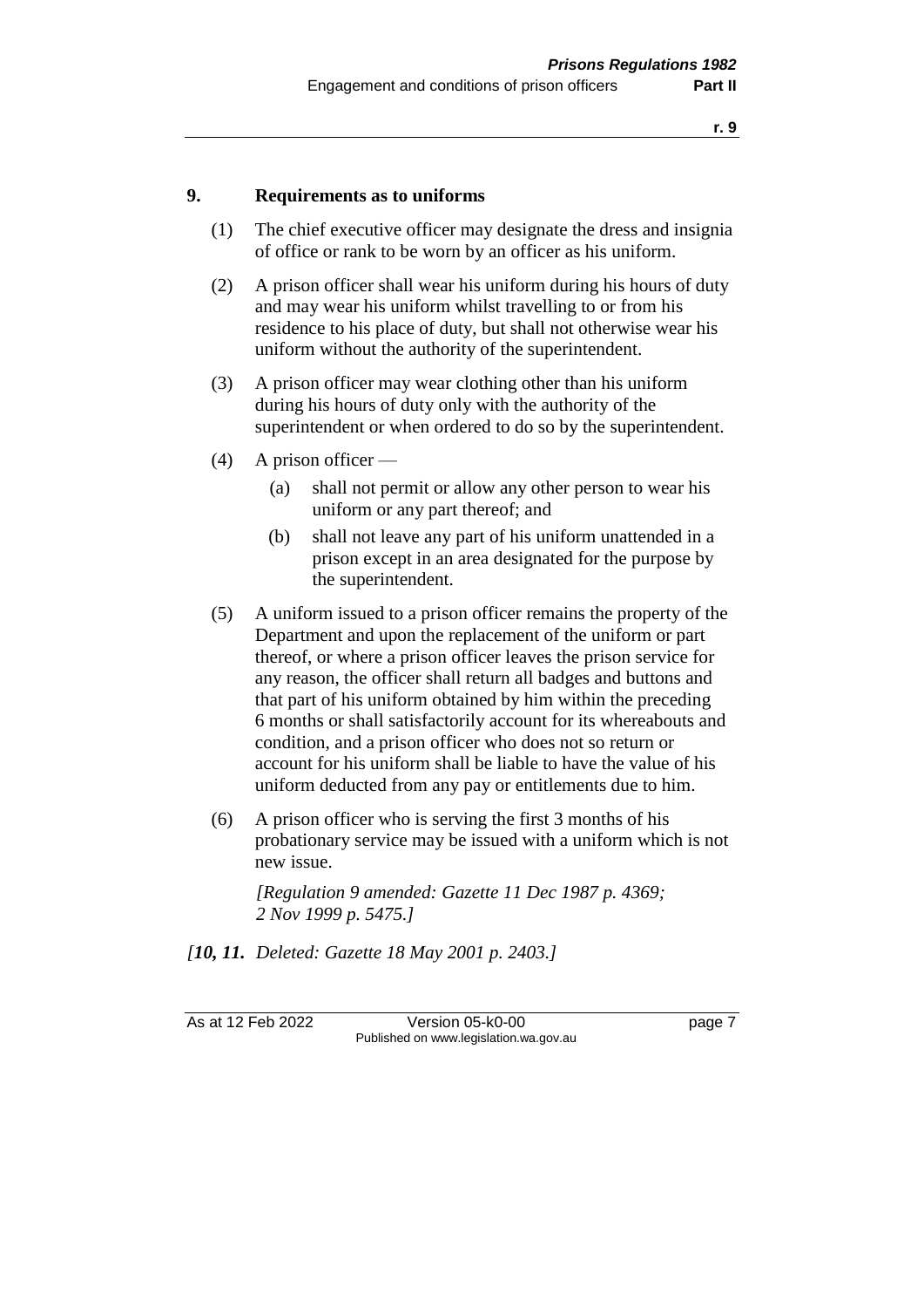## 9. Requirements as to uniforms

(1) The chief executive officer may designate the dress and insignia of office or rank to be worn by an officer as his uniform.

(2) A prison officer shall wear his uniform during his hours of duty and may wear his uniform whilst travelling to or from his residence to his place of duty, but shall not otherwise wear his uniform without the authority of the superintendent.

(3) A prison officer may wear clothing other than his uniform during his hours of duty only with the authority of the superintendent or when ordered to do so by the superintendent.

(4) A prison officer —

- (a) shall not permit or allow any other person to wear his uniform or any part thereof; and
- (b) shall not leave any part of his uniform unattended in a prison except in an area designated for the purpose by the superintendent.

(5) A uniform issued to a prison officer remains the property of the Department and upon the replacement of the uniform or part thereof, or where a prison officer leaves the prison service for any reason, the officer shall return all badges and buttons and that part of his uniform obtained by him within the preceding 6 months or shall satisfactorily account for its whereabouts and condition, and a prison officer who does not so return or account for his uniform shall be liable to have the value of his uniform deducted from any pay or entitlements due to him.

(6) A prison officer who is serving the first 3 months of his probationary service may be issued with a uniform which is not new issue.

*[Regulation 9 amended: Gazette 11 Dec 1987 p. 4369; 2 Nov 1999 p. 5475.]*

*[**10, 11.** Deleted: Gazette 18 May 2001 p. 2403.]*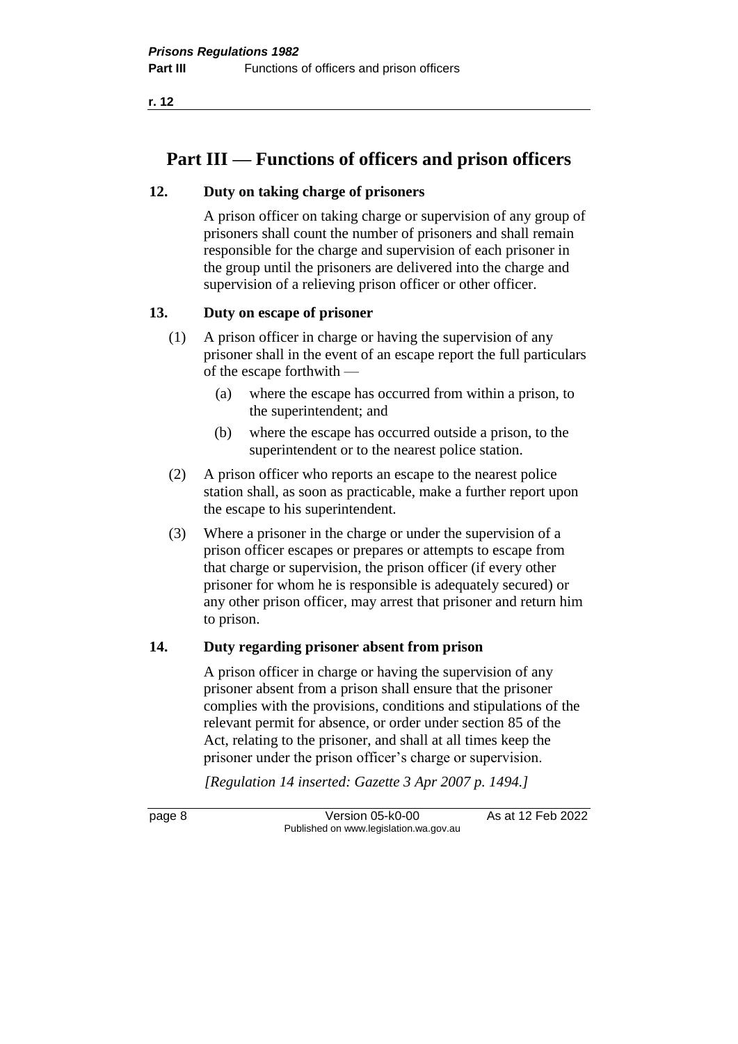# Part III — Functions of officers and prison officers

## 12. Duty on taking charge of prisoners

A prison officer on taking charge or supervision of any group of prisoners shall count the number of prisoners and shall remain responsible for the charge and supervision of each prisoner in the group until the prisoners are delivered into the charge and supervision of a relieving prison officer or other officer.

## 13. Duty on escape of prisoner

(1) A prison officer in charge or having the supervision of any prisoner shall in the event of an escape report the full particulars of the escape forthwith —

  (a) where the escape has occurred from within a prison, to the superintendent; and

  (b) where the escape has occurred outside a prison, to the superintendent or to the nearest police station.

(2) A prison officer who reports an escape to the nearest police station shall, as soon as practicable, make a further report upon the escape to his superintendent.

(3) Where a prisoner in the charge or under the supervision of a prison officer escapes or prepares or attempts to escape from that charge or supervision, the prison officer (if every other prisoner for whom he is responsible is adequately secured) or any other prison officer, may arrest that prisoner and return him to prison.

## 14. Duty regarding prisoner absent from prison

A prison officer in charge or having the supervision of any prisoner absent from a prison shall ensure that the prisoner complies with the provisions, conditions and stipulations of the relevant permit for absence, or order under section 85 of the Act, relating to the prisoner, and shall at all times keep the prisoner under the prison officer's charge or supervision.

*[Regulation 14 inserted: Gazette 3 Apr 2007 p. 1494.]*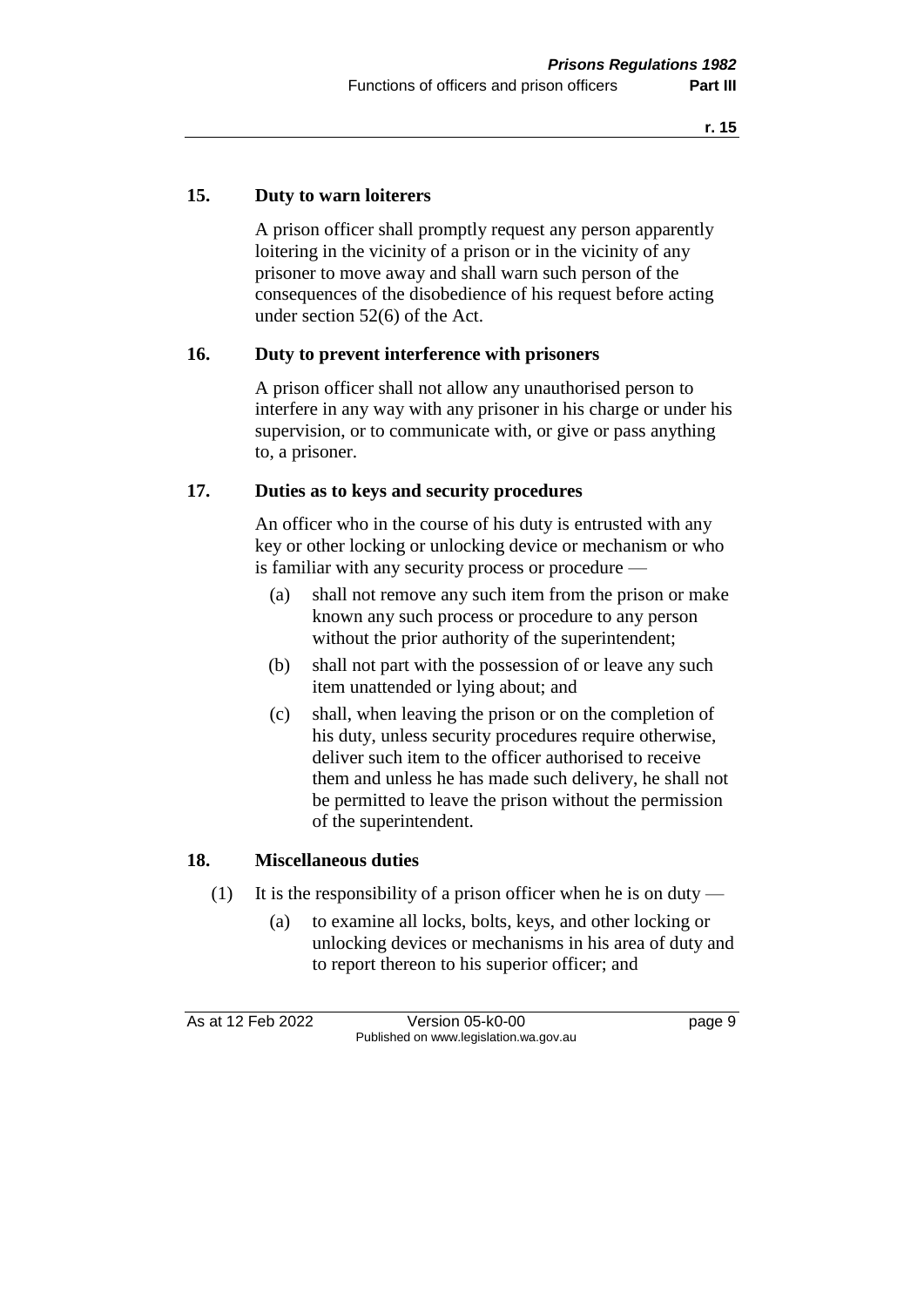## 15. Duty to warn loiterers

A prison officer shall promptly request any person apparently loitering in the vicinity of a prison or in the vicinity of any prisoner to move away and shall warn such person of the consequences of the disobedience of his request before acting under section 52(6) of the Act.

## 16. Duty to prevent interference with prisoners

A prison officer shall not allow any unauthorised person to interfere in any way with any prisoner in his charge or under his supervision, or to communicate with, or give or pass anything to, a prisoner.

## 17. Duties as to keys and security procedures

An officer who in the course of his duty is entrusted with any key or other locking or unlocking device or mechanism or who is familiar with any security process or procedure —

(a) shall not remove any such item from the prison or make known any such process or procedure to any person without the prior authority of the superintendent;

(b) shall not part with the possession of or leave any such item unattended or lying about; and

(c) shall, when leaving the prison or on the completion of his duty, unless security procedures require otherwise, deliver such item to the officer authorised to receive them and unless he has made such delivery, he shall not be permitted to leave the prison without the permission of the superintendent.

## 18. Miscellaneous duties

(1) It is the responsibility of a prison officer when he is on duty —

(a) to examine all locks, bolts, keys, and other locking or unlocking devices or mechanisms in his area of duty and to report thereon to his superior officer; and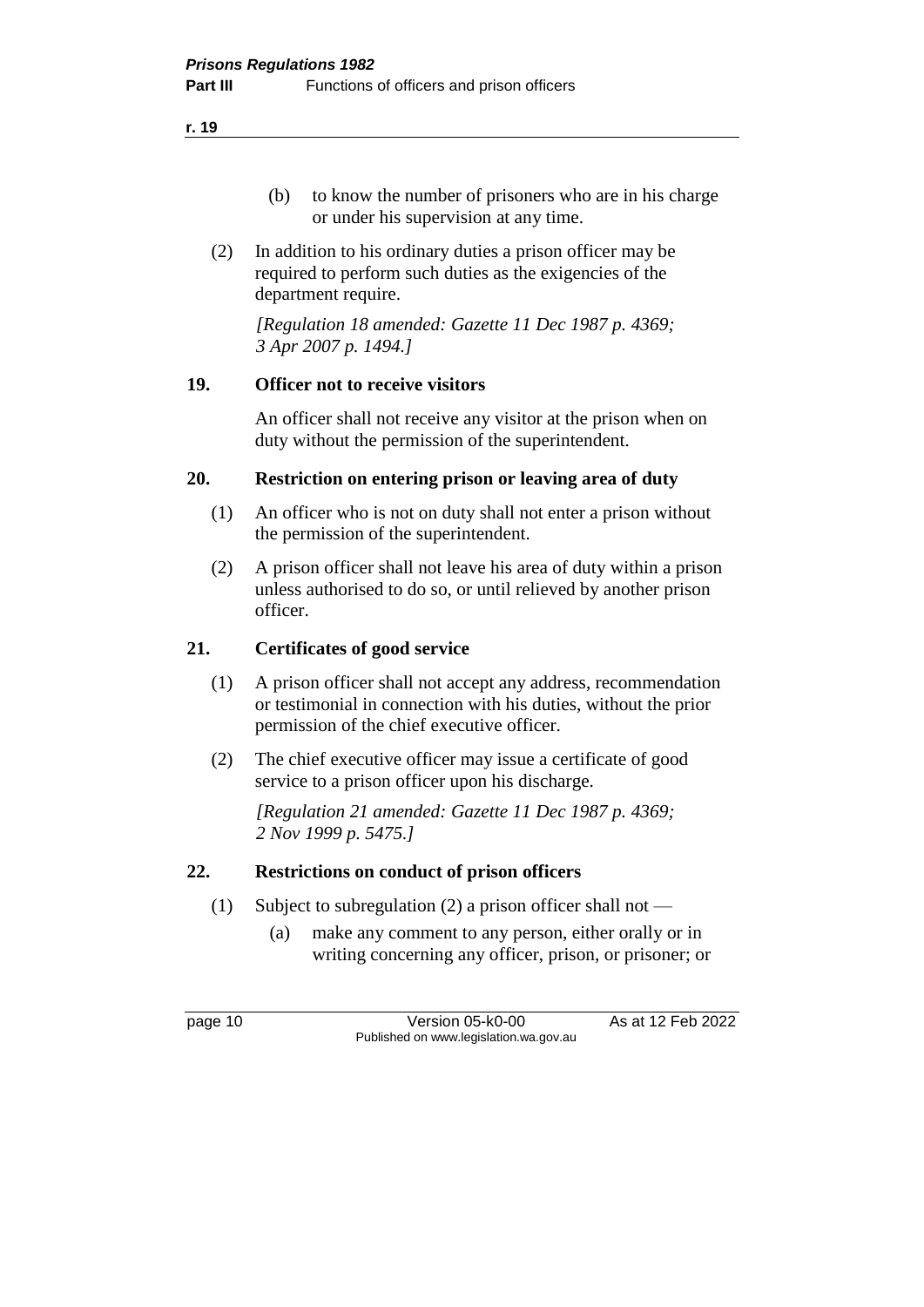(b) to know the number of prisoners who are in his charge or under his supervision at any time.

(2) In addition to his ordinary duties a prison officer may be required to perform such duties as the exigencies of the department require.

*[Regulation 18 amended: Gazette 11 Dec 1987 p. 4369; 3 Apr 2007 p. 1494.]*

## 19. Officer not to receive visitors

An officer shall not receive any visitor at the prison when on duty without the permission of the superintendent.

## 20. Restriction on entering prison or leaving area of duty

(1) An officer who is not on duty shall not enter a prison without the permission of the superintendent.

(2) A prison officer shall not leave his area of duty within a prison unless authorised to do so, or until relieved by another prison officer.

## 21. Certificates of good service

(1) A prison officer shall not accept any address, recommendation or testimonial in connection with his duties, without the prior permission of the chief executive officer.

(2) The chief executive officer may issue a certificate of good service to a prison officer upon his discharge.

*[Regulation 21 amended: Gazette 11 Dec 1987 p. 4369; 2 Nov 1999 p. 5475.]*

## 22. Restrictions on conduct of prison officers

(1) Subject to subregulation (2) a prison officer shall not —

(a) make any comment to any person, either orally or in writing concerning any officer, prison, or prisoner; or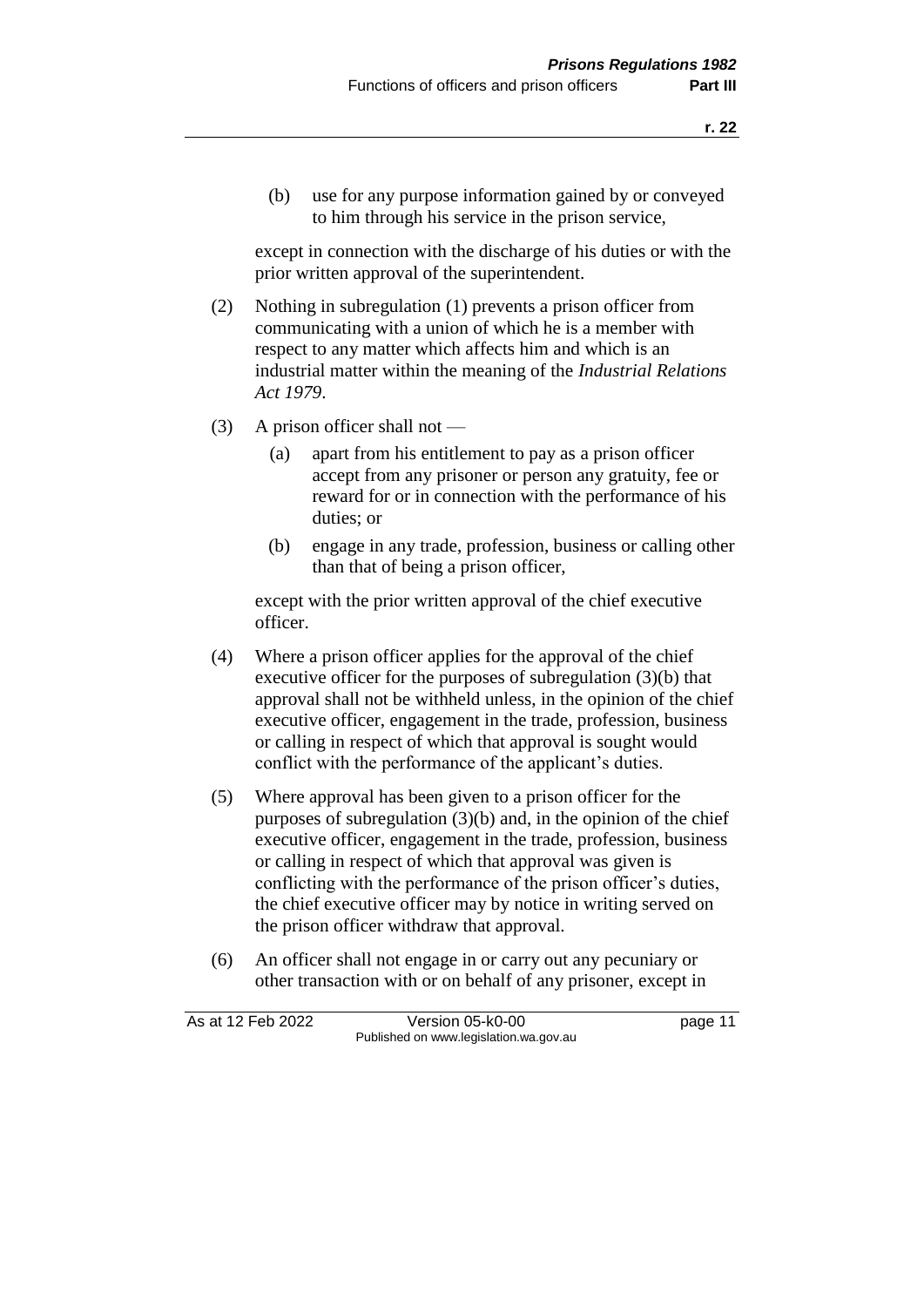(b) use for any purpose information gained by or conveyed to him through his service in the prison service,

except in connection with the discharge of his duties or with the prior written approval of the superintendent.

(2) Nothing in subregulation (1) prevents a prison officer from communicating with a union of which he is a member with respect to any matter which affects him and which is an industrial matter within the meaning of the *Industrial Relations Act 1979*.

(3) A prison officer shall not —

(a) apart from his entitlement to pay as a prison officer accept from any prisoner or person any gratuity, fee or reward for or in connection with the performance of his duties; or

(b) engage in any trade, profession, business or calling other than that of being a prison officer,

except with the prior written approval of the chief executive officer.

(4) Where a prison officer applies for the approval of the chief executive officer for the purposes of subregulation (3)(b) that approval shall not be withheld unless, in the opinion of the chief executive officer, engagement in the trade, profession, business or calling in respect of which that approval is sought would conflict with the performance of the applicant's duties.

(5) Where approval has been given to a prison officer for the purposes of subregulation (3)(b) and, in the opinion of the chief executive officer, engagement in the trade, profession, business or calling in respect of which that approval was given is conflicting with the performance of the prison officer's duties, the chief executive officer may by notice in writing served on the prison officer withdraw that approval.

(6) An officer shall not engage in or carry out any pecuniary or other transaction with or on behalf of any prisoner, except in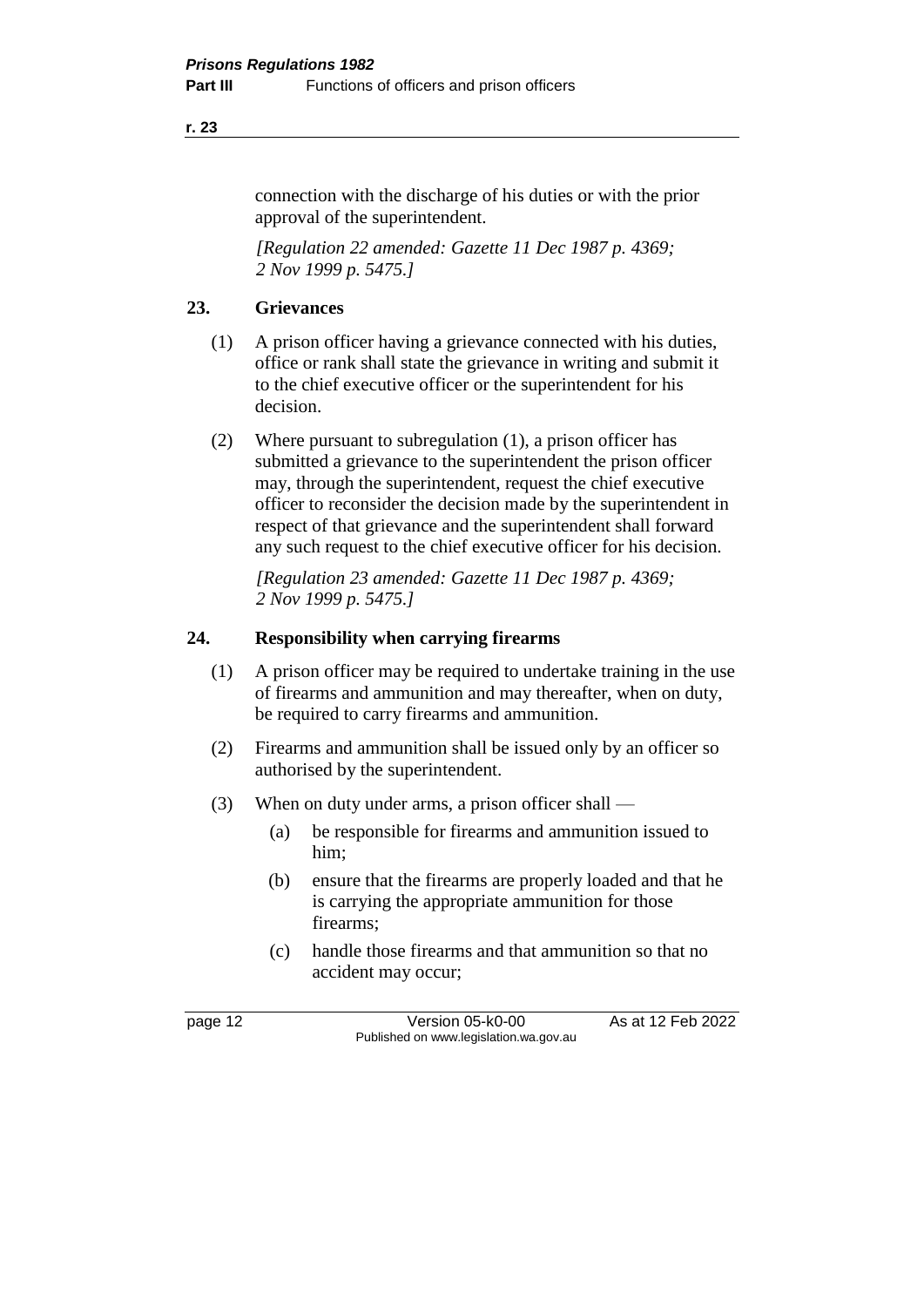connection with the discharge of his duties or with the prior approval of the superintendent.

*[Regulation 22 amended: Gazette 11 Dec 1987 p. 4369; 2 Nov 1999 p. 5475.]*

## 23. Grievances

(1) A prison officer having a grievance connected with his duties, office or rank shall state the grievance in writing and submit it to the chief executive officer or the superintendent for his decision.

(2) Where pursuant to subregulation (1), a prison officer has submitted a grievance to the superintendent the prison officer may, through the superintendent, request the chief executive officer to reconsider the decision made by the superintendent in respect of that grievance and the superintendent shall forward any such request to the chief executive officer for his decision.

*[Regulation 23 amended: Gazette 11 Dec 1987 p. 4369; 2 Nov 1999 p. 5475.]*

## 24. Responsibility when carrying firearms

(1) A prison officer may be required to undertake training in the use of firearms and ammunition and may thereafter, when on duty, be required to carry firearms and ammunition.

(2) Firearms and ammunition shall be issued only by an officer so authorised by the superintendent.

(3) When on duty under arms, a prison officer shall —

- (a) be responsible for firearms and ammunition issued to him;
- (b) ensure that the firearms are properly loaded and that he is carrying the appropriate ammunition for those firearms;
- (c) handle those firearms and that ammunition so that no accident may occur;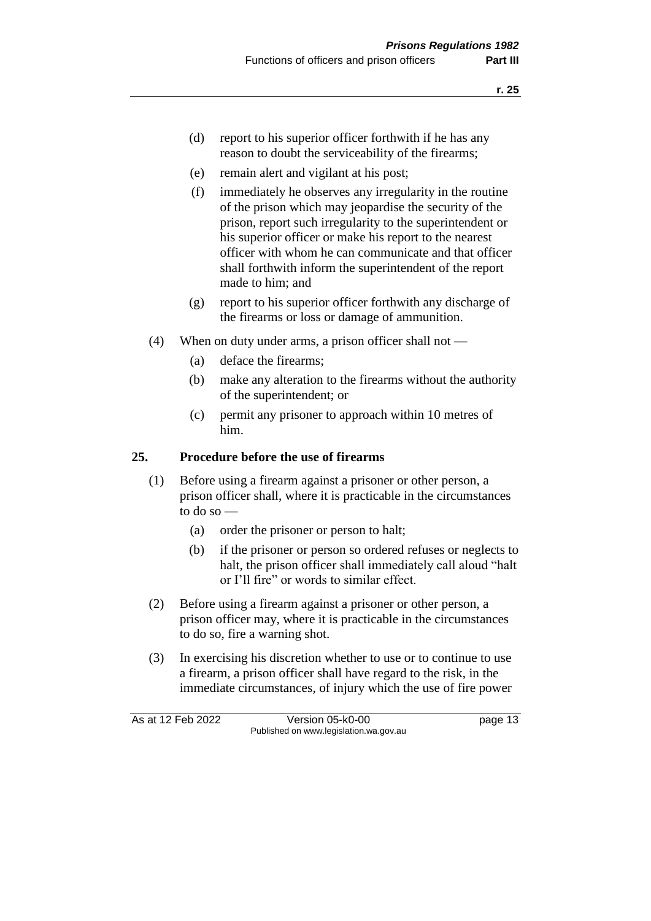(d) report to his superior officer forthwith if he has any reason to doubt the serviceability of the firearms;

(e) remain alert and vigilant at his post;

(f) immediately he observes any irregularity in the routine of the prison which may jeopardise the security of the prison, report such irregularity to the superintendent or his superior officer or make his report to the nearest officer with whom he can communicate and that officer shall forthwith inform the superintendent of the report made to him; and

(g) report to his superior officer forthwith any discharge of the firearms or loss or damage of ammunition.

(4) When on duty under arms, a prison officer shall not —

(a) deface the firearms;

(b) make any alteration to the firearms without the authority of the superintendent; or

(c) permit any prisoner to approach within 10 metres of him.

## 25. Procedure before the use of firearms

(1) Before using a firearm against a prisoner or other person, a prison officer shall, where it is practicable in the circumstances to do so —

(a) order the prisoner or person to halt;

(b) if the prisoner or person so ordered refuses or neglects to halt, the prison officer shall immediately call aloud "halt or I'll fire" or words to similar effect.

(2) Before using a firearm against a prisoner or other person, a prison officer may, where it is practicable in the circumstances to do so, fire a warning shot.

(3) In exercising his discretion whether to use or to continue to use a firearm, a prison officer shall have regard to the risk, in the immediate circumstances, of injury which the use of fire power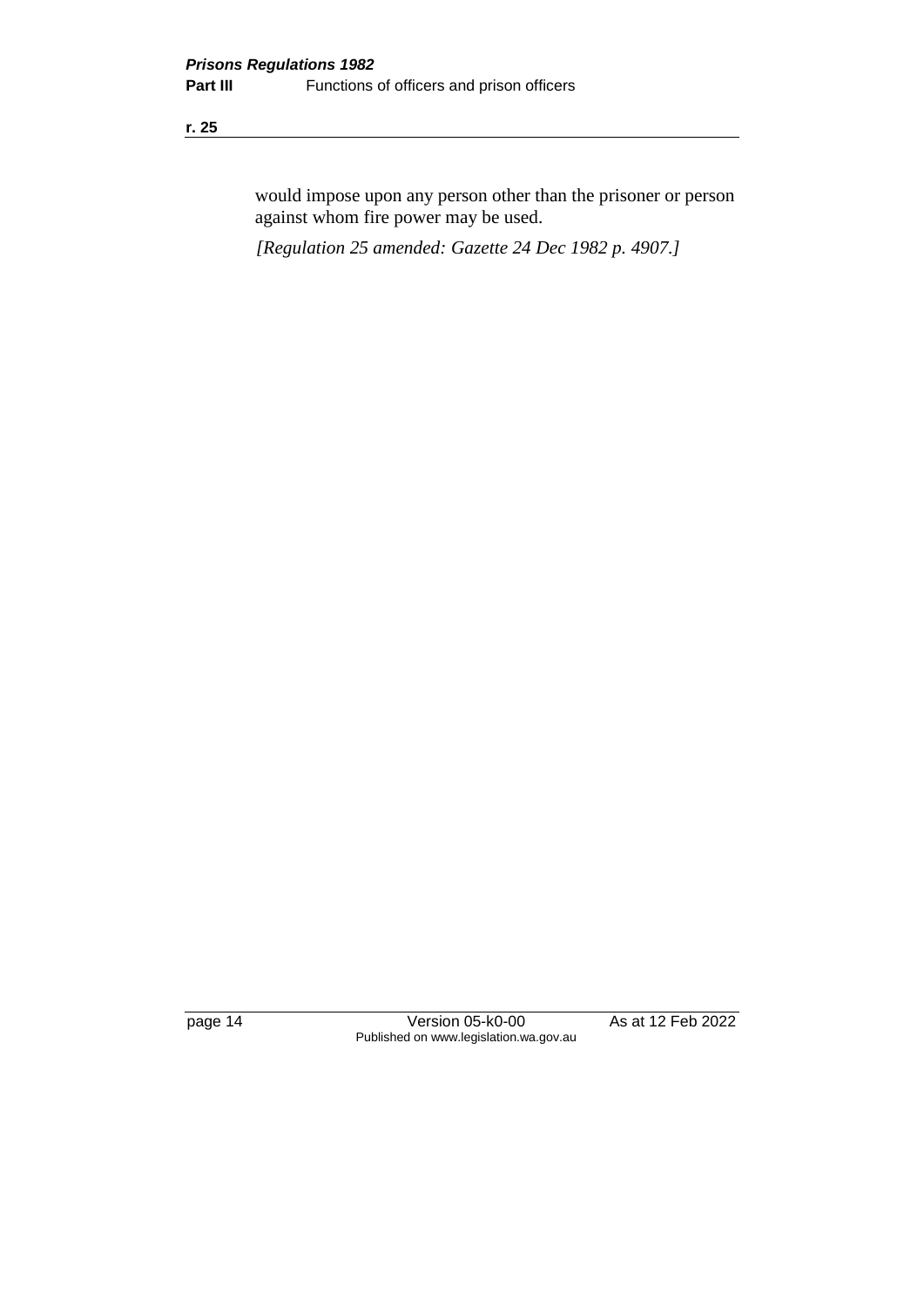would impose upon any person other than the prisoner or person against whom fire power may be used.

*[Regulation 25 amended: Gazette 24 Dec 1982 p. 4907.]*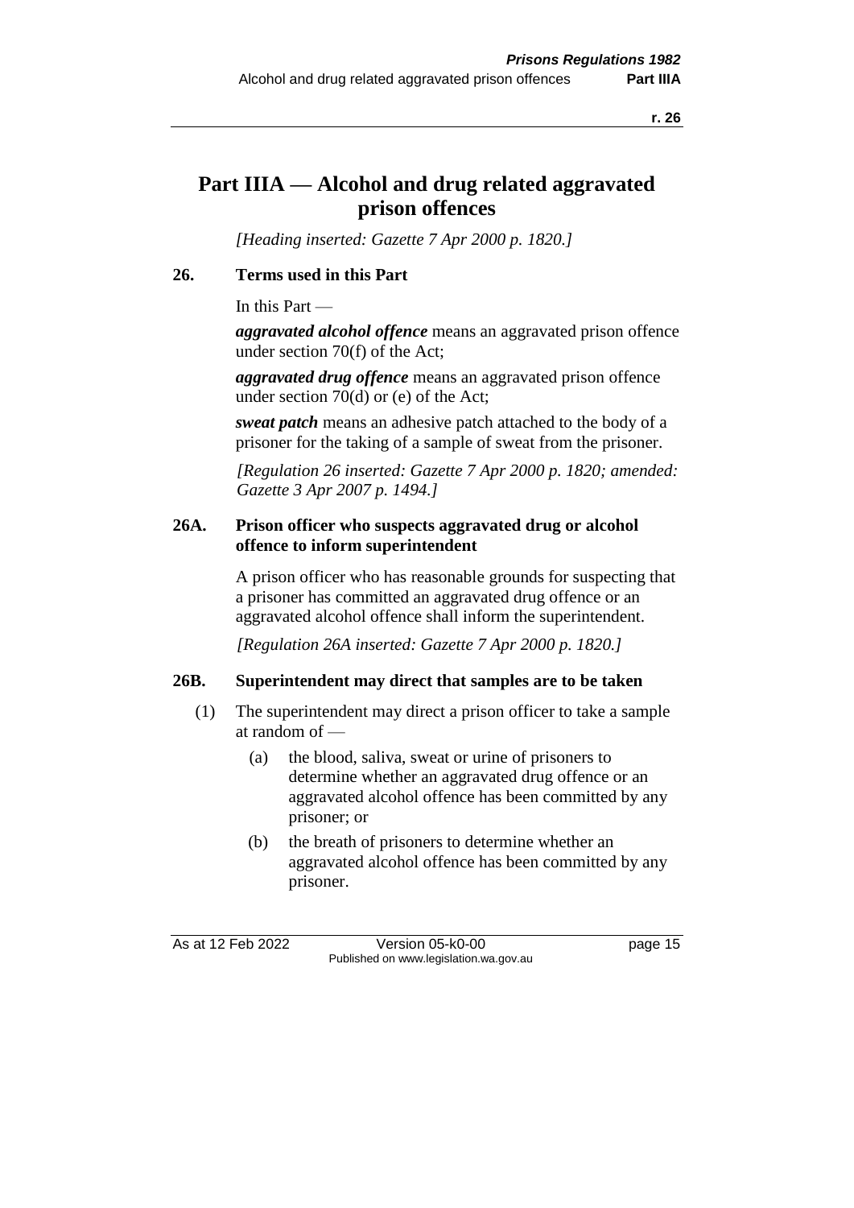# Part IIIA — Alcohol and drug related aggravated prison offences

*[Heading inserted: Gazette 7 Apr 2000 p. 1820.]*

## 26. Terms used in this Part

In this Part —

***aggravated alcohol offence*** means an aggravated prison offence under section 70(f) of the Act;

***aggravated drug offence*** means an aggravated prison offence under section 70(d) or (e) of the Act;

***sweat patch*** means an adhesive patch attached to the body of a prisoner for the taking of a sample of sweat from the prisoner.

*[Regulation 26 inserted: Gazette 7 Apr 2000 p. 1820; amended: Gazette 3 Apr 2007 p. 1494.]*

## 26A. Prison officer who suspects aggravated drug or alcohol offence to inform superintendent

A prison officer who has reasonable grounds for suspecting that a prisoner has committed an aggravated drug offence or an aggravated alcohol offence shall inform the superintendent.

*[Regulation 26A inserted: Gazette 7 Apr 2000 p. 1820.]*

## 26B. Superintendent may direct that samples are to be taken

(1) The superintendent may direct a prison officer to take a sample at random of —

(a) the blood, saliva, sweat or urine of prisoners to determine whether an aggravated drug offence or an aggravated alcohol offence has been committed by any prisoner; or

(b) the breath of prisoners to determine whether an aggravated alcohol offence has been committed by any prisoner.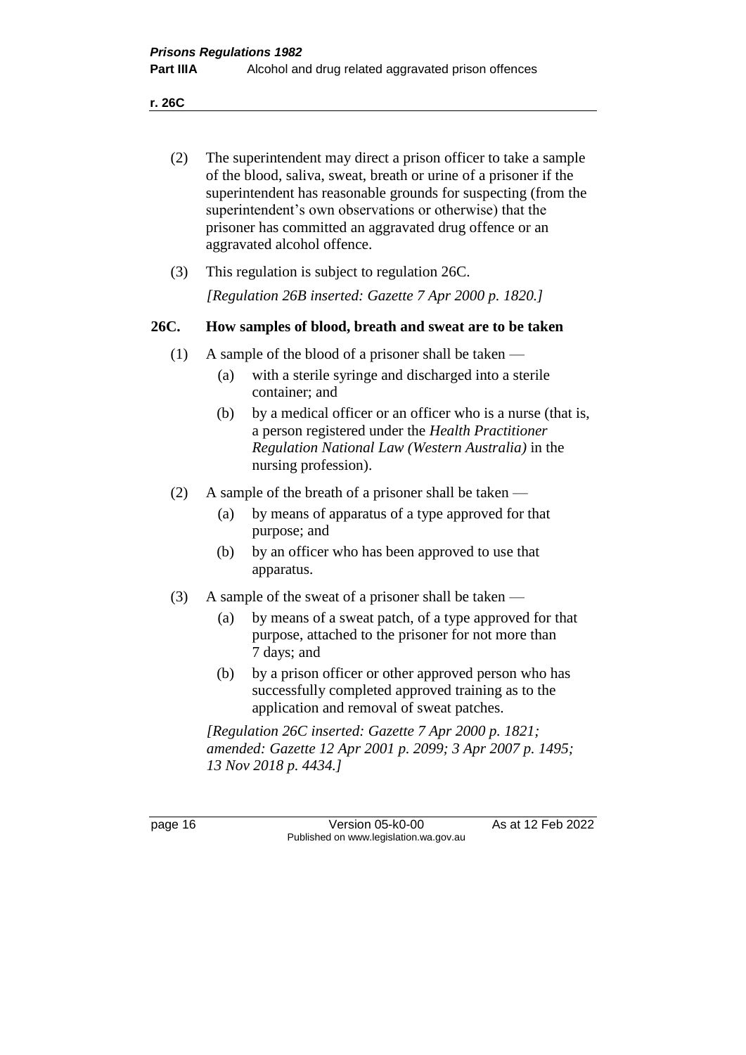(2) The superintendent may direct a prison officer to take a sample of the blood, saliva, sweat, breath or urine of a prisoner if the superintendent has reasonable grounds for suspecting (from the superintendent's own observations or otherwise) that the prisoner has committed an aggravated drug offence or an aggravated alcohol offence.

(3) This regulation is subject to regulation 26C.

*[Regulation 26B inserted: Gazette 7 Apr 2000 p. 1820.]*

### 26C. How samples of blood, breath and sweat are to be taken

(1) A sample of the blood of a prisoner shall be taken —

- (a) with a sterile syringe and discharged into a sterile container; and
- (b) by a medical officer or an officer who is a nurse (that is, a person registered under the *Health Practitioner Regulation National Law (Western Australia)* in the nursing profession).

(2) A sample of the breath of a prisoner shall be taken —

- (a) by means of apparatus of a type approved for that purpose; and
- (b) by an officer who has been approved to use that apparatus.

(3) A sample of the sweat of a prisoner shall be taken —

- (a) by means of a sweat patch, of a type approved for that purpose, attached to the prisoner for not more than 7 days; and
- (b) by a prison officer or other approved person who has successfully completed approved training as to the application and removal of sweat patches.

*[Regulation 26C inserted: Gazette 7 Apr 2000 p. 1821; amended: Gazette 12 Apr 2001 p. 2099; 3 Apr 2007 p. 1495; 13 Nov 2018 p. 4434.]*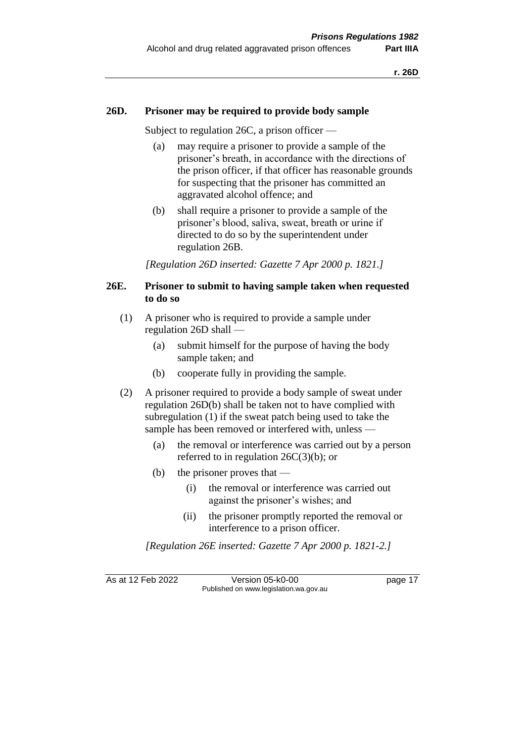### 26D. Prisoner may be required to provide body sample

Subject to regulation 26C, a prison officer —

(a) may require a prisoner to provide a sample of the prisoner's breath, in accordance with the directions of the prison officer, if that officer has reasonable grounds for suspecting that the prisoner has committed an aggravated alcohol offence; and

(b) shall require a prisoner to provide a sample of the prisoner's blood, saliva, sweat, breath or urine if directed to do so by the superintendent under regulation 26B.

*[Regulation 26D inserted: Gazette 7 Apr 2000 p. 1821.]*

### 26E. Prisoner to submit to having sample taken when requested to do so

(1) A prisoner who is required to provide a sample under regulation 26D shall —

(a) submit himself for the purpose of having the body sample taken; and

(b) cooperate fully in providing the sample.

(2) A prisoner required to provide a body sample of sweat under regulation 26D(b) shall be taken not to have complied with subregulation (1) if the sweat patch being used to take the sample has been removed or interfered with, unless —

(a) the removal or interference was carried out by a person referred to in regulation 26C(3)(b); or

(b) the prisoner proves that —

(i) the removal or interference was carried out against the prisoner's wishes; and

(ii) the prisoner promptly reported the removal or interference to a prison officer.

*[Regulation 26E inserted: Gazette 7 Apr 2000 p. 1821-2.]*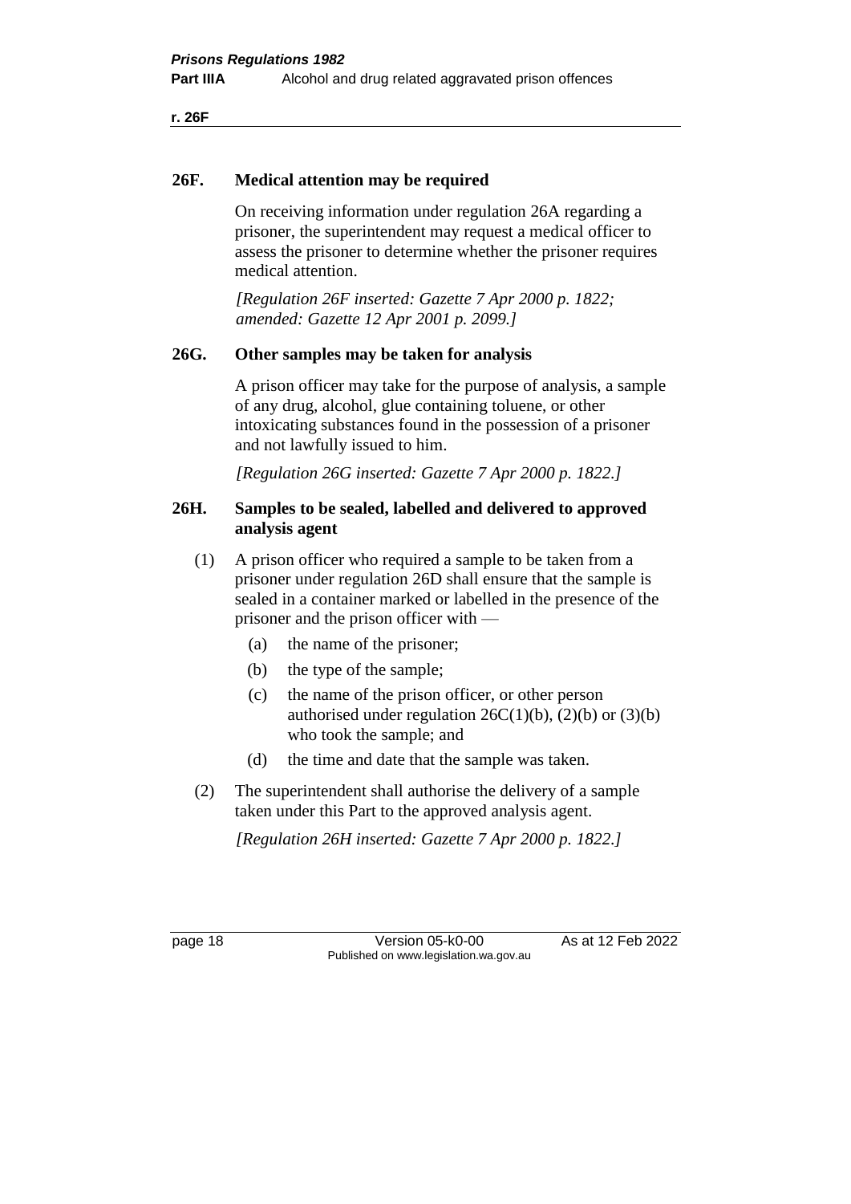## 26F. Medical attention may be required

On receiving information under regulation 26A regarding a prisoner, the superintendent may request a medical officer to assess the prisoner to determine whether the prisoner requires medical attention.

*[Regulation 26F inserted: Gazette 7 Apr 2000 p. 1822; amended: Gazette 12 Apr 2001 p. 2099.]*

## 26G. Other samples may be taken for analysis

A prison officer may take for the purpose of analysis, a sample of any drug, alcohol, glue containing toluene, or other intoxicating substances found in the possession of a prisoner and not lawfully issued to him.

*[Regulation 26G inserted: Gazette 7 Apr 2000 p. 1822.]*

## 26H. Samples to be sealed, labelled and delivered to approved analysis agent

(1) A prison officer who required a sample to be taken from a prisoner under regulation 26D shall ensure that the sample is sealed in a container marked or labelled in the presence of the prisoner and the prison officer with —

- (a) the name of the prisoner;
- (b) the type of the sample;
- (c) the name of the prison officer, or other person authorised under regulation 26C(1)(b), (2)(b) or (3)(b) who took the sample; and
- (d) the time and date that the sample was taken.

(2) The superintendent shall authorise the delivery of a sample taken under this Part to the approved analysis agent.

*[Regulation 26H inserted: Gazette 7 Apr 2000 p. 1822.]*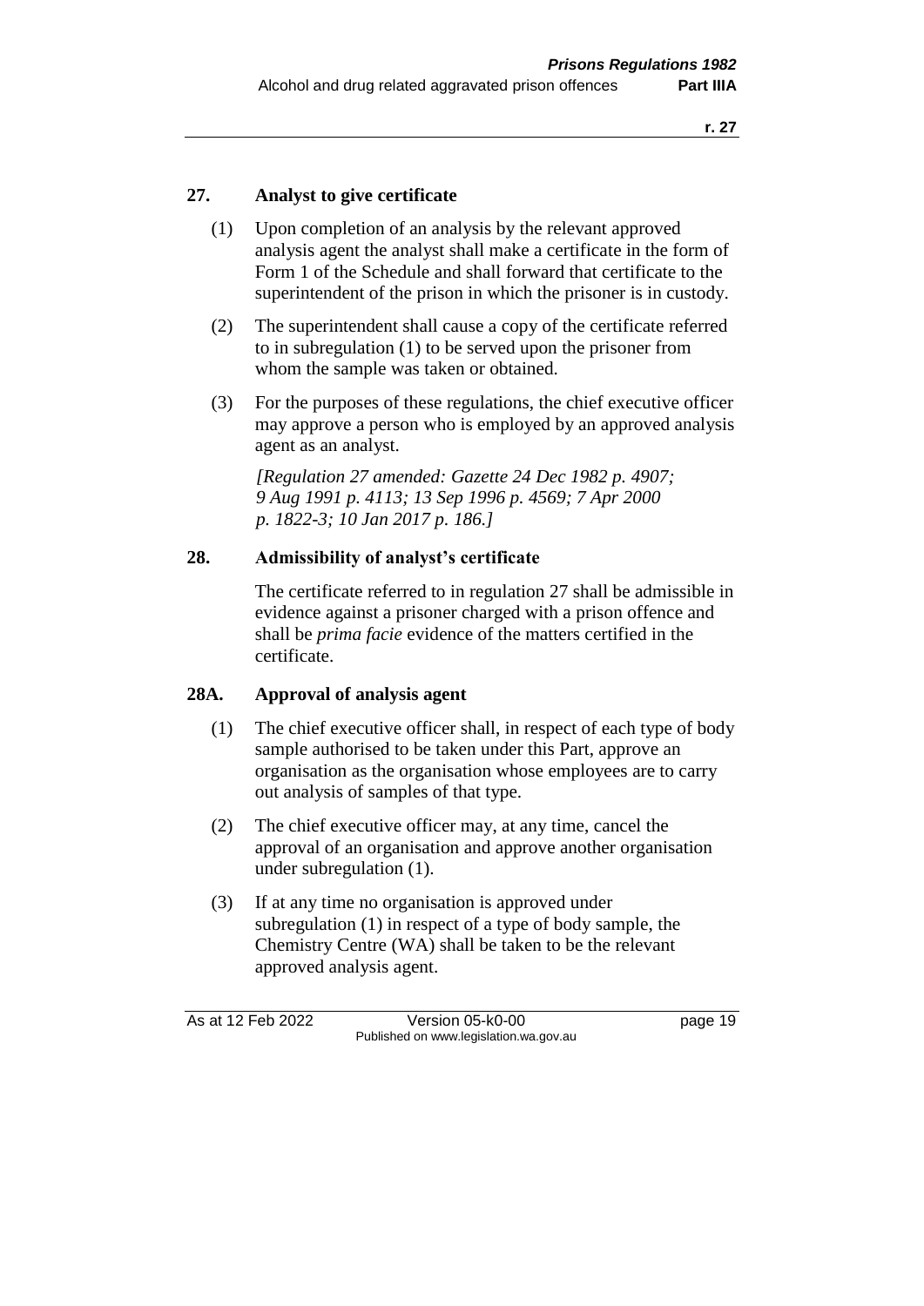## 27. Analyst to give certificate

(1) Upon completion of an analysis by the relevant approved analysis agent the analyst shall make a certificate in the form of Form 1 of the Schedule and shall forward that certificate to the superintendent of the prison in which the prisoner is in custody.

(2) The superintendent shall cause a copy of the certificate referred to in subregulation (1) to be served upon the prisoner from whom the sample was taken or obtained.

(3) For the purposes of these regulations, the chief executive officer may approve a person who is employed by an approved analysis agent as an analyst.

*[Regulation 27 amended: Gazette 24 Dec 1982 p. 4907; 9 Aug 1991 p. 4113; 13 Sep 1996 p. 4569; 7 Apr 2000 p. 1822-3; 10 Jan 2017 p. 186.]*

## 28. Admissibility of analyst's certificate

The certificate referred to in regulation 27 shall be admissible in evidence against a prisoner charged with a prison offence and shall be *prima facie* evidence of the matters certified in the certificate.

## 28A. Approval of analysis agent

(1) The chief executive officer shall, in respect of each type of body sample authorised to be taken under this Part, approve an organisation as the organisation whose employees are to carry out analysis of samples of that type.

(2) The chief executive officer may, at any time, cancel the approval of an organisation and approve another organisation under subregulation (1).

(3) If at any time no organisation is approved under subregulation (1) in respect of a type of body sample, the Chemistry Centre (WA) shall be taken to be the relevant approved analysis agent.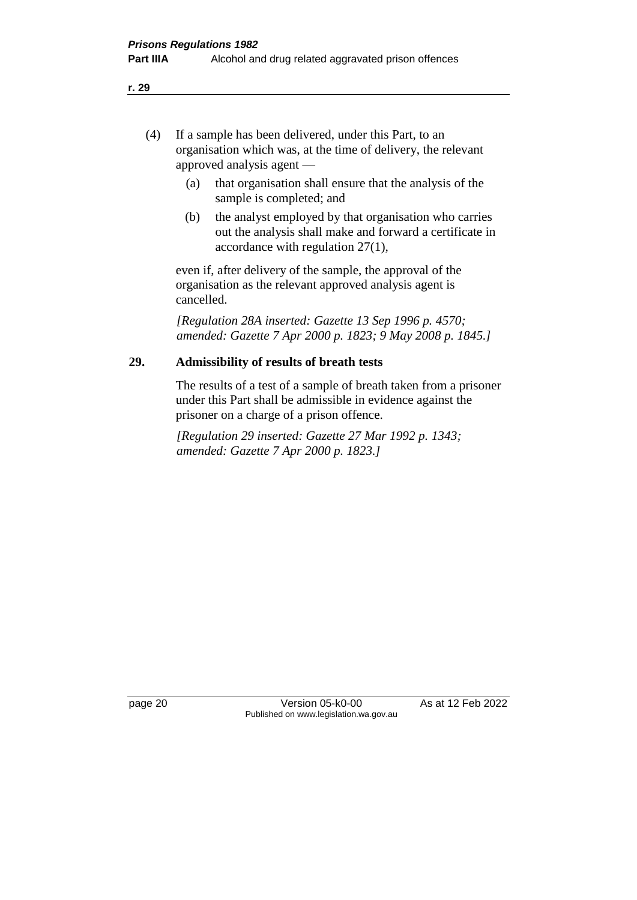(4) If a sample has been delivered, under this Part, to an organisation which was, at the time of delivery, the relevant approved analysis agent —

  (a) that organisation shall ensure that the analysis of the sample is completed; and

  (b) the analyst employed by that organisation who carries out the analysis shall make and forward a certificate in accordance with regulation 27(1),

even if, after delivery of the sample, the approval of the organisation as the relevant approved analysis agent is cancelled.

*[Regulation 28A inserted: Gazette 13 Sep 1996 p. 4570; amended: Gazette 7 Apr 2000 p. 1823; 9 May 2008 p. 1845.]*

## 29. Admissibility of results of breath tests

The results of a test of a sample of breath taken from a prisoner under this Part shall be admissible in evidence against the prisoner on a charge of a prison offence.

*[Regulation 29 inserted: Gazette 27 Mar 1992 p. 1343; amended: Gazette 7 Apr 2000 p. 1823.]*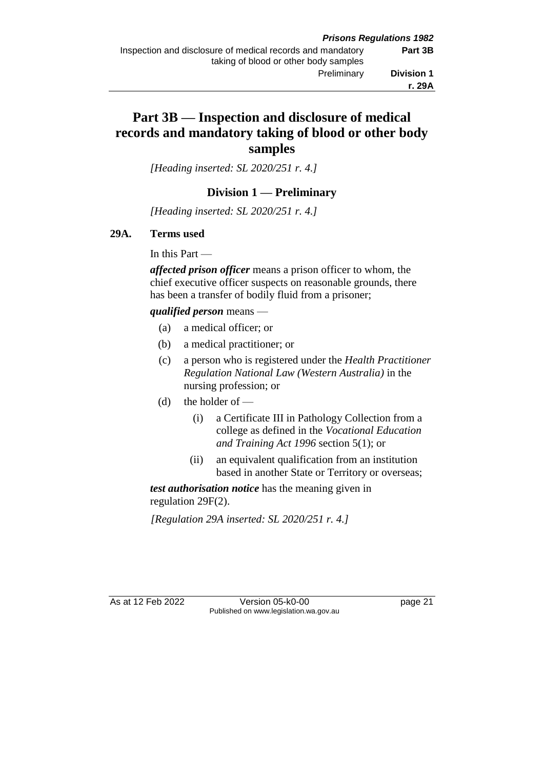# Part 3B — Inspection and disclosure of medical records and mandatory taking of blood or other body samples

*[Heading inserted: SL 2020/251 r. 4.]*

## Division 1 — Preliminary

*[Heading inserted: SL 2020/251 r. 4.]*

### 29A. Terms used

In this Part —

***affected prison officer*** means a prison officer to whom, the chief executive officer suspects on reasonable grounds, there has been a transfer of bodily fluid from a prisoner;

***qualified person*** means —

- (a) a medical officer; or
- (b) a medical practitioner; or
- (c) a person who is registered under the *Health Practitioner Regulation National Law (Western Australia)* in the nursing profession; or
- (d) the holder of —
  - (i) a Certificate III in Pathology Collection from a college as defined in the *Vocational Education and Training Act 1996* section 5(1); or
  - (ii) an equivalent qualification from an institution based in another State or Territory or overseas;

***test authorisation notice*** has the meaning given in regulation 29F(2).

*[Regulation 29A inserted: SL 2020/251 r. 4.]*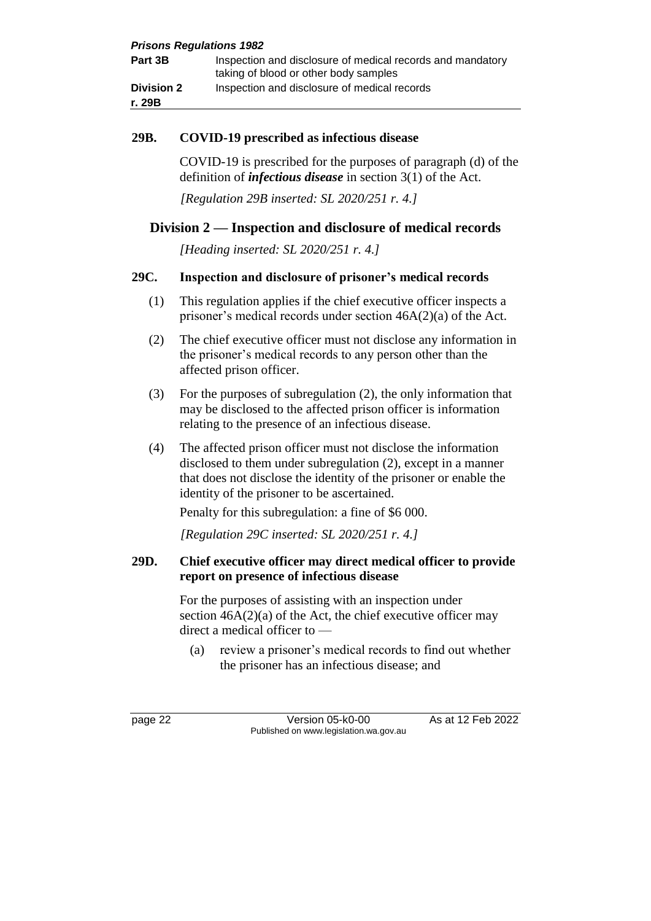**29B. COVID-19 prescribed as infectious disease**

COVID-19 is prescribed for the purposes of paragraph (d) of the definition of ***infectious disease*** in section 3(1) of the Act.

*[Regulation 29B inserted: SL 2020/251 r. 4.]*

## Division 2 — Inspection and disclosure of medical records

*[Heading inserted: SL 2020/251 r. 4.]*

**29C. Inspection and disclosure of prisoner's medical records**

(1) This regulation applies if the chief executive officer inspects a prisoner's medical records under section 46A(2)(a) of the Act.

(2) The chief executive officer must not disclose any information in the prisoner's medical records to any person other than the affected prison officer.

(3) For the purposes of subregulation (2), the only information that may be disclosed to the affected prison officer is information relating to the presence of an infectious disease.

(4) The affected prison officer must not disclose the information disclosed to them under subregulation (2), except in a manner that does not disclose the identity of the prisoner or enable the identity of the prisoner to be ascertained.

Penalty for this subregulation: a fine of $6 000.

*[Regulation 29C inserted: SL 2020/251 r. 4.]*

**29D. Chief executive officer may direct medical officer to provide report on presence of infectious disease**

For the purposes of assisting with an inspection under section 46A(2)(a) of the Act, the chief executive officer may direct a medical officer to —

(a) review a prisoner's medical records to find out whether the prisoner has an infectious disease; and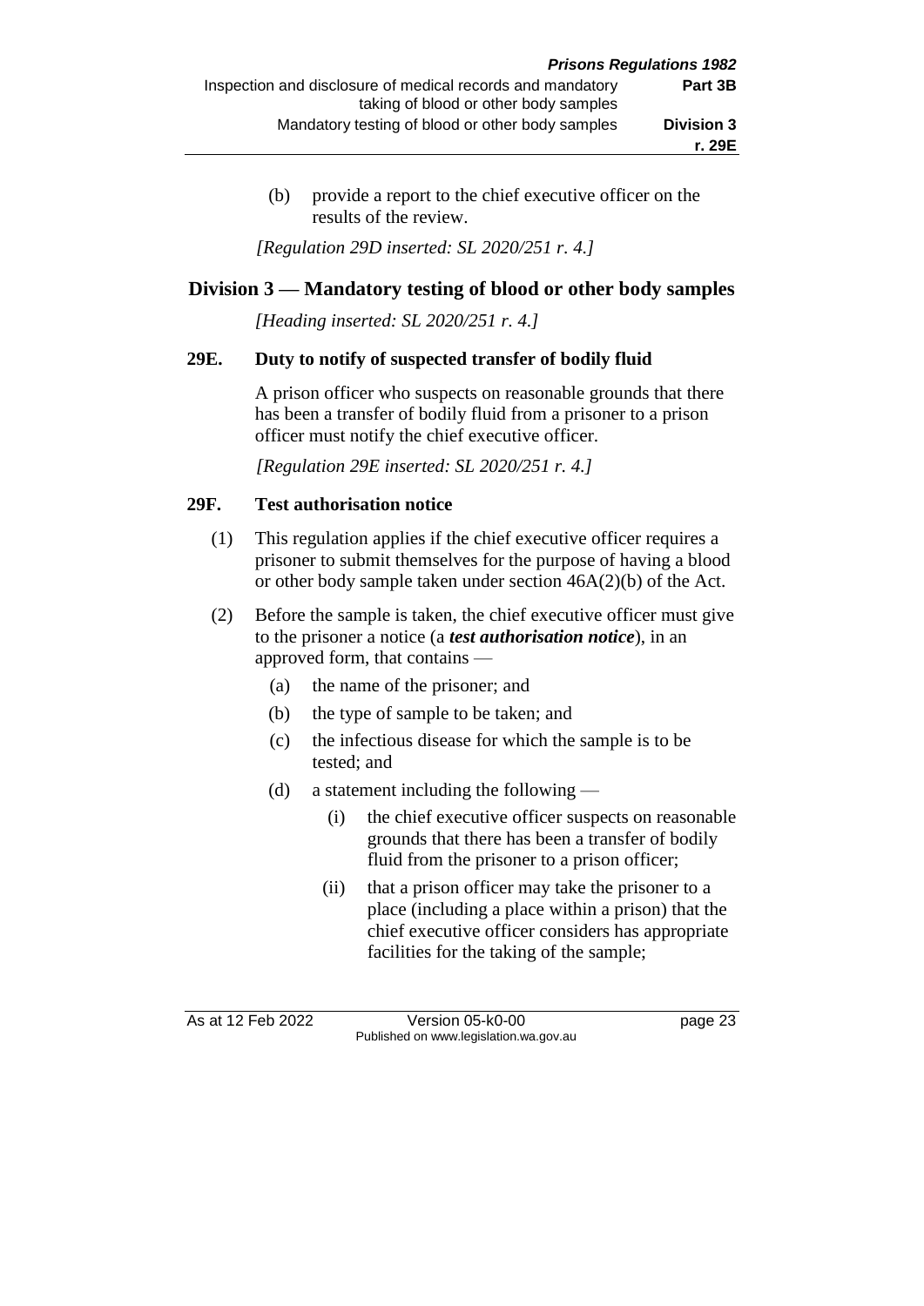(b) provide a report to the chief executive officer on the results of the review.

*[Regulation 29D inserted: SL 2020/251 r. 4.]*

## Division 3 — Mandatory testing of blood or other body samples

*[Heading inserted: SL 2020/251 r. 4.]*

### 29E. Duty to notify of suspected transfer of bodily fluid

A prison officer who suspects on reasonable grounds that there has been a transfer of bodily fluid from a prisoner to a prison officer must notify the chief executive officer.

*[Regulation 29E inserted: SL 2020/251 r. 4.]*

### 29F. Test authorisation notice

(1) This regulation applies if the chief executive officer requires a prisoner to submit themselves for the purpose of having a blood or other body sample taken under section 46A(2)(b) of the Act.

(2) Before the sample is taken, the chief executive officer must give to the prisoner a notice (a ***test authorisation notice***), in an approved form, that contains —

- (a) the name of the prisoner; and
- (b) the type of sample to be taken; and
- (c) the infectious disease for which the sample is to be tested; and
- (d) a statement including the following —
  - (i) the chief executive officer suspects on reasonable grounds that there has been a transfer of bodily fluid from the prisoner to a prison officer;
  - (ii) that a prison officer may take the prisoner to a place (including a place within a prison) that the chief executive officer considers has appropriate facilities for the taking of the sample;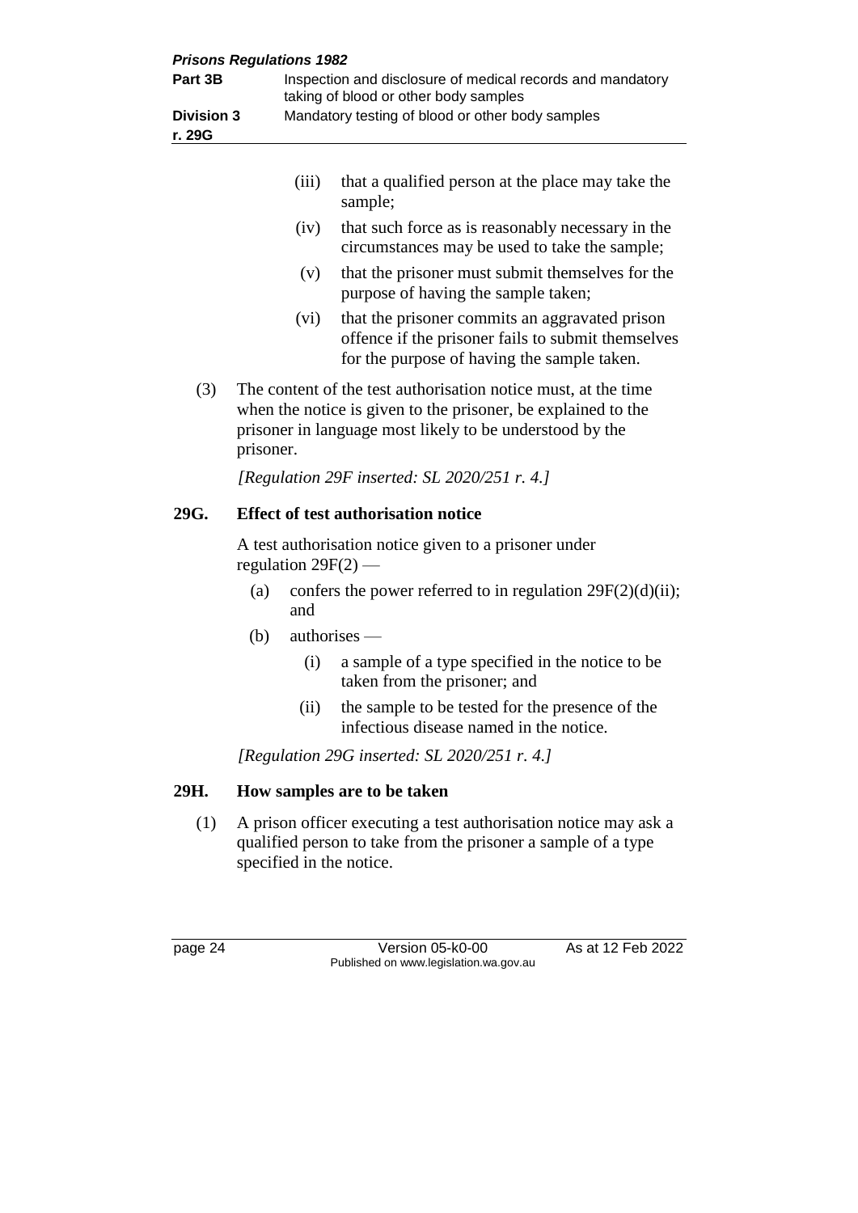(iii) that a qualified person at the place may take the sample;

(iv) that such force as is reasonably necessary in the circumstances may be used to take the sample;

(v) that the prisoner must submit themselves for the purpose of having the sample taken;

(vi) that the prisoner commits an aggravated prison offence if the prisoner fails to submit themselves for the purpose of having the sample taken.

(3) The content of the test authorisation notice must, at the time when the notice is given to the prisoner, be explained to the prisoner in language most likely to be understood by the prisoner.

*[Regulation 29F inserted: SL 2020/251 r. 4.]*

## 29G. Effect of test authorisation notice

A test authorisation notice given to a prisoner under regulation 29F(2) —

(a) confers the power referred to in regulation 29F(2)(d)(ii); and

(b) authorises —

(i) a sample of a type specified in the notice to be taken from the prisoner; and

(ii) the sample to be tested for the presence of the infectious disease named in the notice.

*[Regulation 29G inserted: SL 2020/251 r. 4.]*

## 29H. How samples are to be taken

(1) A prison officer executing a test authorisation notice may ask a qualified person to take from the prisoner a sample of a type specified in the notice.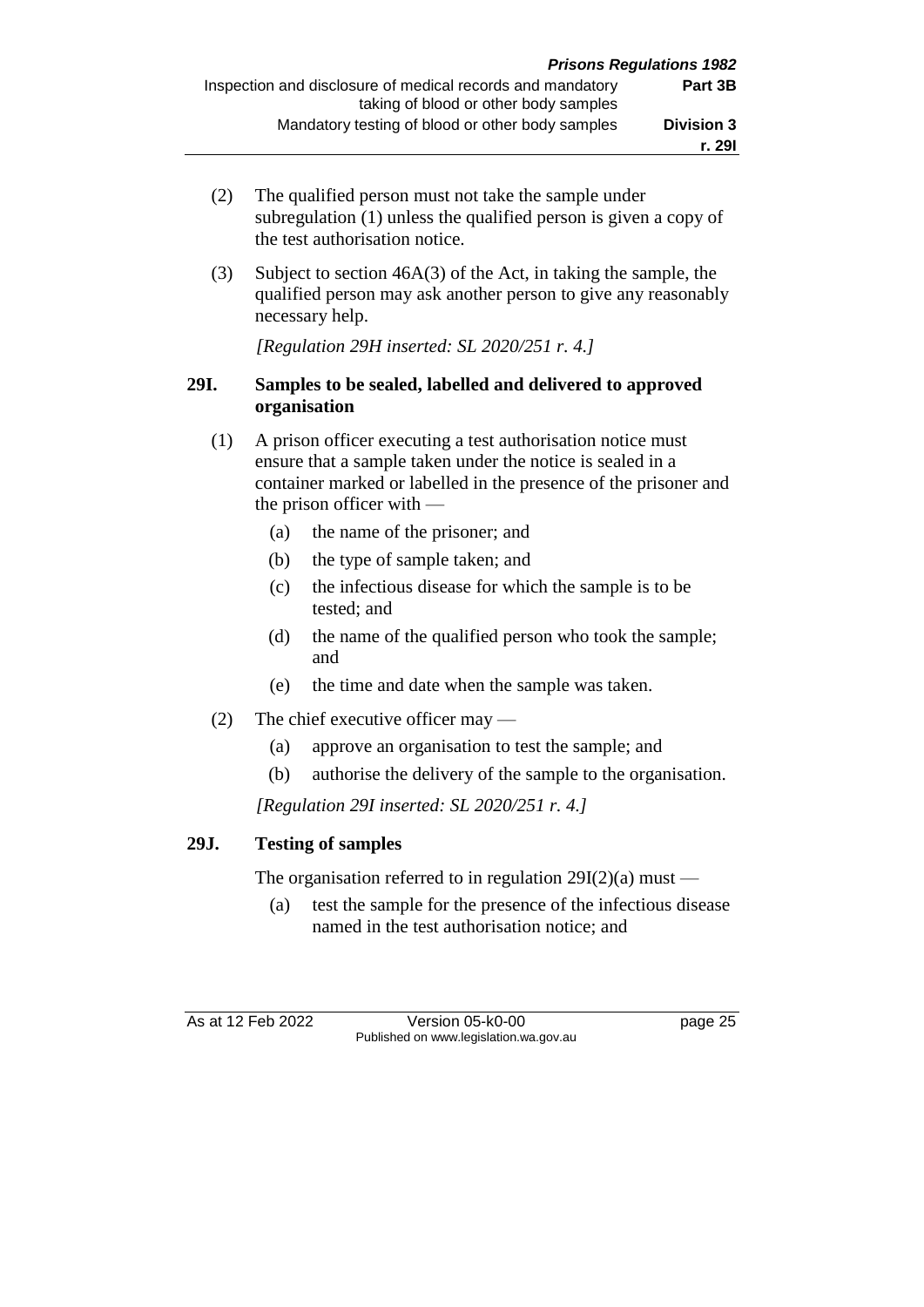(2) The qualified person must not take the sample under subregulation (1) unless the qualified person is given a copy of the test authorisation notice.

(3) Subject to section 46A(3) of the Act, in taking the sample, the qualified person may ask another person to give any reasonably necessary help.

*[Regulation 29H inserted: SL 2020/251 r. 4.]*

### 29I. Samples to be sealed, labelled and delivered to approved organisation

(1) A prison officer executing a test authorisation notice must ensure that a sample taken under the notice is sealed in a container marked or labelled in the presence of the prisoner and the prison officer with —

- (a) the name of the prisoner; and
- (b) the type of sample taken; and
- (c) the infectious disease for which the sample is to be tested; and
- (d) the name of the qualified person who took the sample; and
- (e) the time and date when the sample was taken.

(2) The chief executive officer may —

- (a) approve an organisation to test the sample; and
- (b) authorise the delivery of the sample to the organisation.

*[Regulation 29I inserted: SL 2020/251 r. 4.]*

### 29J. Testing of samples

The organisation referred to in regulation 29I(2)(a) must —

- (a) test the sample for the presence of the infectious disease named in the test authorisation notice; and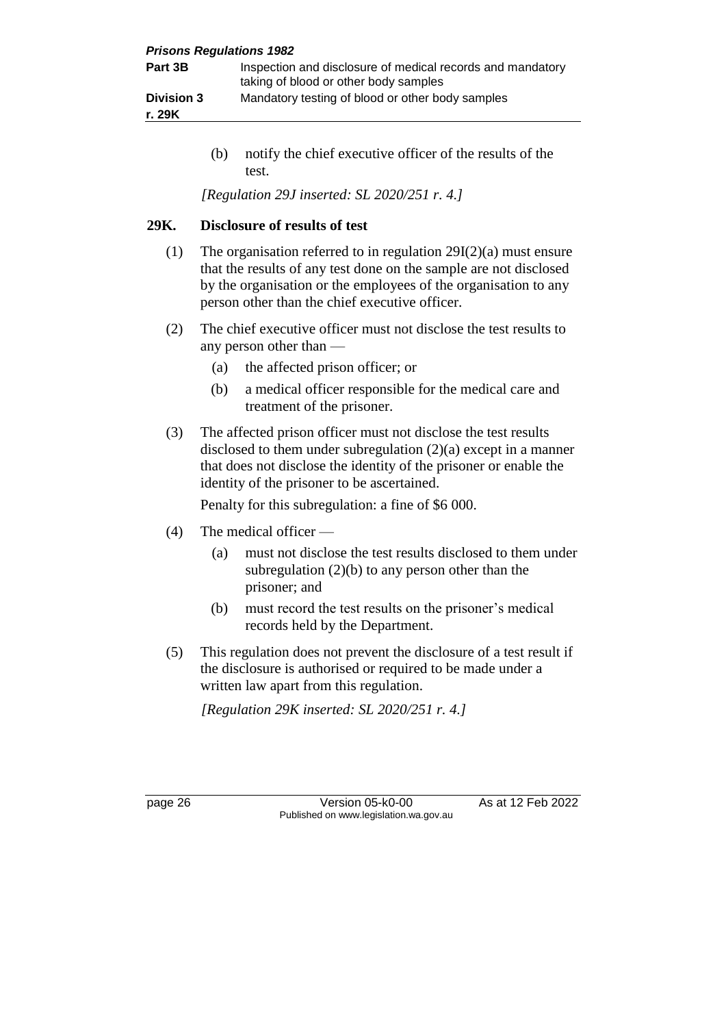(b) notify the chief executive officer of the results of the test.

*[Regulation 29J inserted: SL 2020/251 r. 4.]*

## 29K. Disclosure of results of test

(1) The organisation referred to in regulation 29I(2)(a) must ensure that the results of any test done on the sample are not disclosed by the organisation or the employees of the organisation to any person other than the chief executive officer.

(2) The chief executive officer must not disclose the test results to any person other than —

- (a) the affected prison officer; or
- (b) a medical officer responsible for the medical care and treatment of the prisoner.

(3) The affected prison officer must not disclose the test results disclosed to them under subregulation (2)(a) except in a manner that does not disclose the identity of the prisoner or enable the identity of the prisoner to be ascertained.

Penalty for this subregulation: a fine of $6 000.

(4) The medical officer —

- (a) must not disclose the test results disclosed to them under subregulation (2)(b) to any person other than the prisoner; and
- (b) must record the test results on the prisoner's medical records held by the Department.

(5) This regulation does not prevent the disclosure of a test result if the disclosure is authorised or required to be made under a written law apart from this regulation.

*[Regulation 29K inserted: SL 2020/251 r. 4.]*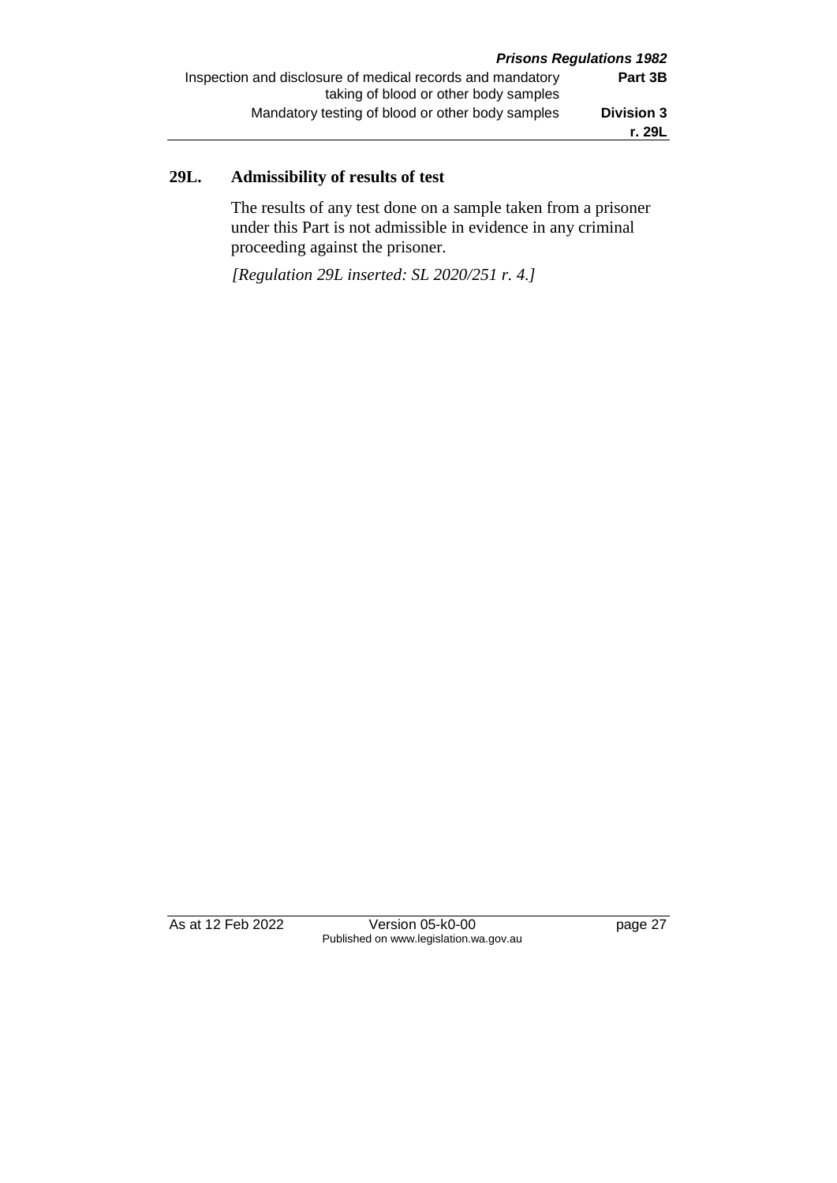## 29L. Admissibility of results of test

The results of any test done on a sample taken from a prisoner under this Part is not admissible in evidence in any criminal proceeding against the prisoner.

*[Regulation 29L inserted: SL 2020/251 r. 4.]*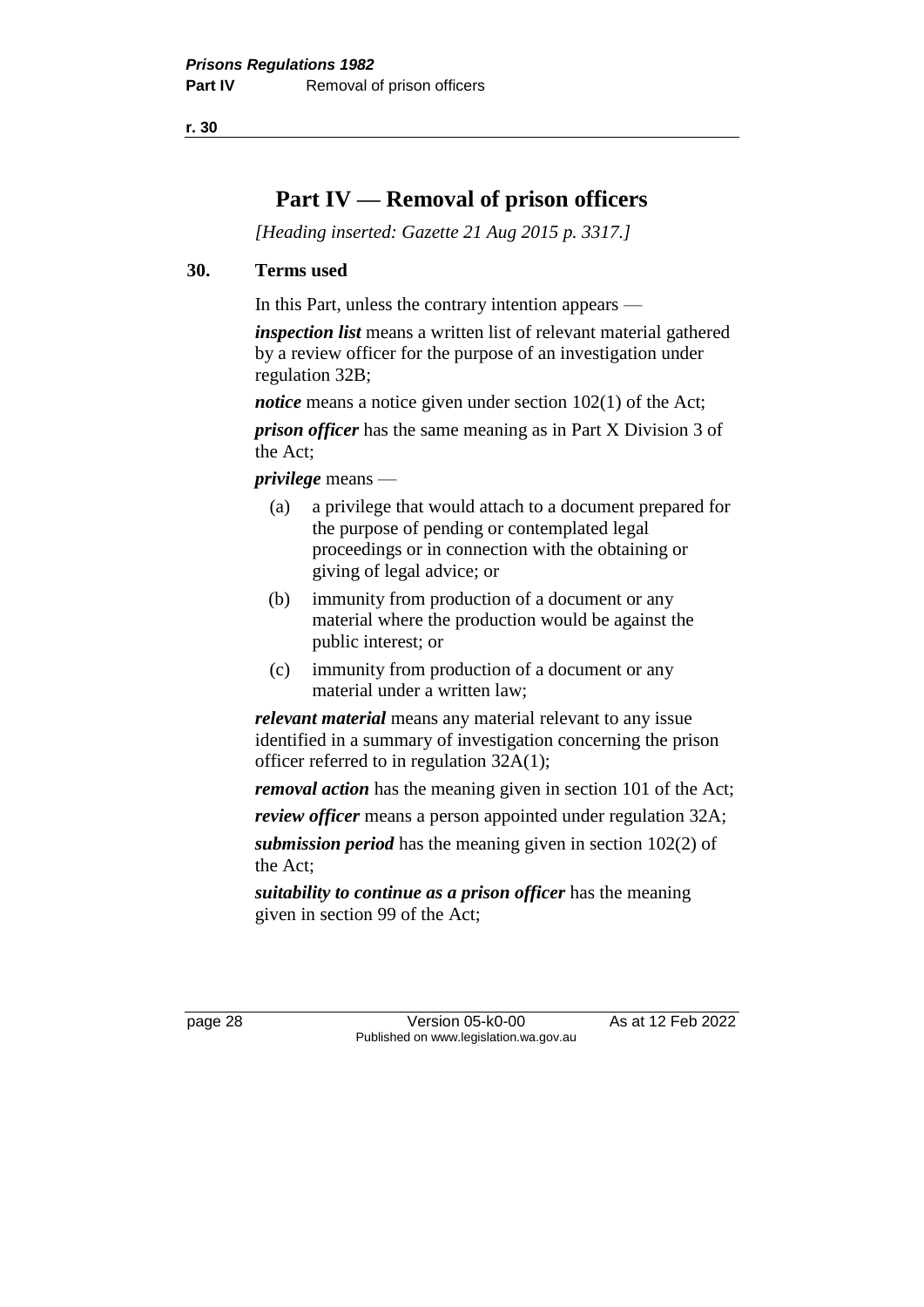# Part IV — Removal of prison officers

*[Heading inserted: Gazette 21 Aug 2015 p. 3317.]*

### 30. Terms used

In this Part, unless the contrary intention appears —

***inspection list*** means a written list of relevant material gathered by a review officer for the purpose of an investigation under regulation 32B;

***notice*** means a notice given under section 102(1) of the Act;

***prison officer*** has the same meaning as in Part X Division 3 of the Act;

***privilege*** means —

- (a) a privilege that would attach to a document prepared for the purpose of pending or contemplated legal proceedings or in connection with the obtaining or giving of legal advice; or
- (b) immunity from production of a document or any material where the production would be against the public interest; or
- (c) immunity from production of a document or any material under a written law;

***relevant material*** means any material relevant to any issue identified in a summary of investigation concerning the prison officer referred to in regulation 32A(1);

***removal action*** has the meaning given in section 101 of the Act;

***review officer*** means a person appointed under regulation 32A;

***submission period*** has the meaning given in section 102(2) of the Act;

***suitability to continue as a prison officer*** has the meaning given in section 99 of the Act;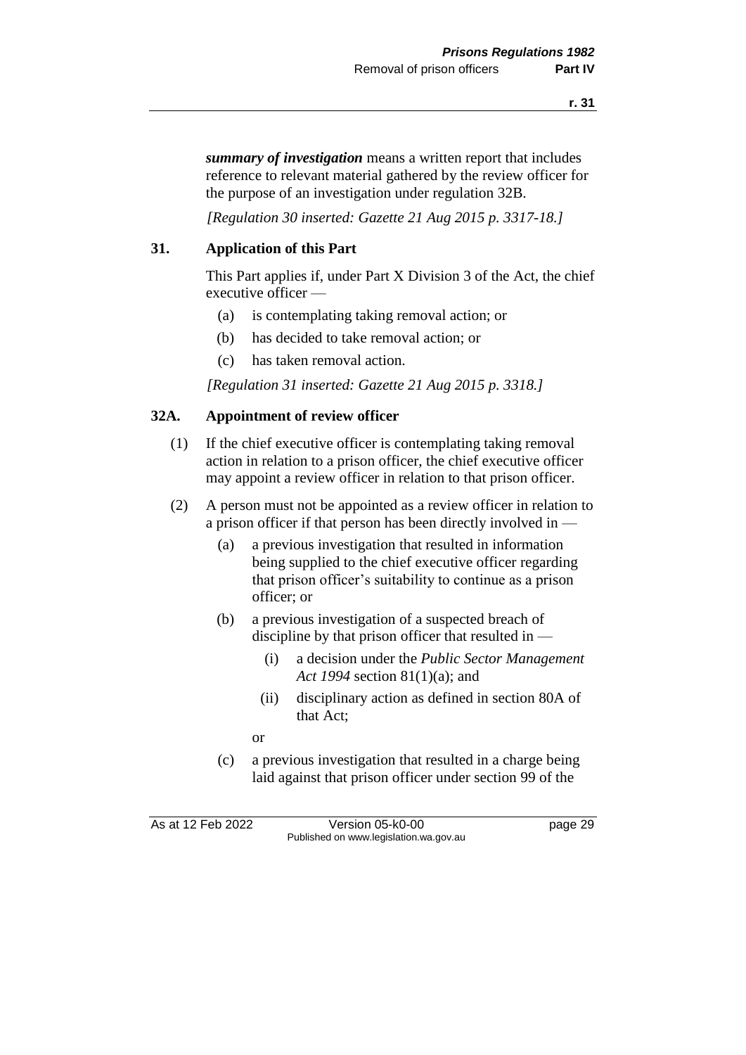***summary of investigation*** means a written report that includes reference to relevant material gathered by the review officer for the purpose of an investigation under regulation 32B.

*[Regulation 30 inserted: Gazette 21 Aug 2015 p. 3317-18.]*

### 31. Application of this Part

This Part applies if, under Part X Division 3 of the Act, the chief executive officer —

(a) is contemplating taking removal action; or

(b) has decided to take removal action; or

(c) has taken removal action.

*[Regulation 31 inserted: Gazette 21 Aug 2015 p. 3318.]*

### 32A. Appointment of review officer

(1) If the chief executive officer is contemplating taking removal action in relation to a prison officer, the chief executive officer may appoint a review officer in relation to that prison officer.

(2) A person must not be appointed as a review officer in relation to a prison officer if that person has been directly involved in —

- (a) a previous investigation that resulted in information being supplied to the chief executive officer regarding that prison officer's suitability to continue as a prison officer; or
- (b) a previous investigation of a suspected breach of discipline by that prison officer that resulted in —
  - (i) a decision under the *Public Sector Management Act 1994* section 81(1)(a); and
  - (ii) disciplinary action as defined in section 80A of that Act;

  or
- (c) a previous investigation that resulted in a charge being laid against that prison officer under section 99 of the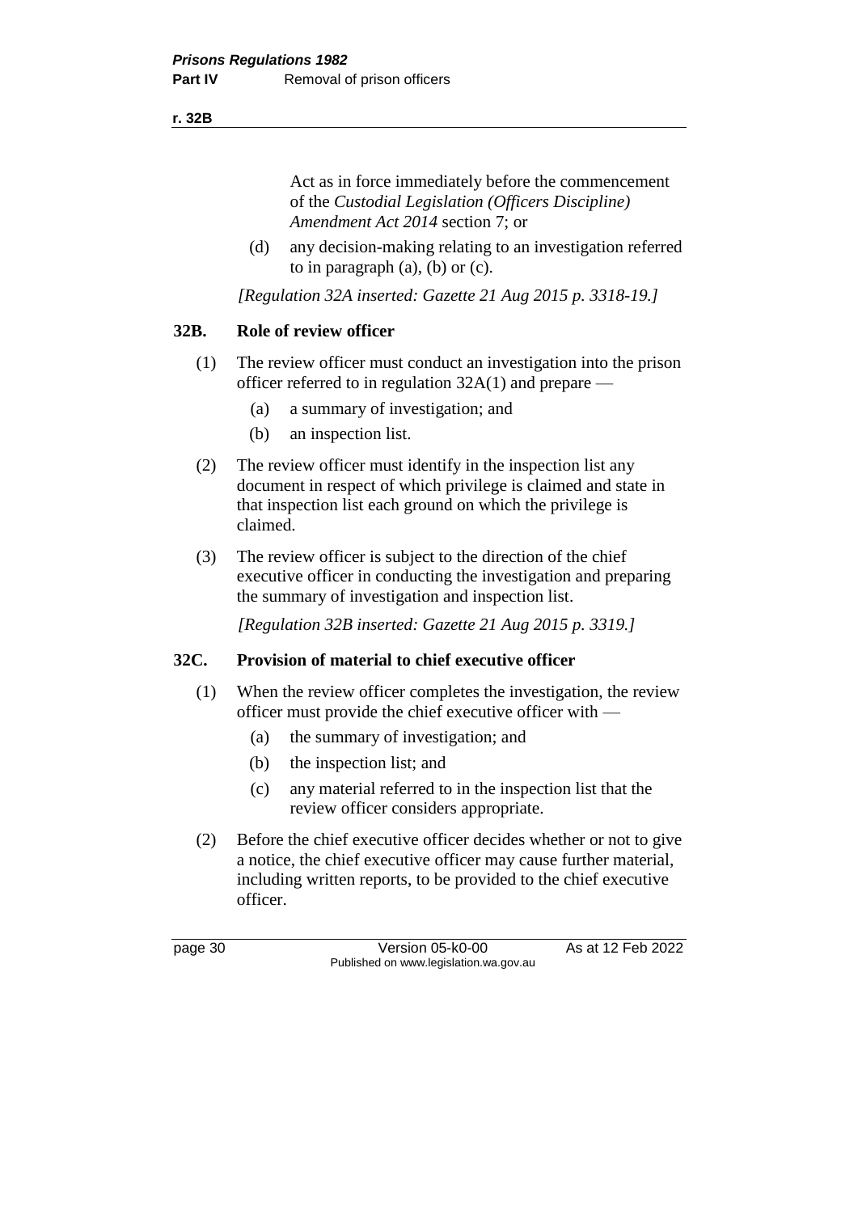Act as in force immediately before the commencement of the *Custodial Legislation (Officers Discipline) Amendment Act 2014* section 7; or

(d) any decision-making relating to an investigation referred to in paragraph (a), (b) or (c).

*[Regulation 32A inserted: Gazette 21 Aug 2015 p. 3318-19.]*

## 32B. Role of review officer

(1) The review officer must conduct an investigation into the prison officer referred to in regulation 32A(1) and prepare —

(a) a summary of investigation; and

(b) an inspection list.

(2) The review officer must identify in the inspection list any document in respect of which privilege is claimed and state in that inspection list each ground on which the privilege is claimed.

(3) The review officer is subject to the direction of the chief executive officer in conducting the investigation and preparing the summary of investigation and inspection list.

*[Regulation 32B inserted: Gazette 21 Aug 2015 p. 3319.]*

## 32C. Provision of material to chief executive officer

(1) When the review officer completes the investigation, the review officer must provide the chief executive officer with —

(a) the summary of investigation; and

(b) the inspection list; and

(c) any material referred to in the inspection list that the review officer considers appropriate.

(2) Before the chief executive officer decides whether or not to give a notice, the chief executive officer may cause further material, including written reports, to be provided to the chief executive officer.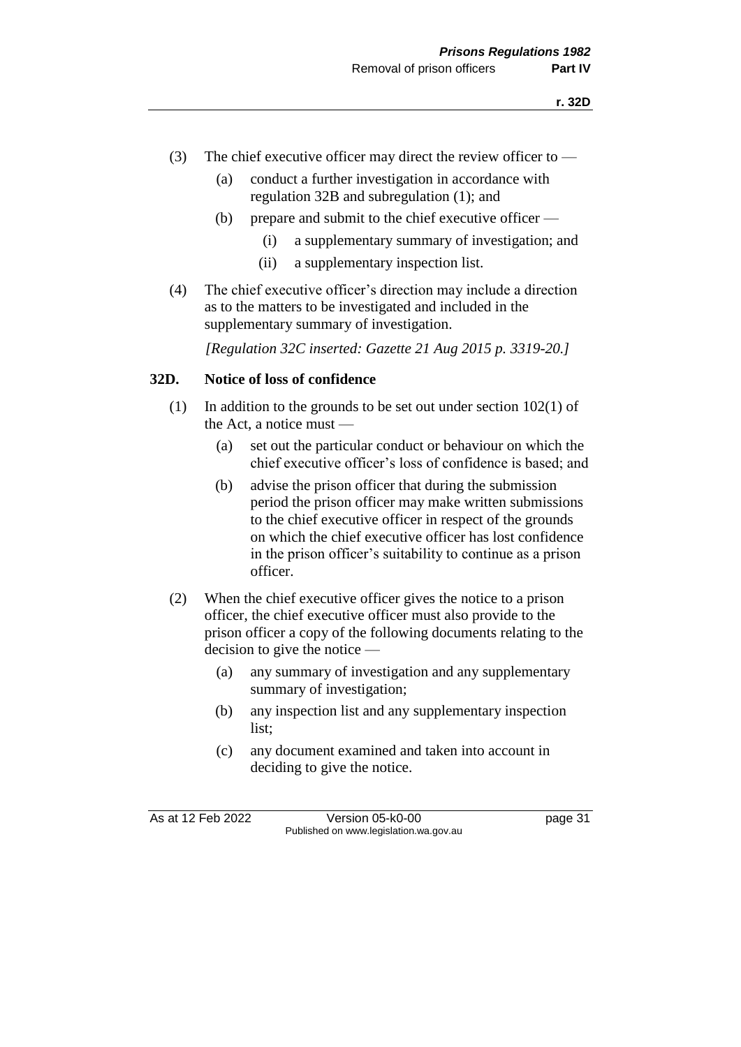(3) The chief executive officer may direct the review officer to —

   (a) conduct a further investigation in accordance with regulation 32B and subregulation (1); and

   (b) prepare and submit to the chief executive officer —

      (i) a supplementary summary of investigation; and

      (ii) a supplementary inspection list.

(4) The chief executive officer's direction may include a direction as to the matters to be investigated and included in the supplementary summary of investigation.

*[Regulation 32C inserted: Gazette 21 Aug 2015 p. 3319-20.]*

### 32D. Notice of loss of confidence

(1) In addition to the grounds to be set out under section 102(1) of the Act, a notice must —

   (a) set out the particular conduct or behaviour on which the chief executive officer's loss of confidence is based; and

   (b) advise the prison officer that during the submission period the prison officer may make written submissions to the chief executive officer in respect of the grounds on which the chief executive officer has lost confidence in the prison officer's suitability to continue as a prison officer.

(2) When the chief executive officer gives the notice to a prison officer, the chief executive officer must also provide to the prison officer a copy of the following documents relating to the decision to give the notice —

   (a) any summary of investigation and any supplementary summary of investigation;

   (b) any inspection list and any supplementary inspection list;

   (c) any document examined and taken into account in deciding to give the notice.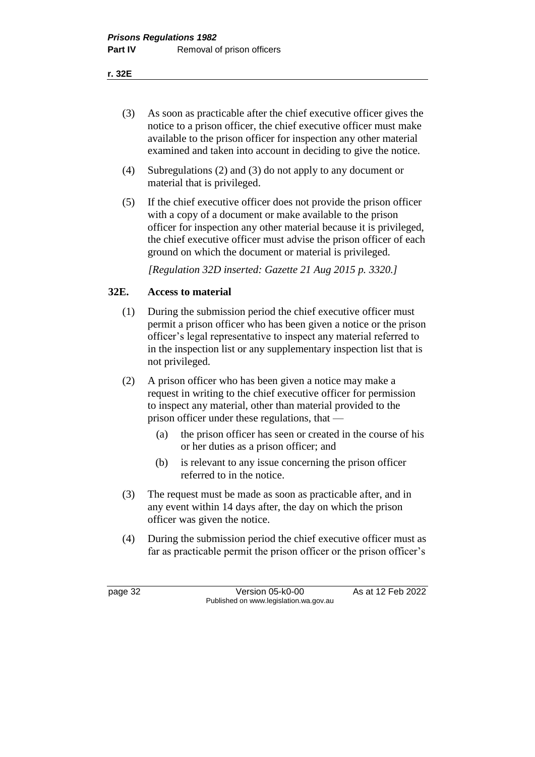(3) As soon as practicable after the chief executive officer gives the notice to a prison officer, the chief executive officer must make available to the prison officer for inspection any other material examined and taken into account in deciding to give the notice.

(4) Subregulations (2) and (3) do not apply to any document or material that is privileged.

(5) If the chief executive officer does not provide the prison officer with a copy of a document or make available to the prison officer for inspection any other material because it is privileged, the chief executive officer must advise the prison officer of each ground on which the document or material is privileged.

*[Regulation 32D inserted: Gazette 21 Aug 2015 p. 3320.]*

### 32E. Access to material

(1) During the submission period the chief executive officer must permit a prison officer who has been given a notice or the prison officer's legal representative to inspect any material referred to in the inspection list or any supplementary inspection list that is not privileged.

(2) A prison officer who has been given a notice may make a request in writing to the chief executive officer for permission to inspect any material, other than material provided to the prison officer under these regulations, that —

  (a) the prison officer has seen or created in the course of his or her duties as a prison officer; and

  (b) is relevant to any issue concerning the prison officer referred to in the notice.

(3) The request must be made as soon as practicable after, and in any event within 14 days after, the day on which the prison officer was given the notice.

(4) During the submission period the chief executive officer must as far as practicable permit the prison officer or the prison officer's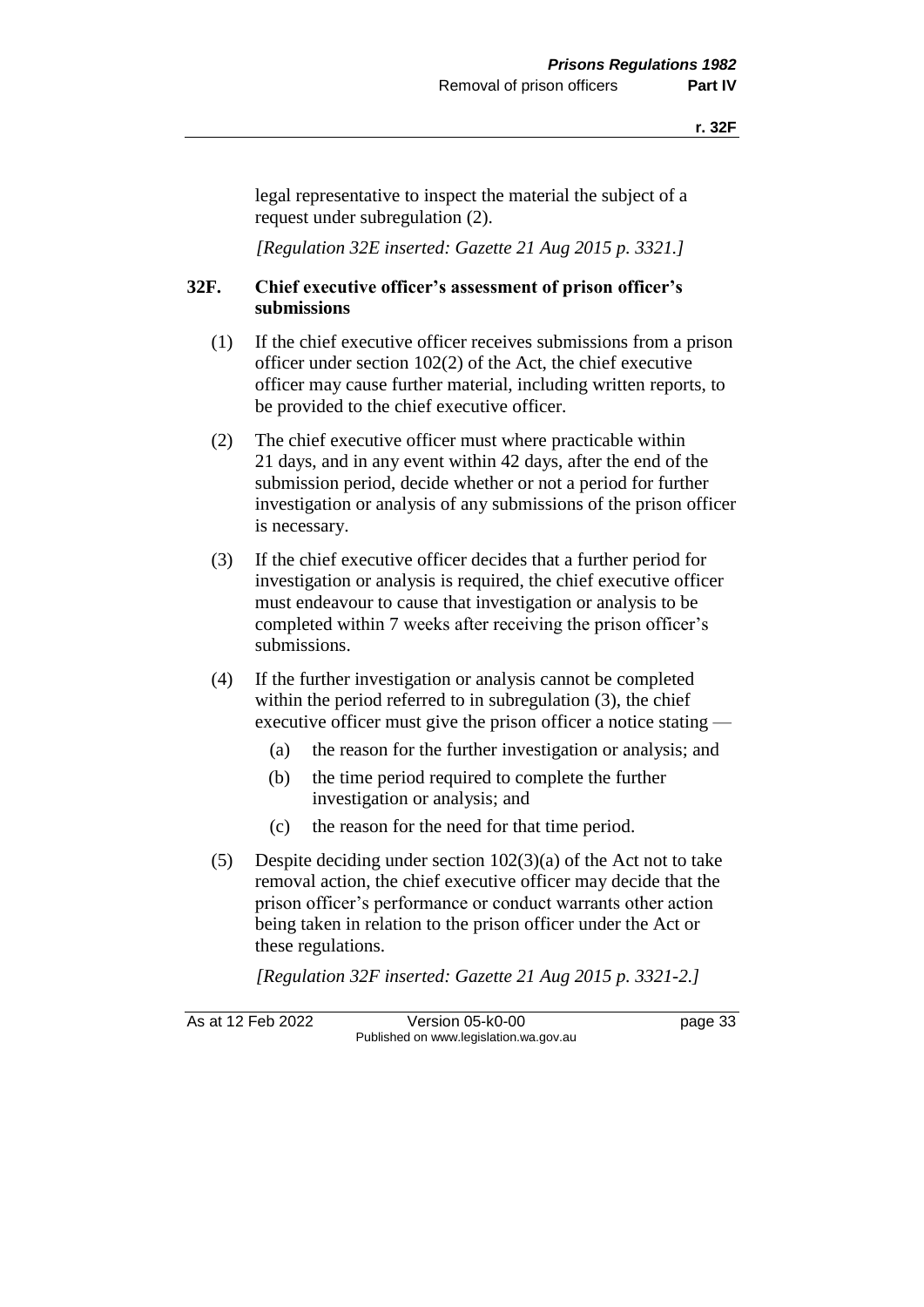legal representative to inspect the material the subject of a request under subregulation (2).

*[Regulation 32E inserted: Gazette 21 Aug 2015 p. 3321.]*

### 32F. Chief executive officer's assessment of prison officer's submissions

(1) If the chief executive officer receives submissions from a prison officer under section 102(2) of the Act, the chief executive officer may cause further material, including written reports, to be provided to the chief executive officer.

(2) The chief executive officer must where practicable within 21 days, and in any event within 42 days, after the end of the submission period, decide whether or not a period for further investigation or analysis of any submissions of the prison officer is necessary.

(3) If the chief executive officer decides that a further period for investigation or analysis is required, the chief executive officer must endeavour to cause that investigation or analysis to be completed within 7 weeks after receiving the prison officer's submissions.

(4) If the further investigation or analysis cannot be completed within the period referred to in subregulation (3), the chief executive officer must give the prison officer a notice stating —

  (a) the reason for the further investigation or analysis; and

  (b) the time period required to complete the further investigation or analysis; and

  (c) the reason for the need for that time period.

(5) Despite deciding under section 102(3)(a) of the Act not to take removal action, the chief executive officer may decide that the prison officer's performance or conduct warrants other action being taken in relation to the prison officer under the Act or these regulations.

*[Regulation 32F inserted: Gazette 21 Aug 2015 p. 3321-2.]*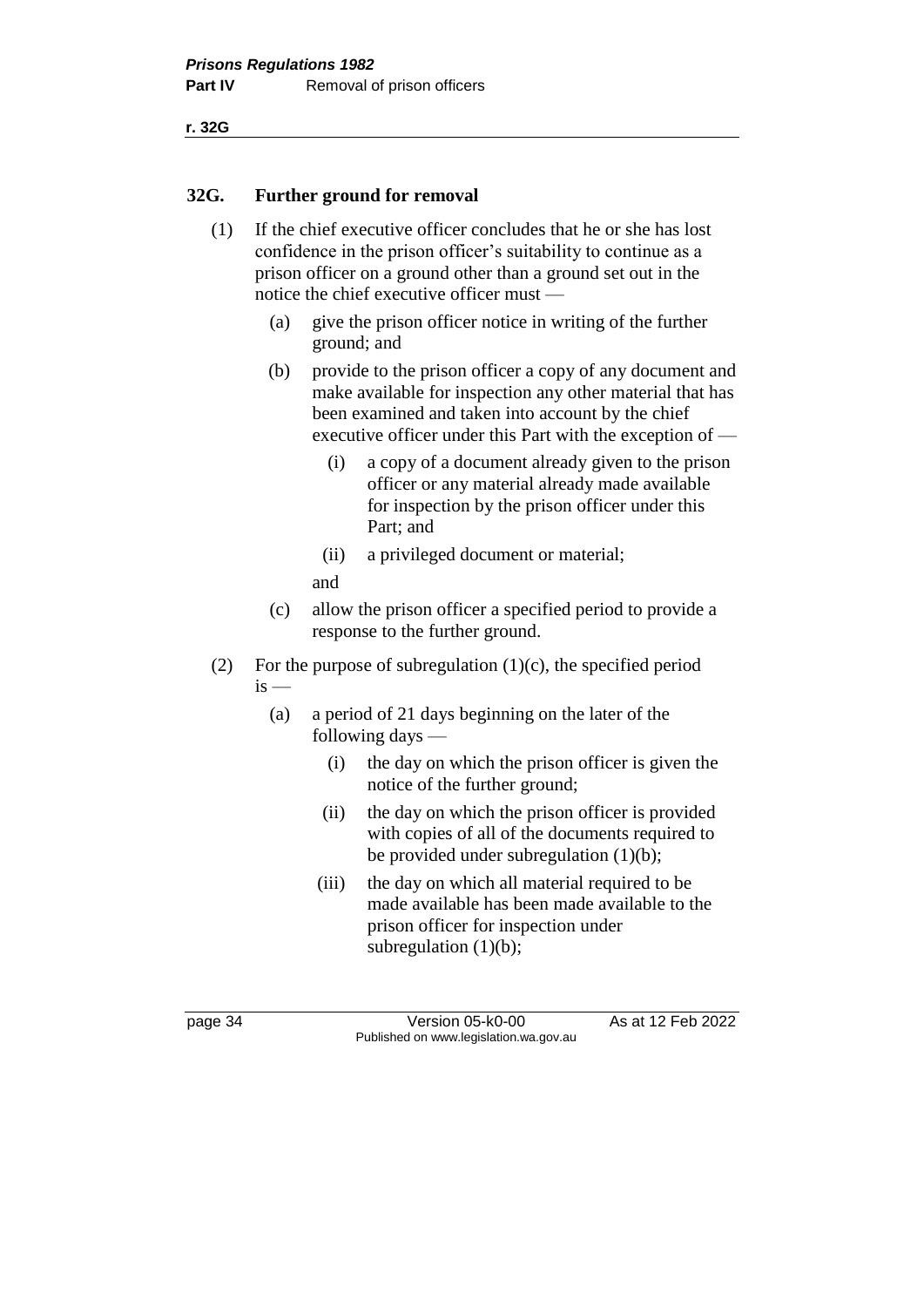## 32G. Further ground for removal

(1) If the chief executive officer concludes that he or she has lost confidence in the prison officer's suitability to continue as a prison officer on a ground other than a ground set out in the notice the chief executive officer must —

 (a) give the prison officer notice in writing of the further ground; and

 (b) provide to the prison officer a copy of any document and make available for inspection any other material that has been examined and taken into account by the chief executive officer under this Part with the exception of —

  (i) a copy of a document already given to the prison officer or any material already made available for inspection by the prison officer under this Part; and

  (ii) a privileged document or material;

 and

 (c) allow the prison officer a specified period to provide a response to the further ground.

(2) For the purpose of subregulation (1)(c), the specified period is —

 (a) a period of 21 days beginning on the later of the following days —

  (i) the day on which the prison officer is given the notice of the further ground;

  (ii) the day on which the prison officer is provided with copies of all of the documents required to be provided under subregulation (1)(b);

  (iii) the day on which all material required to be made available has been made available to the prison officer for inspection under subregulation (1)(b);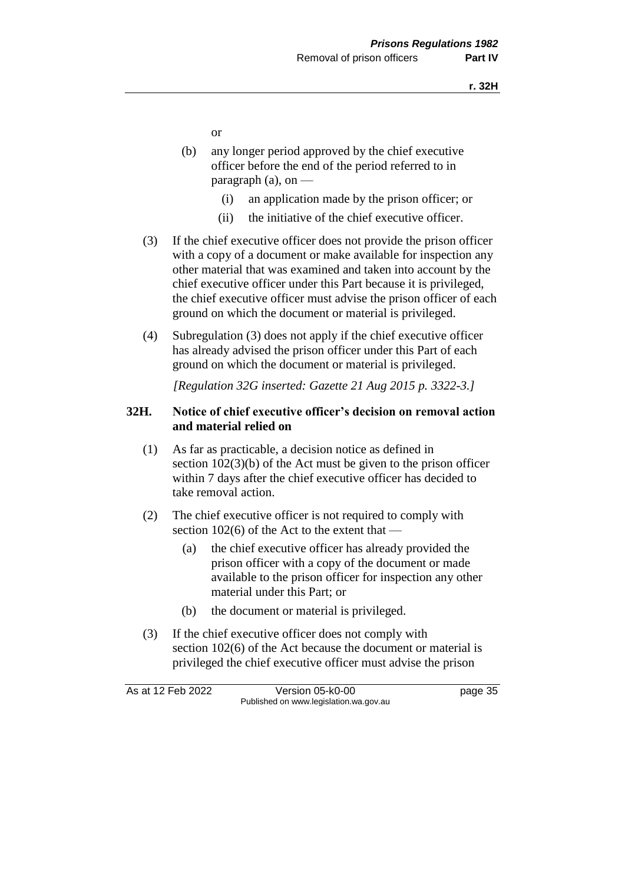or

(b) any longer period approved by the chief executive officer before the end of the period referred to in paragraph (a), on —

(i) an application made by the prison officer; or

(ii) the initiative of the chief executive officer.

(3) If the chief executive officer does not provide the prison officer with a copy of a document or make available for inspection any other material that was examined and taken into account by the chief executive officer under this Part because it is privileged, the chief executive officer must advise the prison officer of each ground on which the document or material is privileged.

(4) Subregulation (3) does not apply if the chief executive officer has already advised the prison officer under this Part of each ground on which the document or material is privileged.

*[Regulation 32G inserted: Gazette 21 Aug 2015 p. 3322-3.]*

### 32H. Notice of chief executive officer's decision on removal action and material relied on

(1) As far as practicable, a decision notice as defined in section 102(3)(b) of the Act must be given to the prison officer within 7 days after the chief executive officer has decided to take removal action.

(2) The chief executive officer is not required to comply with section 102(6) of the Act to the extent that —

(a) the chief executive officer has already provided the prison officer with a copy of the document or made available to the prison officer for inspection any other material under this Part; or

(b) the document or material is privileged.

(3) If the chief executive officer does not comply with section 102(6) of the Act because the document or material is privileged the chief executive officer must advise the prison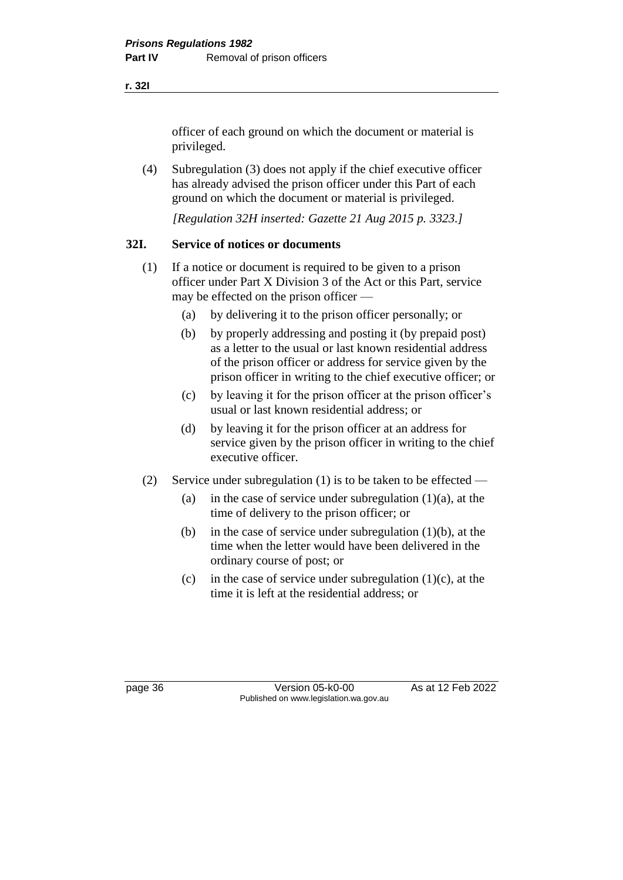officer of each ground on which the document or material is privileged.

(4) Subregulation (3) does not apply if the chief executive officer has already advised the prison officer under this Part of each ground on which the document or material is privileged.

*[Regulation 32H inserted: Gazette 21 Aug 2015 p. 3323.]*

## 32I. Service of notices or documents

(1) If a notice or document is required to be given to a prison officer under Part X Division 3 of the Act or this Part, service may be effected on the prison officer —

  (a) by delivering it to the prison officer personally; or

  (b) by properly addressing and posting it (by prepaid post) as a letter to the usual or last known residential address of the prison officer or address for service given by the prison officer in writing to the chief executive officer; or

  (c) by leaving it for the prison officer at the prison officer's usual or last known residential address; or

  (d) by leaving it for the prison officer at an address for service given by the prison officer in writing to the chief executive officer.

(2) Service under subregulation (1) is to be taken to be effected —

  (a) in the case of service under subregulation (1)(a), at the time of delivery to the prison officer; or

  (b) in the case of service under subregulation (1)(b), at the time when the letter would have been delivered in the ordinary course of post; or

  (c) in the case of service under subregulation (1)(c), at the time it is left at the residential address; or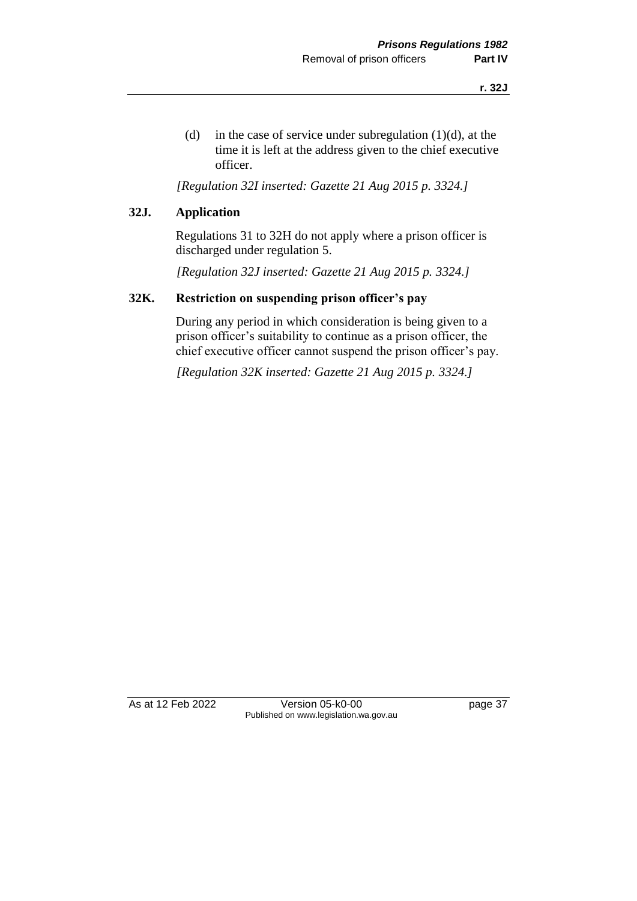(d) in the case of service under subregulation (1)(d), at the time it is left at the address given to the chief executive officer.

*[Regulation 32I inserted: Gazette 21 Aug 2015 p. 3324.]*

### 32J. Application

Regulations 31 to 32H do not apply where a prison officer is discharged under regulation 5.

*[Regulation 32J inserted: Gazette 21 Aug 2015 p. 3324.]*

### 32K. Restriction on suspending prison officer's pay

During any period in which consideration is being given to a prison officer's suitability to continue as a prison officer, the chief executive officer cannot suspend the prison officer's pay.

*[Regulation 32K inserted: Gazette 21 Aug 2015 p. 3324.]*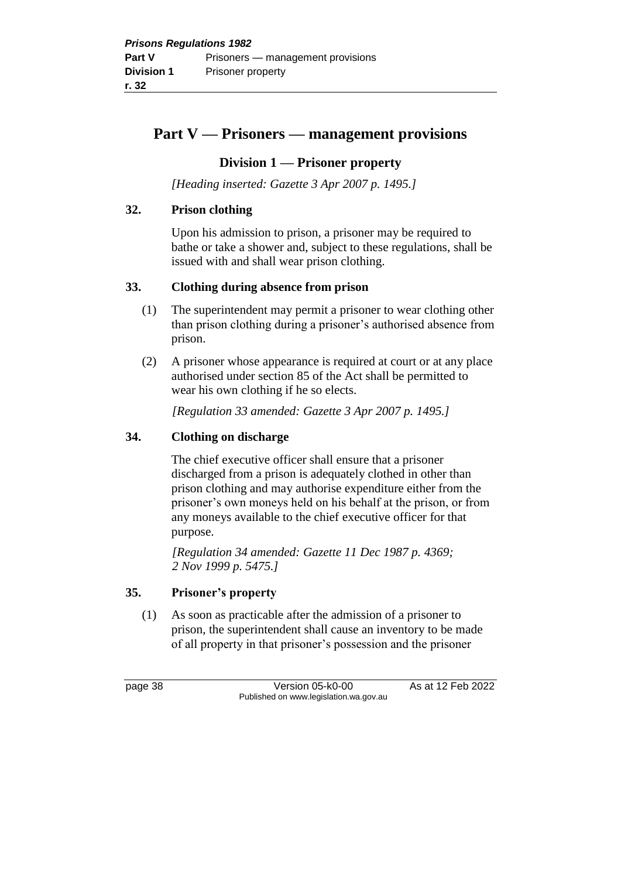# Part V — Prisoners — management provisions

## Division 1 — Prisoner property

*[Heading inserted: Gazette 3 Apr 2007 p. 1495.]*

### 32. Prison clothing

Upon his admission to prison, a prisoner may be required to bathe or take a shower and, subject to these regulations, shall be issued with and shall wear prison clothing.

### 33. Clothing during absence from prison

(1) The superintendent may permit a prisoner to wear clothing other than prison clothing during a prisoner's authorised absence from prison.

(2) A prisoner whose appearance is required at court or at any place authorised under section 85 of the Act shall be permitted to wear his own clothing if he so elects.

*[Regulation 33 amended: Gazette 3 Apr 2007 p. 1495.]*

### 34. Clothing on discharge

The chief executive officer shall ensure that a prisoner discharged from a prison is adequately clothed in other than prison clothing and may authorise expenditure either from the prisoner's own moneys held on his behalf at the prison, or from any moneys available to the chief executive officer for that purpose.

*[Regulation 34 amended: Gazette 11 Dec 1987 p. 4369; 2 Nov 1999 p. 5475.]*

### 35. Prisoner's property

(1) As soon as practicable after the admission of a prisoner to prison, the superintendent shall cause an inventory to be made of all property in that prisoner's possession and the prisoner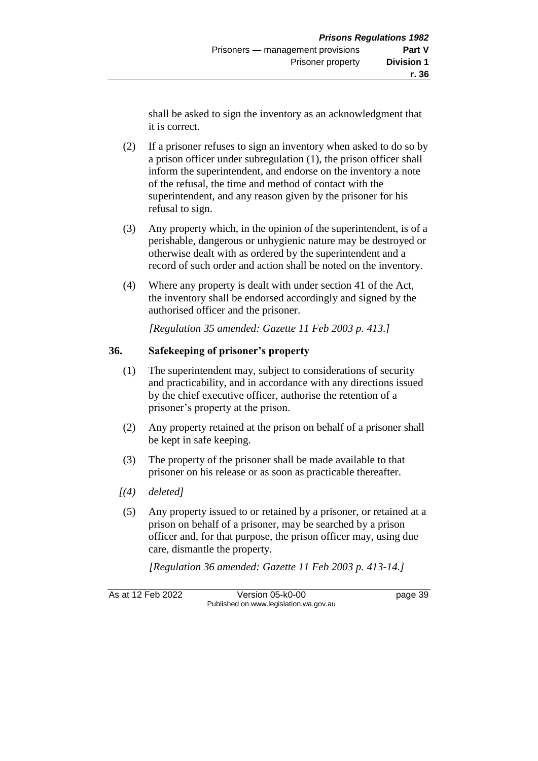shall be asked to sign the inventory as an acknowledgment that it is correct.

(2) If a prisoner refuses to sign an inventory when asked to do so by a prison officer under subregulation (1), the prison officer shall inform the superintendent, and endorse on the inventory a note of the refusal, the time and method of contact with the superintendent, and any reason given by the prisoner for his refusal to sign.

(3) Any property which, in the opinion of the superintendent, is of a perishable, dangerous or unhygienic nature may be destroyed or otherwise dealt with as ordered by the superintendent and a record of such order and action shall be noted on the inventory.

(4) Where any property is dealt with under section 41 of the Act, the inventory shall be endorsed accordingly and signed by the authorised officer and the prisoner.

*[Regulation 35 amended: Gazette 11 Feb 2003 p. 413.]*

### 36. Safekeeping of prisoner's property

(1) The superintendent may, subject to considerations of security and practicability, and in accordance with any directions issued by the chief executive officer, authorise the retention of a prisoner's property at the prison.

(2) Any property retained at the prison on behalf of a prisoner shall be kept in safe keeping.

(3) The property of the prisoner shall be made available to that prisoner on his release or as soon as practicable thereafter.

*[(4) deleted]*

(5) Any property issued to or retained by a prisoner, or retained at a prison on behalf of a prisoner, may be searched by a prison officer and, for that purpose, the prison officer may, using due care, dismantle the property.

*[Regulation 36 amended: Gazette 11 Feb 2003 p. 413-14.]*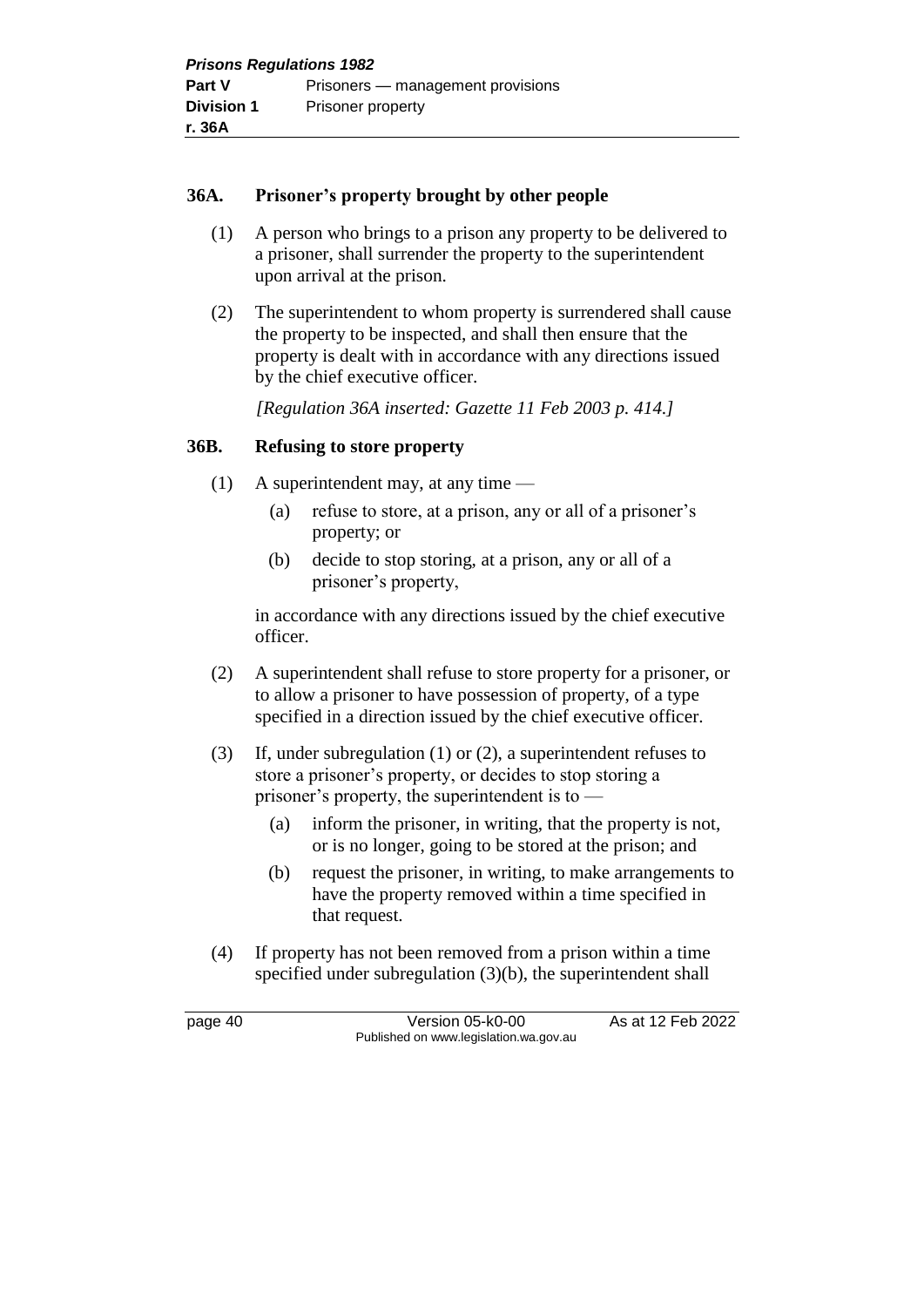### 36A. Prisoner's property brought by other people

(1) A person who brings to a prison any property to be delivered to a prisoner, shall surrender the property to the superintendent upon arrival at the prison.

(2) The superintendent to whom property is surrendered shall cause the property to be inspected, and shall then ensure that the property is dealt with in accordance with any directions issued by the chief executive officer.

*[Regulation 36A inserted: Gazette 11 Feb 2003 p. 414.]*

### 36B. Refusing to store property

(1) A superintendent may, at any time —

- (a) refuse to store, at a prison, any or all of a prisoner's property; or
- (b) decide to stop storing, at a prison, any or all of a prisoner's property,

in accordance with any directions issued by the chief executive officer.

(2) A superintendent shall refuse to store property for a prisoner, or to allow a prisoner to have possession of property, of a type specified in a direction issued by the chief executive officer.

(3) If, under subregulation (1) or (2), a superintendent refuses to store a prisoner's property, or decides to stop storing a prisoner's property, the superintendent is to —

- (a) inform the prisoner, in writing, that the property is not, or is no longer, going to be stored at the prison; and
- (b) request the prisoner, in writing, to make arrangements to have the property removed within a time specified in that request.

(4) If property has not been removed from a prison within a time specified under subregulation (3)(b), the superintendent shall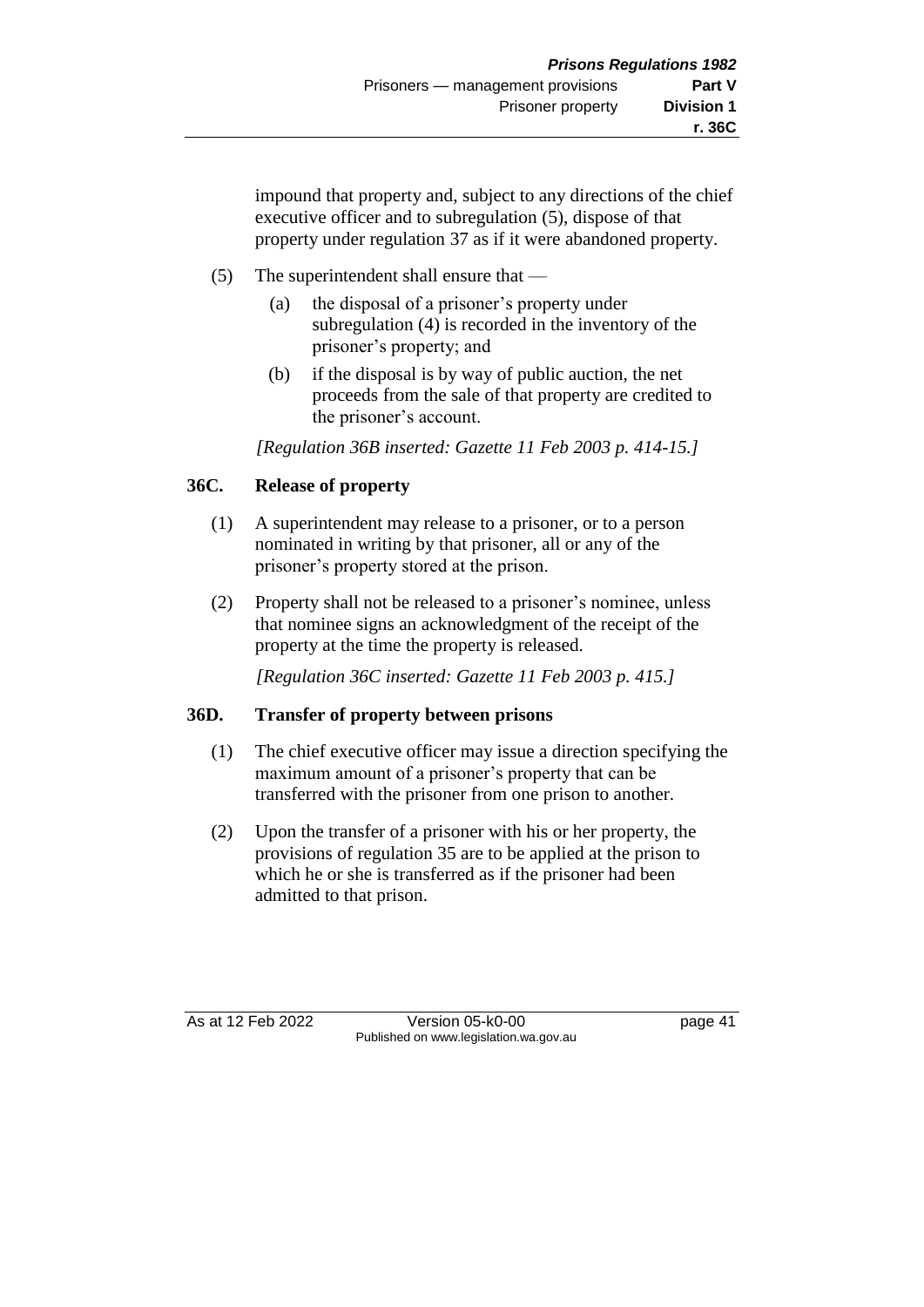impound that property and, subject to any directions of the chief executive officer and to subregulation (5), dispose of that property under regulation 37 as if it were abandoned property.

(5) The superintendent shall ensure that —

(a) the disposal of a prisoner's property under subregulation (4) is recorded in the inventory of the prisoner's property; and

(b) if the disposal is by way of public auction, the net proceeds from the sale of that property are credited to the prisoner's account.

*[Regulation 36B inserted: Gazette 11 Feb 2003 p. 414-15.]*

## 36C. Release of property

(1) A superintendent may release to a prisoner, or to a person nominated in writing by that prisoner, all or any of the prisoner's property stored at the prison.

(2) Property shall not be released to a prisoner's nominee, unless that nominee signs an acknowledgment of the receipt of the property at the time the property is released.

*[Regulation 36C inserted: Gazette 11 Feb 2003 p. 415.]*

## 36D. Transfer of property between prisons

(1) The chief executive officer may issue a direction specifying the maximum amount of a prisoner's property that can be transferred with the prisoner from one prison to another.

(2) Upon the transfer of a prisoner with his or her property, the provisions of regulation 35 are to be applied at the prison to which he or she is transferred as if the prisoner had been admitted to that prison.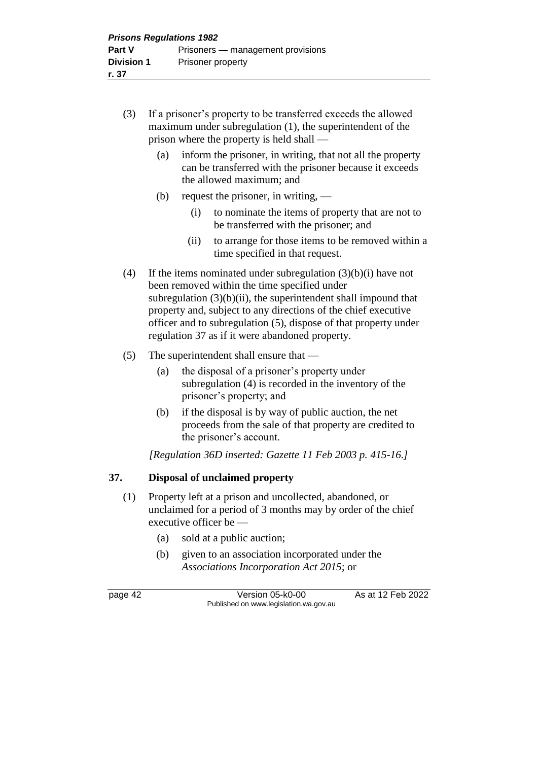(3) If a prisoner's property to be transferred exceeds the allowed maximum under subregulation (1), the superintendent of the prison where the property is held shall —

   (a) inform the prisoner, in writing, that not all the property can be transferred with the prisoner because it exceeds the allowed maximum; and

   (b) request the prisoner, in writing, —

      (i) to nominate the items of property that are not to be transferred with the prisoner; and

      (ii) to arrange for those items to be removed within a time specified in that request.

(4) If the items nominated under subregulation (3)(b)(i) have not been removed within the time specified under subregulation (3)(b)(ii), the superintendent shall impound that property and, subject to any directions of the chief executive officer and to subregulation (5), dispose of that property under regulation 37 as if it were abandoned property.

(5) The superintendent shall ensure that —

   (a) the disposal of a prisoner's property under subregulation (4) is recorded in the inventory of the prisoner's property; and

   (b) if the disposal is by way of public auction, the net proceeds from the sale of that property are credited to the prisoner's account.

*[Regulation 36D inserted: Gazette 11 Feb 2003 p. 415-16.]*

## 37. Disposal of unclaimed property

(1) Property left at a prison and uncollected, abandoned, or unclaimed for a period of 3 months may by order of the chief executive officer be —

   (a) sold at a public auction;

   (b) given to an association incorporated under the *Associations Incorporation Act 2015*; or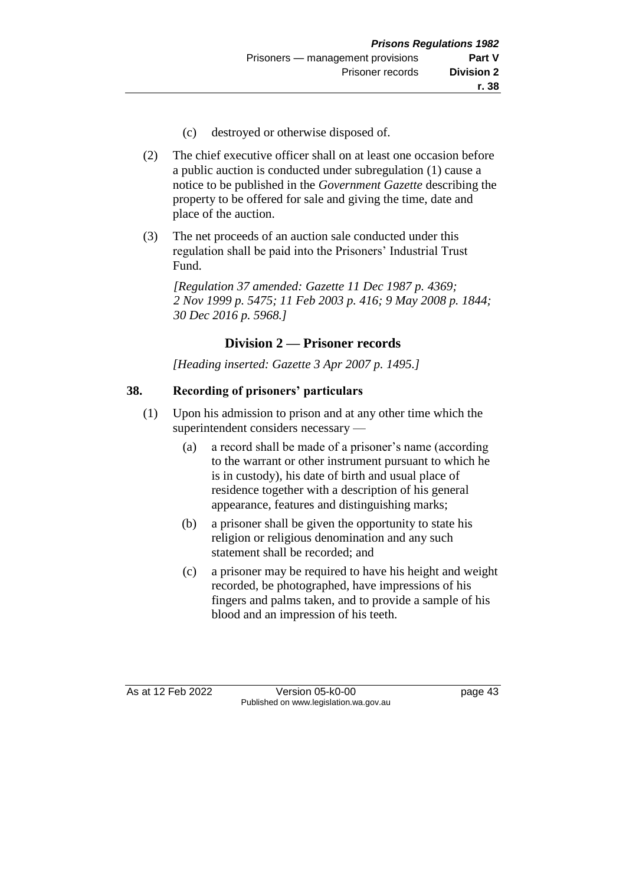(c) destroyed or otherwise disposed of.

(2) The chief executive officer shall on at least one occasion before a public auction is conducted under subregulation (1) cause a notice to be published in the *Government Gazette* describing the property to be offered for sale and giving the time, date and place of the auction.

(3) The net proceeds of an auction sale conducted under this regulation shall be paid into the Prisoners' Industrial Trust Fund.

*[Regulation 37 amended: Gazette 11 Dec 1987 p. 4369; 2 Nov 1999 p. 5475; 11 Feb 2003 p. 416; 9 May 2008 p. 1844; 30 Dec 2016 p. 5968.]*

## Division 2 — Prisoner records

*[Heading inserted: Gazette 3 Apr 2007 p. 1495.]*

### 38. Recording of prisoners' particulars

(1) Upon his admission to prison and at any other time which the superintendent considers necessary —

(a) a record shall be made of a prisoner's name (according to the warrant or other instrument pursuant to which he is in custody), his date of birth and usual place of residence together with a description of his general appearance, features and distinguishing marks;

(b) a prisoner shall be given the opportunity to state his religion or religious denomination and any such statement shall be recorded; and

(c) a prisoner may be required to have his height and weight recorded, be photographed, have impressions of his fingers and palms taken, and to provide a sample of his blood and an impression of his teeth.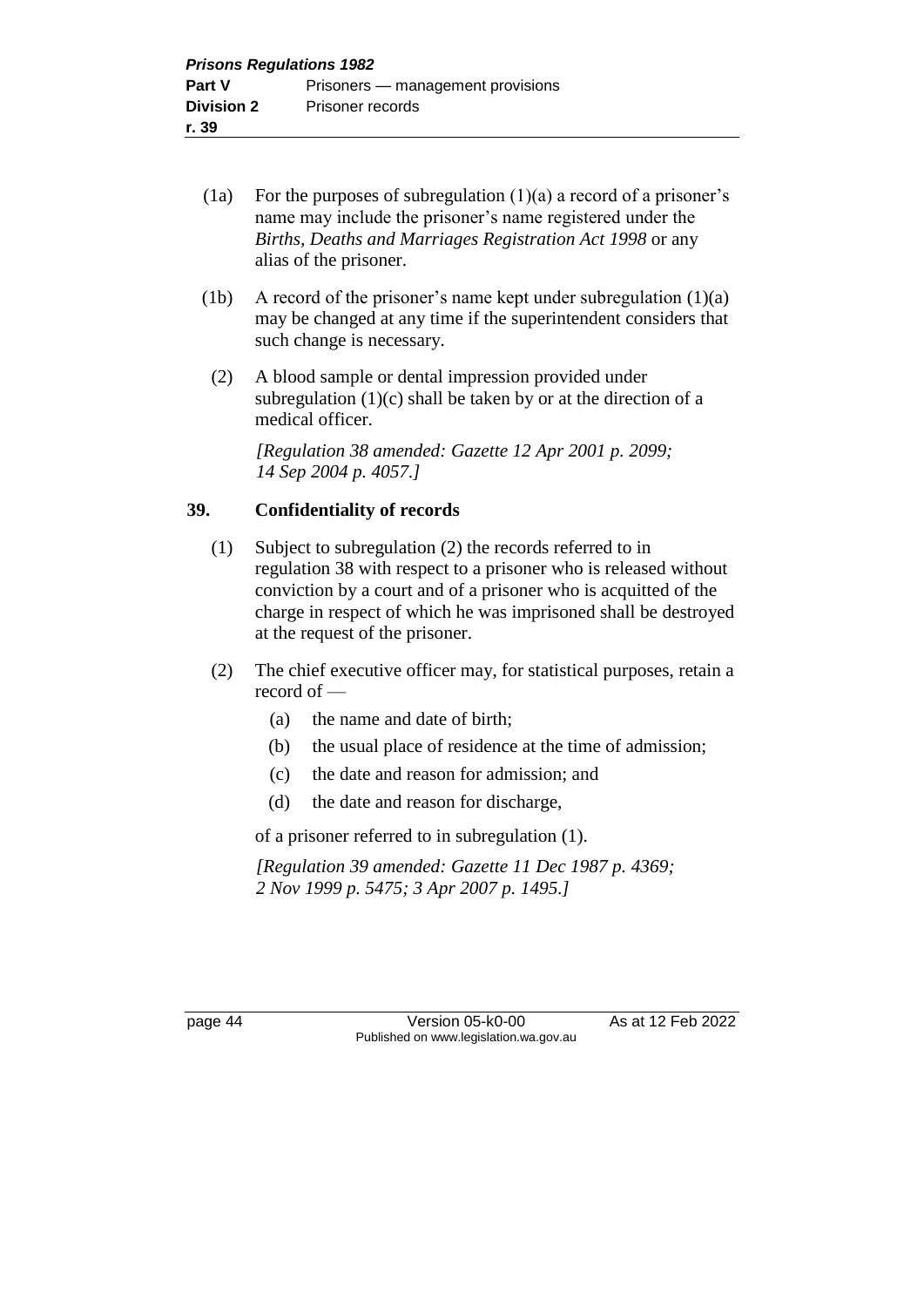(1a) For the purposes of subregulation (1)(a) a record of a prisoner's name may include the prisoner's name registered under the *Births, Deaths and Marriages Registration Act 1998* or any alias of the prisoner.

(1b) A record of the prisoner's name kept under subregulation (1)(a) may be changed at any time if the superintendent considers that such change is necessary.

(2) A blood sample or dental impression provided under subregulation (1)(c) shall be taken by or at the direction of a medical officer.

*[Regulation 38 amended: Gazette 12 Apr 2001 p. 2099; 14 Sep 2004 p. 4057.]*

## 39. Confidentiality of records

(1) Subject to subregulation (2) the records referred to in regulation 38 with respect to a prisoner who is released without conviction by a court and of a prisoner who is acquitted of the charge in respect of which he was imprisoned shall be destroyed at the request of the prisoner.

(2) The chief executive officer may, for statistical purposes, retain a record of —

- (a) the name and date of birth;
- (b) the usual place of residence at the time of admission;
- (c) the date and reason for admission; and
- (d) the date and reason for discharge,

of a prisoner referred to in subregulation (1).

*[Regulation 39 amended: Gazette 11 Dec 1987 p. 4369; 2 Nov 1999 p. 5475; 3 Apr 2007 p. 1495.]*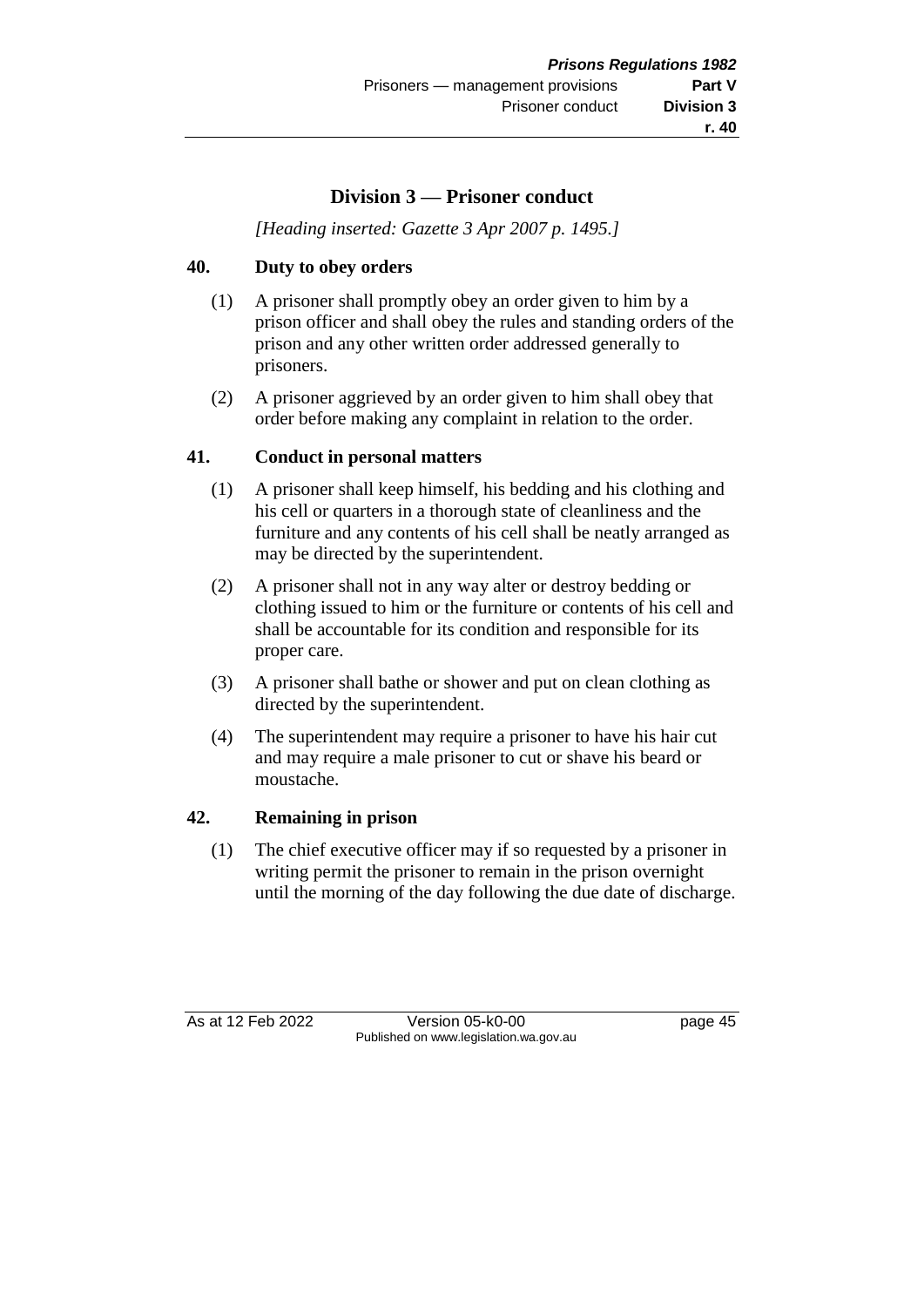## Division 3 — Prisoner conduct

*[Heading inserted: Gazette 3 Apr 2007 p. 1495.]*

### 40. Duty to obey orders

(1) A prisoner shall promptly obey an order given to him by a prison officer and shall obey the rules and standing orders of the prison and any other written order addressed generally to prisoners.

(2) A prisoner aggrieved by an order given to him shall obey that order before making any complaint in relation to the order.

### 41. Conduct in personal matters

(1) A prisoner shall keep himself, his bedding and his clothing and his cell or quarters in a thorough state of cleanliness and the furniture and any contents of his cell shall be neatly arranged as may be directed by the superintendent.

(2) A prisoner shall not in any way alter or destroy bedding or clothing issued to him or the furniture or contents of his cell and shall be accountable for its condition and responsible for its proper care.

(3) A prisoner shall bathe or shower and put on clean clothing as directed by the superintendent.

(4) The superintendent may require a prisoner to have his hair cut and may require a male prisoner to cut or shave his beard or moustache.

### 42. Remaining in prison

(1) The chief executive officer may if so requested by a prisoner in writing permit the prisoner to remain in the prison overnight until the morning of the day following the due date of discharge.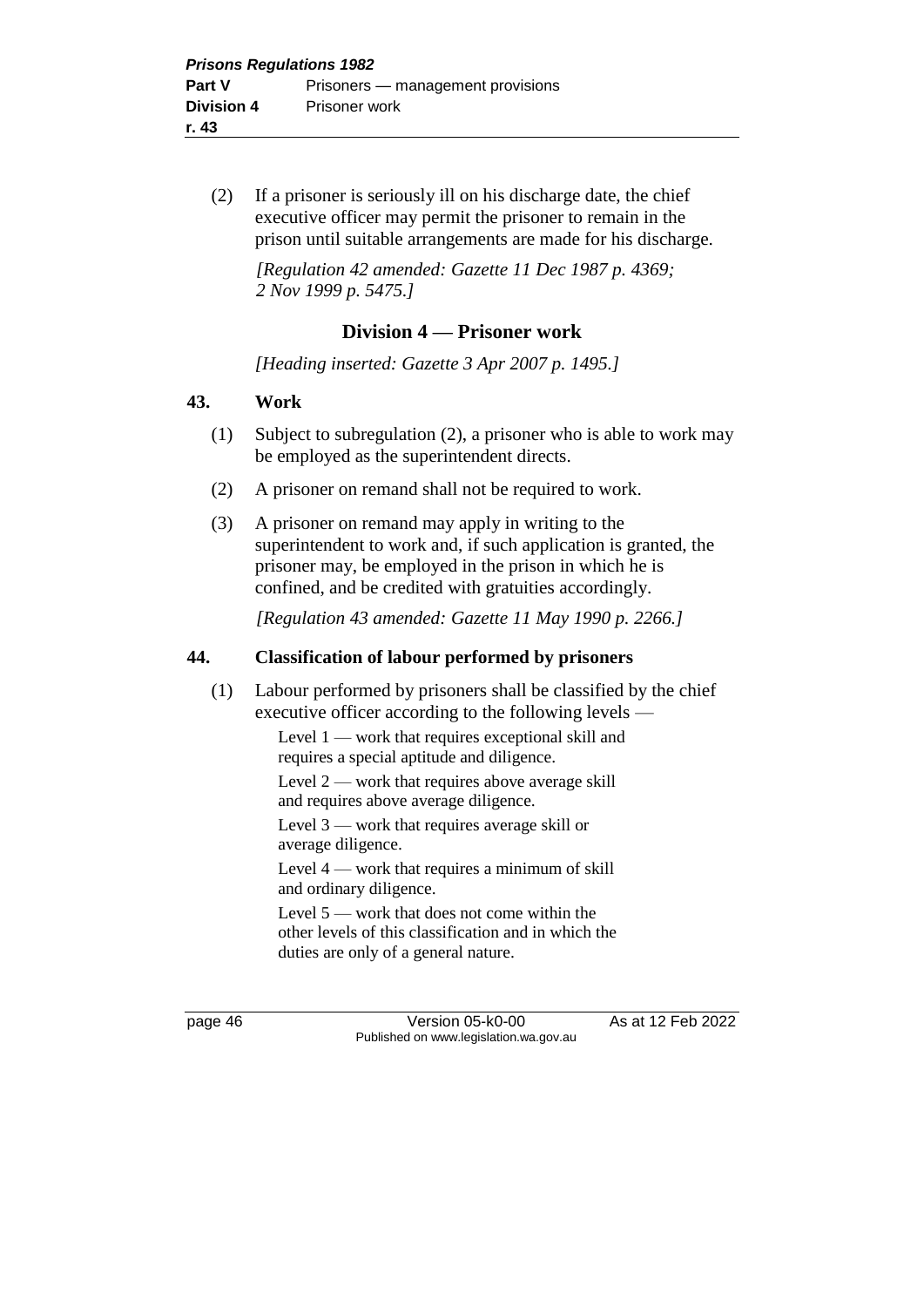(2) If a prisoner is seriously ill on his discharge date, the chief executive officer may permit the prisoner to remain in the prison until suitable arrangements are made for his discharge.

*[Regulation 42 amended: Gazette 11 Dec 1987 p. 4369; 2 Nov 1999 p. 5475.]*

## Division 4 — Prisoner work

*[Heading inserted: Gazette 3 Apr 2007 p. 1495.]*

### 43. Work

(1) Subject to subregulation (2), a prisoner who is able to work may be employed as the superintendent directs.

(2) A prisoner on remand shall not be required to work.

(3) A prisoner on remand may apply in writing to the superintendent to work and, if such application is granted, the prisoner may, be employed in the prison in which he is confined, and be credited with gratuities accordingly.

*[Regulation 43 amended: Gazette 11 May 1990 p. 2266.]*

### 44. Classification of labour performed by prisoners

(1) Labour performed by prisoners shall be classified by the chief executive officer according to the following levels —

Level 1 — work that requires exceptional skill and requires a special aptitude and diligence.

Level 2 — work that requires above average skill and requires above average diligence.

Level 3 — work that requires average skill or average diligence.

Level 4 — work that requires a minimum of skill and ordinary diligence.

Level 5 — work that does not come within the other levels of this classification and in which the duties are only of a general nature.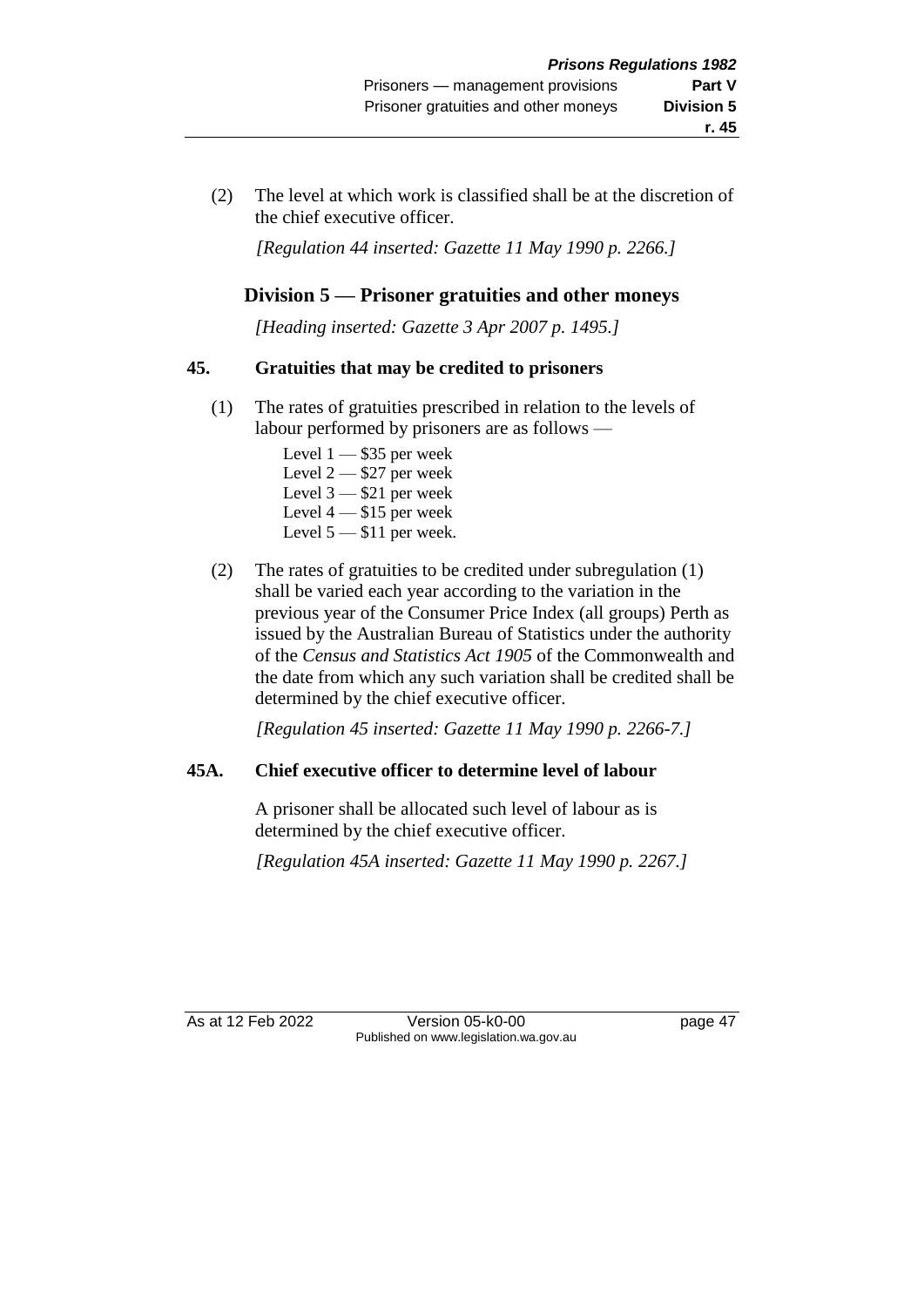(2) The level at which work is classified shall be at the discretion of the chief executive officer.

*[Regulation 44 inserted: Gazette 11 May 1990 p. 2266.]*

## Division 5 — Prisoner gratuities and other moneys

*[Heading inserted: Gazette 3 Apr 2007 p. 1495.]*

### 45. Gratuities that may be credited to prisoners

(1) The rates of gratuities prescribed in relation to the levels of labour performed by prisoners are as follows —

Level 1 — $35 per week
Level 2 — $27 per week
Level 3 — $21 per week
Level 4 — $15 per week
Level 5 — $11 per week.

(2) The rates of gratuities to be credited under subregulation (1) shall be varied each year according to the variation in the previous year of the Consumer Price Index (all groups) Perth as issued by the Australian Bureau of Statistics under the authority of the *Census and Statistics Act 1905* of the Commonwealth and the date from which any such variation shall be credited shall be determined by the chief executive officer.

*[Regulation 45 inserted: Gazette 11 May 1990 p. 2266-7.]*

### 45A. Chief executive officer to determine level of labour

A prisoner shall be allocated such level of labour as is determined by the chief executive officer.

*[Regulation 45A inserted: Gazette 11 May 1990 p. 2267.]*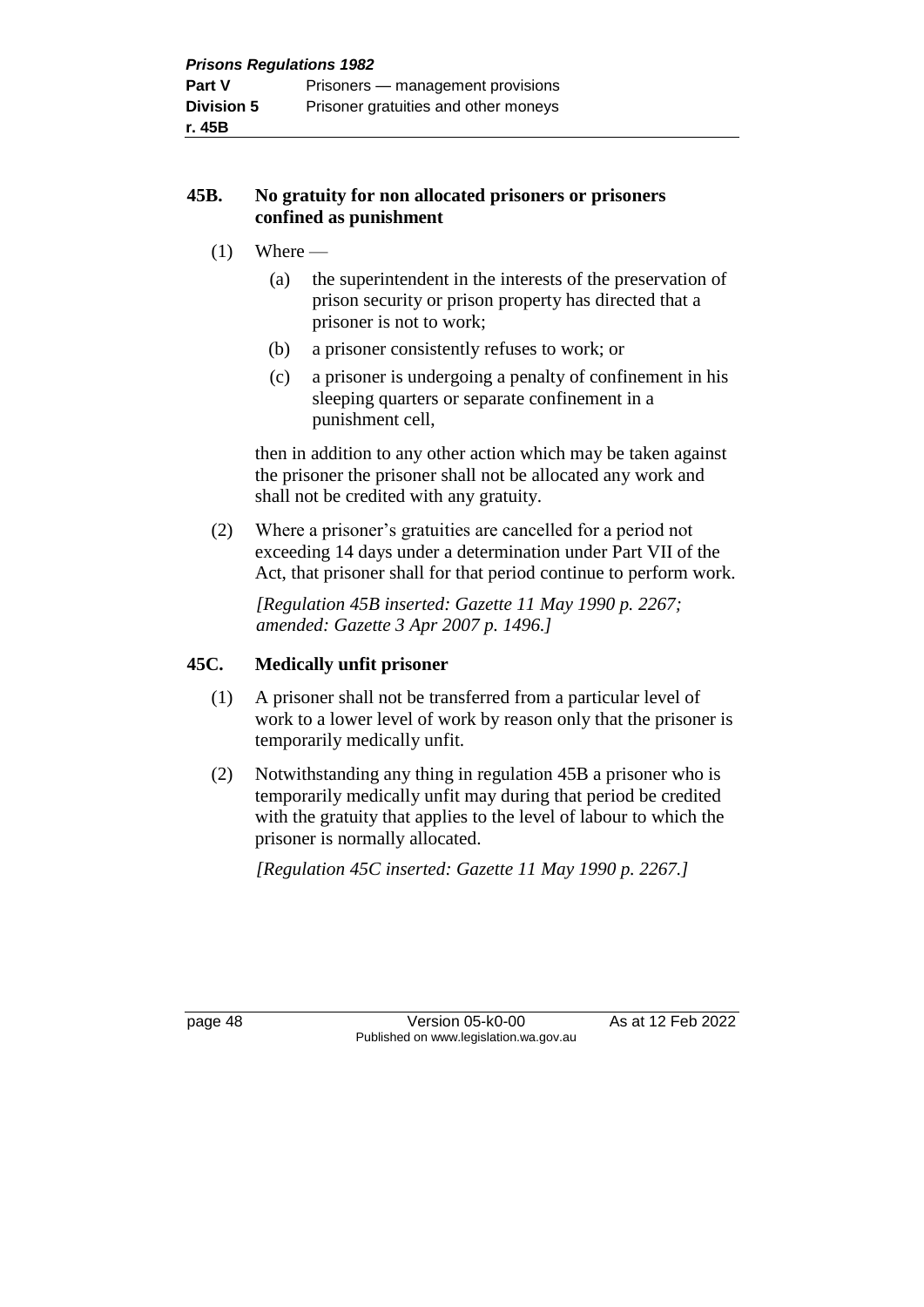### 45B. No gratuity for non allocated prisoners or prisoners confined as punishment

(1) Where —

   (a) the superintendent in the interests of the preservation of prison security or prison property has directed that a prisoner is not to work;

   (b) a prisoner consistently refuses to work; or

   (c) a prisoner is undergoing a penalty of confinement in his sleeping quarters or separate confinement in a punishment cell,

   then in addition to any other action which may be taken against the prisoner the prisoner shall not be allocated any work and shall not be credited with any gratuity.

(2) Where a prisoner's gratuities are cancelled for a period not exceeding 14 days under a determination under Part VII of the Act, that prisoner shall for that period continue to perform work.

*[Regulation 45B inserted: Gazette 11 May 1990 p. 2267; amended: Gazette 3 Apr 2007 p. 1496.]*

### 45C. Medically unfit prisoner

(1) A prisoner shall not be transferred from a particular level of work to a lower level of work by reason only that the prisoner is temporarily medically unfit.

(2) Notwithstanding any thing in regulation 45B a prisoner who is temporarily medically unfit may during that period be credited with the gratuity that applies to the level of labour to which the prisoner is normally allocated.

*[Regulation 45C inserted: Gazette 11 May 1990 p. 2267.]*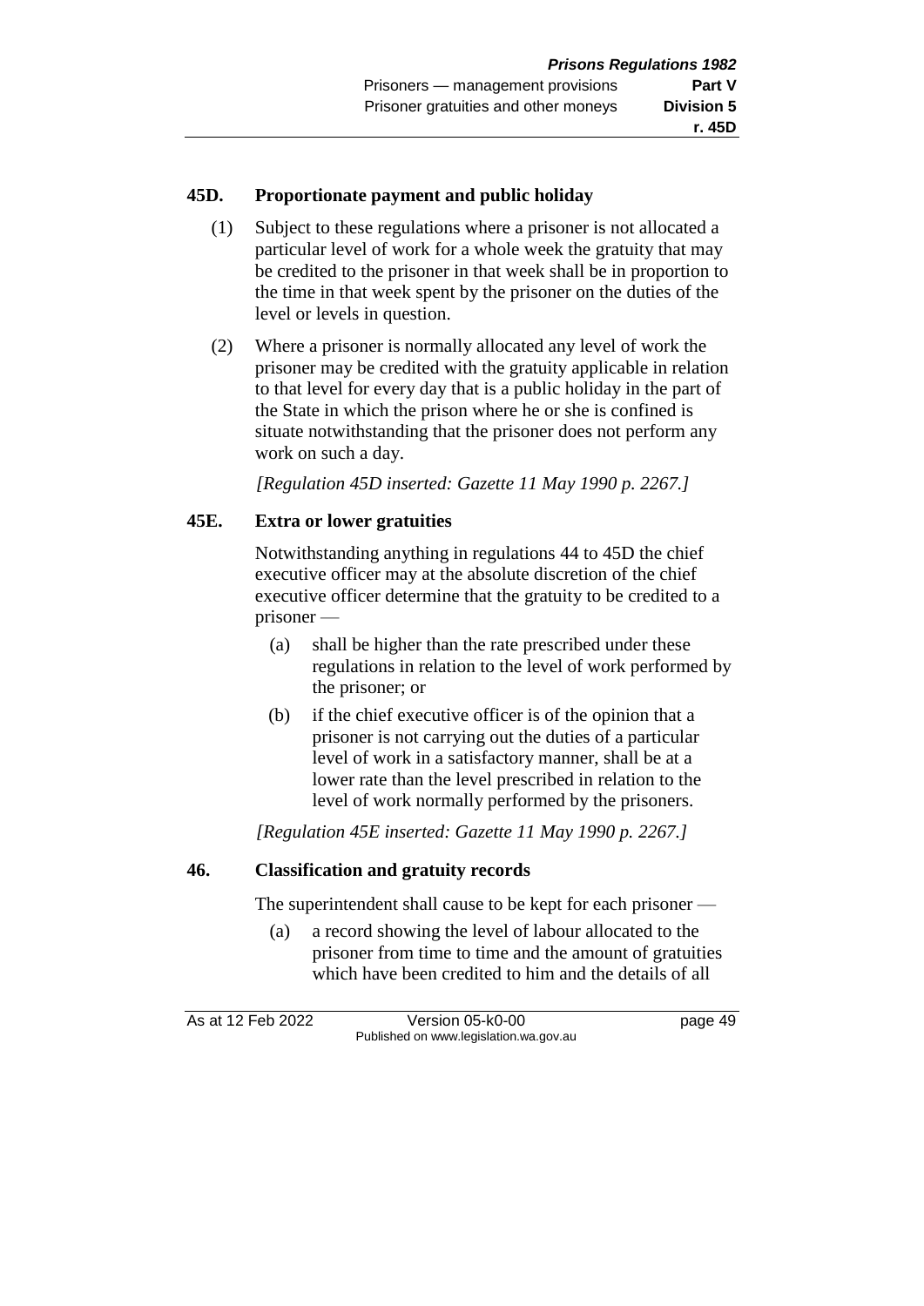## 45D. Proportionate payment and public holiday

(1) Subject to these regulations where a prisoner is not allocated a particular level of work for a whole week the gratuity that may be credited to the prisoner in that week shall be in proportion to the time in that week spent by the prisoner on the duties of the level or levels in question.

(2) Where a prisoner is normally allocated any level of work the prisoner may be credited with the gratuity applicable in relation to that level for every day that is a public holiday in the part of the State in which the prison where he or she is confined is situate notwithstanding that the prisoner does not perform any work on such a day.

*[Regulation 45D inserted: Gazette 11 May 1990 p. 2267.]*

## 45E. Extra or lower gratuities

Notwithstanding anything in regulations 44 to 45D the chief executive officer may at the absolute discretion of the chief executive officer determine that the gratuity to be credited to a prisoner —

(a) shall be higher than the rate prescribed under these regulations in relation to the level of work performed by the prisoner; or

(b) if the chief executive officer is of the opinion that a prisoner is not carrying out the duties of a particular level of work in a satisfactory manner, shall be at a lower rate than the level prescribed in relation to the level of work normally performed by the prisoners.

*[Regulation 45E inserted: Gazette 11 May 1990 p. 2267.]*

## 46. Classification and gratuity records

The superintendent shall cause to be kept for each prisoner —

(a) a record showing the level of labour allocated to the prisoner from time to time and the amount of gratuities which have been credited to him and the details of all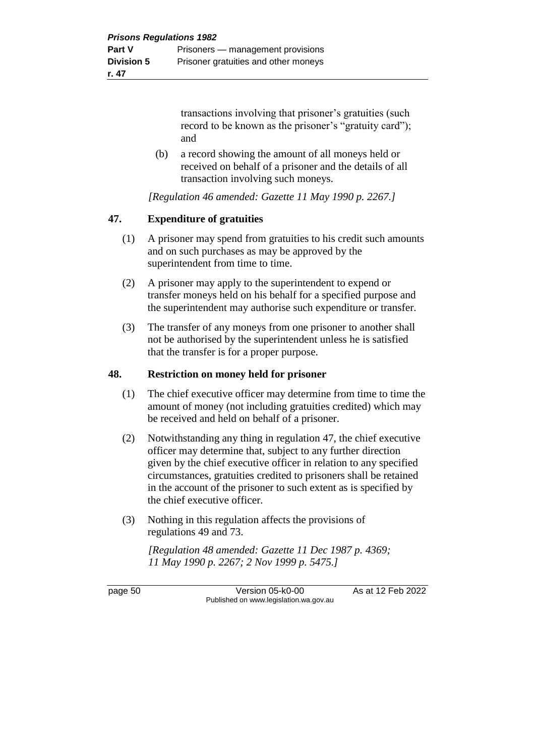transactions involving that prisoner's gratuities (such record to be known as the prisoner's "gratuity card"); and

(b) a record showing the amount of all moneys held or received on behalf of a prisoner and the details of all transaction involving such moneys.

*[Regulation 46 amended: Gazette 11 May 1990 p. 2267.]*

## 47. Expenditure of gratuities

(1) A prisoner may spend from gratuities to his credit such amounts and on such purchases as may be approved by the superintendent from time to time.

(2) A prisoner may apply to the superintendent to expend or transfer moneys held on his behalf for a specified purpose and the superintendent may authorise such expenditure or transfer.

(3) The transfer of any moneys from one prisoner to another shall not be authorised by the superintendent unless he is satisfied that the transfer is for a proper purpose.

## 48. Restriction on money held for prisoner

(1) The chief executive officer may determine from time to time the amount of money (not including gratuities credited) which may be received and held on behalf of a prisoner.

(2) Notwithstanding any thing in regulation 47, the chief executive officer may determine that, subject to any further direction given by the chief executive officer in relation to any specified circumstances, gratuities credited to prisoners shall be retained in the account of the prisoner to such extent as is specified by the chief executive officer.

(3) Nothing in this regulation affects the provisions of regulations 49 and 73.

*[Regulation 48 amended: Gazette 11 Dec 1987 p. 4369; 11 May 1990 p. 2267; 2 Nov 1999 p. 5475.]*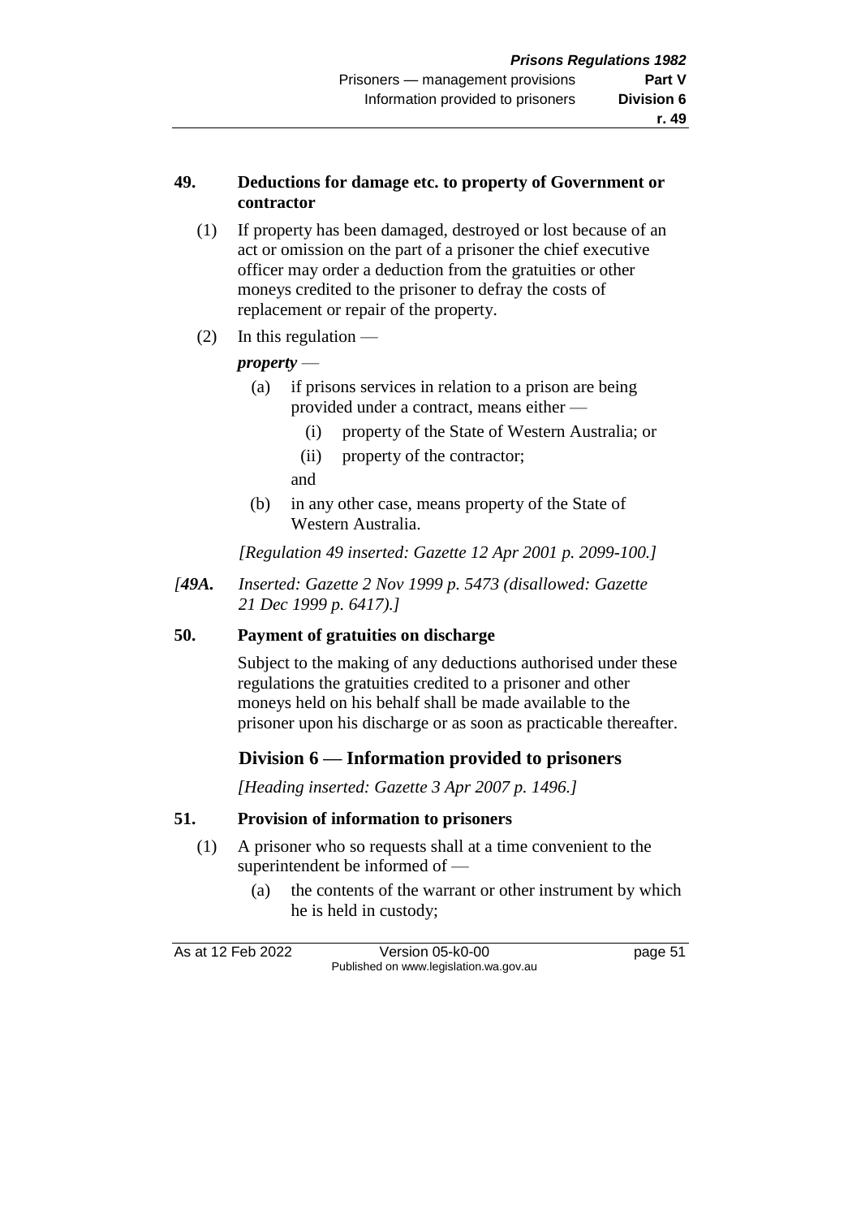## 49. Deductions for damage etc. to property of Government or contractor

(1) If property has been damaged, destroyed or lost because of an act or omission on the part of a prisoner the chief executive officer may order a deduction from the gratuities or other moneys credited to the prisoner to defray the costs of replacement or repair of the property.

(2) In this regulation —

***property*** —

(a) if prisons services in relation to a prison are being provided under a contract, means either —

(i) property of the State of Western Australia; or

(ii) property of the contractor;

and

(b) in any other case, means property of the State of Western Australia.

*[Regulation 49 inserted: Gazette 12 Apr 2001 p. 2099-100.]*

*[**49A.** Inserted: Gazette 2 Nov 1999 p. 5473 (disallowed: Gazette 21 Dec 1999 p. 6417).]*

## 50. Payment of gratuities on discharge

Subject to the making of any deductions authorised under these regulations the gratuities credited to a prisoner and other moneys held on his behalf shall be made available to the prisoner upon his discharge or as soon as practicable thereafter.

# Division 6 — Information provided to prisoners

*[Heading inserted: Gazette 3 Apr 2007 p. 1496.]*

## 51. Provision of information to prisoners

(1) A prisoner who so requests shall at a time convenient to the superintendent be informed of —

(a) the contents of the warrant or other instrument by which he is held in custody;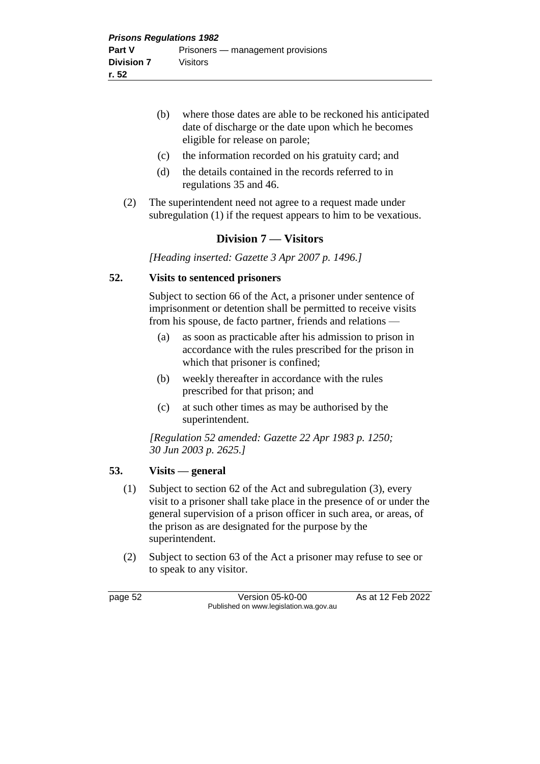(b) where those dates are able to be reckoned his anticipated date of discharge or the date upon which he becomes eligible for release on parole;

(c) the information recorded on his gratuity card; and

(d) the details contained in the records referred to in regulations 35 and 46.

(2) The superintendent need not agree to a request made under subregulation (1) if the request appears to him to be vexatious.

## Division 7 — Visitors

*[Heading inserted: Gazette 3 Apr 2007 p. 1496.]*

### 52. Visits to sentenced prisoners

Subject to section 66 of the Act, a prisoner under sentence of imprisonment or detention shall be permitted to receive visits from his spouse, de facto partner, friends and relations —

(a) as soon as practicable after his admission to prison in accordance with the rules prescribed for the prison in which that prisoner is confined;

(b) weekly thereafter in accordance with the rules prescribed for that prison; and

(c) at such other times as may be authorised by the superintendent.

*[Regulation 52 amended: Gazette 22 Apr 1983 p. 1250; 30 Jun 2003 p. 2625.]*

### 53. Visits — general

(1) Subject to section 62 of the Act and subregulation (3), every visit to a prisoner shall take place in the presence of or under the general supervision of a prison officer in such area, or areas, of the prison as are designated for the purpose by the superintendent.

(2) Subject to section 63 of the Act a prisoner may refuse to see or to speak to any visitor.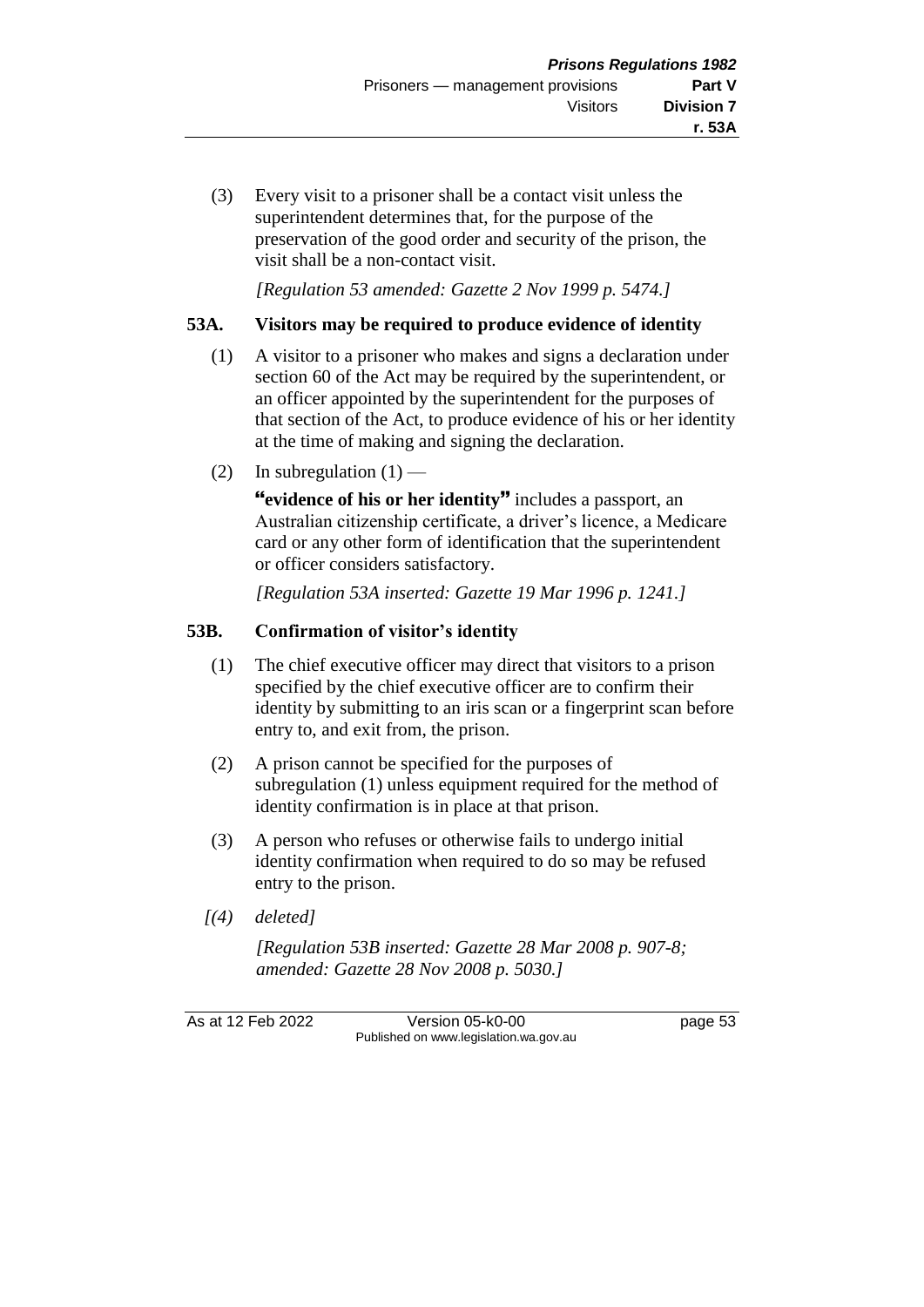(3) Every visit to a prisoner shall be a contact visit unless the superintendent determines that, for the purpose of the preservation of the good order and security of the prison, the visit shall be a non-contact visit.

*[Regulation 53 amended: Gazette 2 Nov 1999 p. 5474.]*

## 53A. Visitors may be required to produce evidence of identity

(1) A visitor to a prisoner who makes and signs a declaration under section 60 of the Act may be required by the superintendent, or an officer appointed by the superintendent for the purposes of that section of the Act, to produce evidence of his or her identity at the time of making and signing the declaration.

(2) In subregulation (1) —

**"evidence of his or her identity"** includes a passport, an Australian citizenship certificate, a driver's licence, a Medicare card or any other form of identification that the superintendent or officer considers satisfactory.

*[Regulation 53A inserted: Gazette 19 Mar 1996 p. 1241.]*

## 53B. Confirmation of visitor's identity

(1) The chief executive officer may direct that visitors to a prison specified by the chief executive officer are to confirm their identity by submitting to an iris scan or a fingerprint scan before entry to, and exit from, the prison.

(2) A prison cannot be specified for the purposes of subregulation (1) unless equipment required for the method of identity confirmation is in place at that prison.

(3) A person who refuses or otherwise fails to undergo initial identity confirmation when required to do so may be refused entry to the prison.

*[(4) deleted]*

*[Regulation 53B inserted: Gazette 28 Mar 2008 p. 907-8; amended: Gazette 28 Nov 2008 p. 5030.]*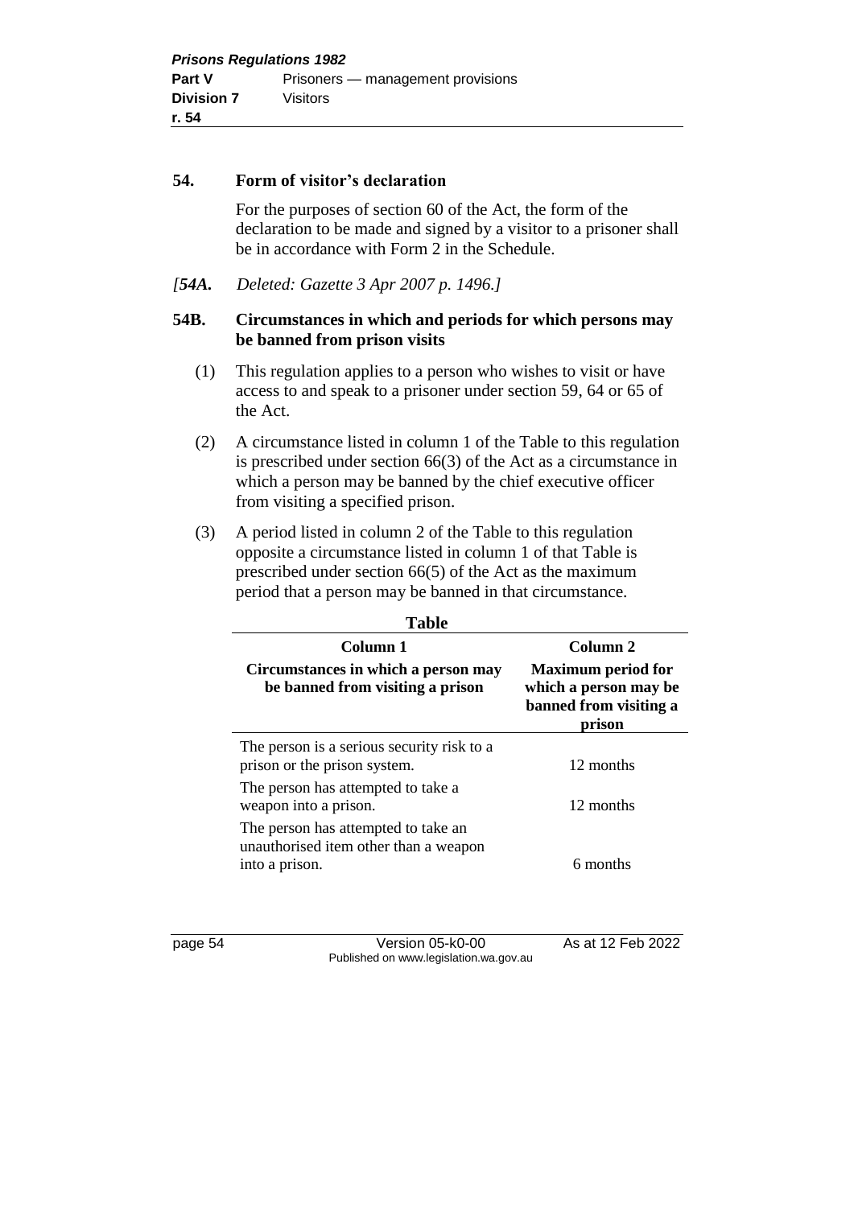### 54. Form of visitor's declaration

For the purposes of section 60 of the Act, the form of the declaration to be made and signed by a visitor to a prisoner shall be in accordance with Form 2 in the Schedule.

*[**54A.** Deleted: Gazette 3 Apr 2007 p. 1496.]*

### 54B. Circumstances in which and periods for which persons may be banned from prison visits

(1) This regulation applies to a person who wishes to visit or have access to and speak to a prisoner under section 59, 64 or 65 of the Act.

(2) A circumstance listed in column 1 of the Table to this regulation is prescribed under section 66(3) of the Act as a circumstance in which a person may be banned by the chief executive officer from visiting a specified prison.

(3) A period listed in column 2 of the Table to this regulation opposite a circumstance listed in column 1 of that Table is prescribed under section 66(5) of the Act as the maximum period that a person may be banned in that circumstance.

**Table**

| **Column 1**<br>**Circumstances in which a person may be banned from visiting a prison** | **Column 2**<br>**Maximum period for which a person may be banned from visiting a prison** |
|---|---|
| The person is a serious security risk to a prison or the prison system. | 12 months |
| The person has attempted to take a weapon into a prison. | 12 months |
| The person has attempted to take an unauthorised item other than a weapon into a prison. | 6 months |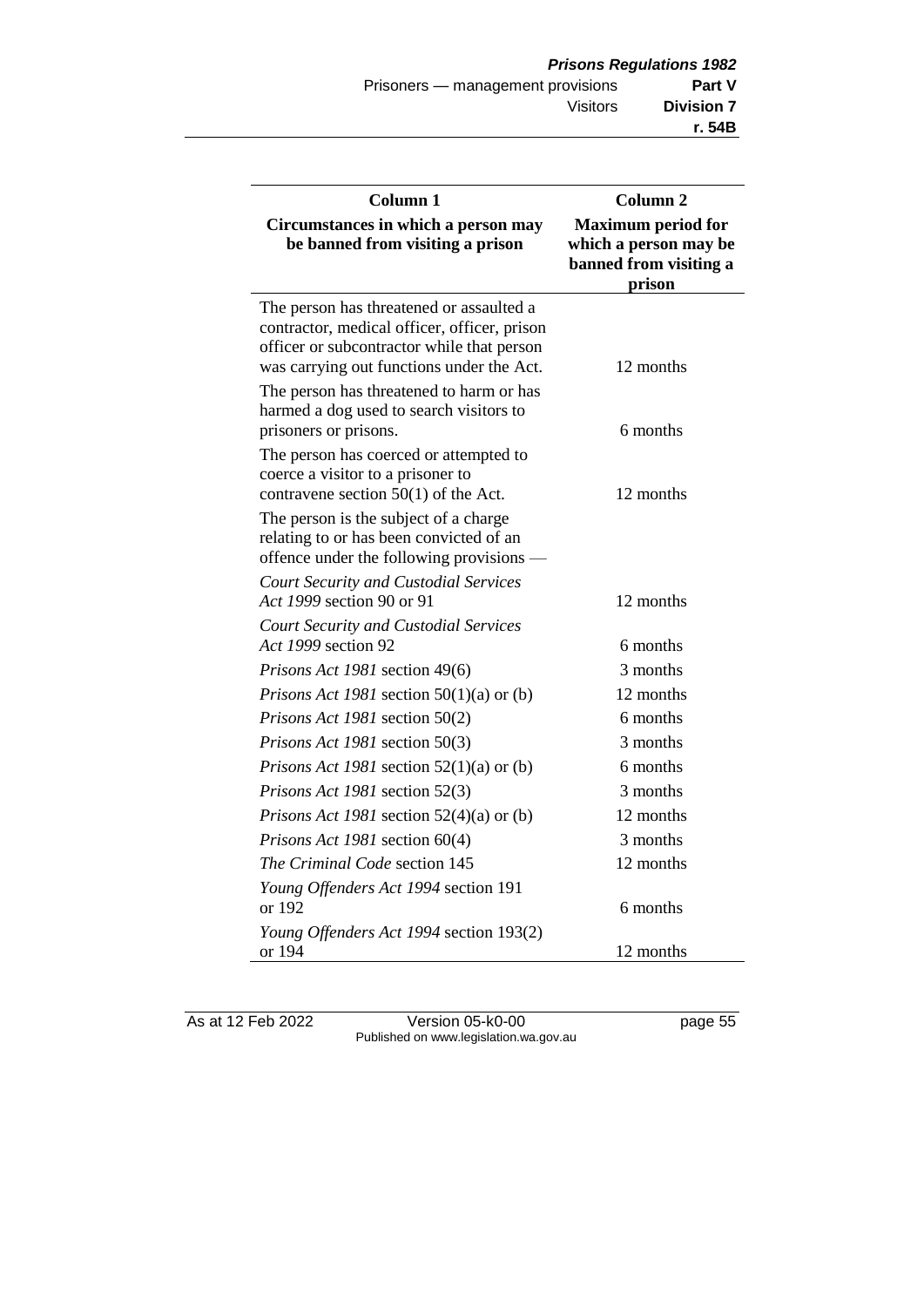| Column 1<br>**Circumstances in which a person may be banned from visiting a prison** | Column 2<br>**Maximum period for which a person may be banned from visiting a prison** |
|---|---|
| The person has threatened or assaulted a contractor, medical officer, officer, prison officer or subcontractor while that person was carrying out functions under the Act. | 12 months |
| The person has threatened to harm or has harmed a dog used to search visitors to prisoners or prisons. | 6 months |
| The person has coerced or attempted to coerce a visitor to a prisoner to contravene section 50(1) of the Act. | 12 months |
| The person is the subject of a charge relating to or has been convicted of an offence under the following provisions — | |
| *Court Security and Custodial Services Act 1999* section 90 or 91 | 12 months |
| *Court Security and Custodial Services Act 1999* section 92 | 6 months |
| *Prisons Act 1981* section 49(6) | 3 months |
| *Prisons Act 1981* section 50(1)(a) or (b) | 12 months |
| *Prisons Act 1981* section 50(2) | 6 months |
| *Prisons Act 1981* section 50(3) | 3 months |
| *Prisons Act 1981* section 52(1)(a) or (b) | 6 months |
| *Prisons Act 1981* section 52(3) | 3 months |
| *Prisons Act 1981* section 52(4)(a) or (b) | 12 months |
| *Prisons Act 1981* section 60(4) | 3 months |
| *The Criminal Code* section 145 | 12 months |
| *Young Offenders Act 1994* section 191 or 192 | 6 months |
| *Young Offenders Act 1994* section 193(2) or 194 | 12 months |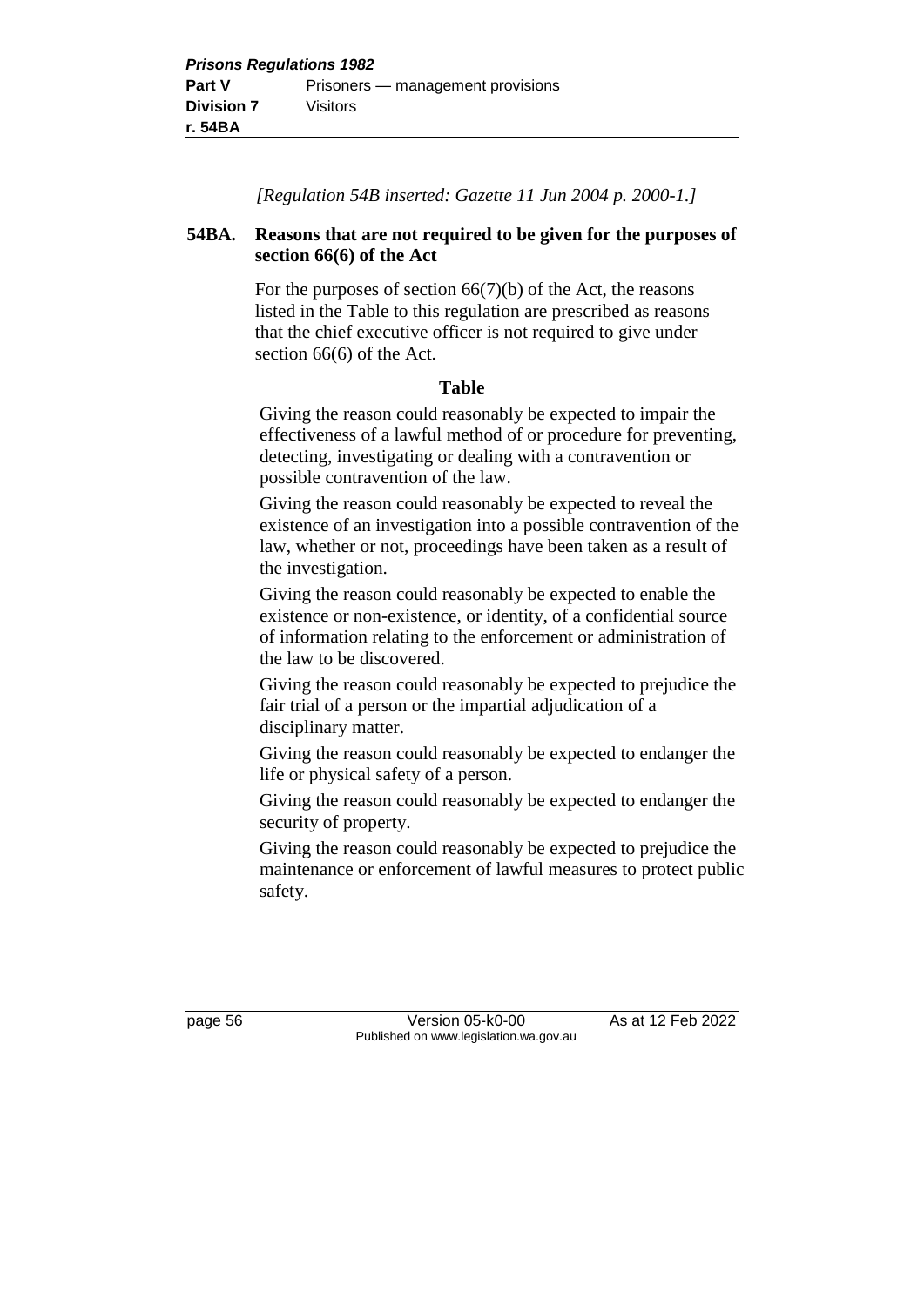*[Regulation 54B inserted: Gazette 11 Jun 2004 p. 2000-1.]*

**54BA. Reasons that are not required to be given for the purposes of section 66(6) of the Act**

For the purposes of section 66(7)(b) of the Act, the reasons listed in the Table to this regulation are prescribed as reasons that the chief executive officer is not required to give under section 66(6) of the Act.

**Table**

Giving the reason could reasonably be expected to impair the effectiveness of a lawful method of or procedure for preventing, detecting, investigating or dealing with a contravention or possible contravention of the law.

Giving the reason could reasonably be expected to reveal the existence of an investigation into a possible contravention of the law, whether or not, proceedings have been taken as a result of the investigation.

Giving the reason could reasonably be expected to enable the existence or non-existence, or identity, of a confidential source of information relating to the enforcement or administration of the law to be discovered.

Giving the reason could reasonably be expected to prejudice the fair trial of a person or the impartial adjudication of a disciplinary matter.

Giving the reason could reasonably be expected to endanger the life or physical safety of a person.

Giving the reason could reasonably be expected to endanger the security of property.

Giving the reason could reasonably be expected to prejudice the maintenance or enforcement of lawful measures to protect public safety.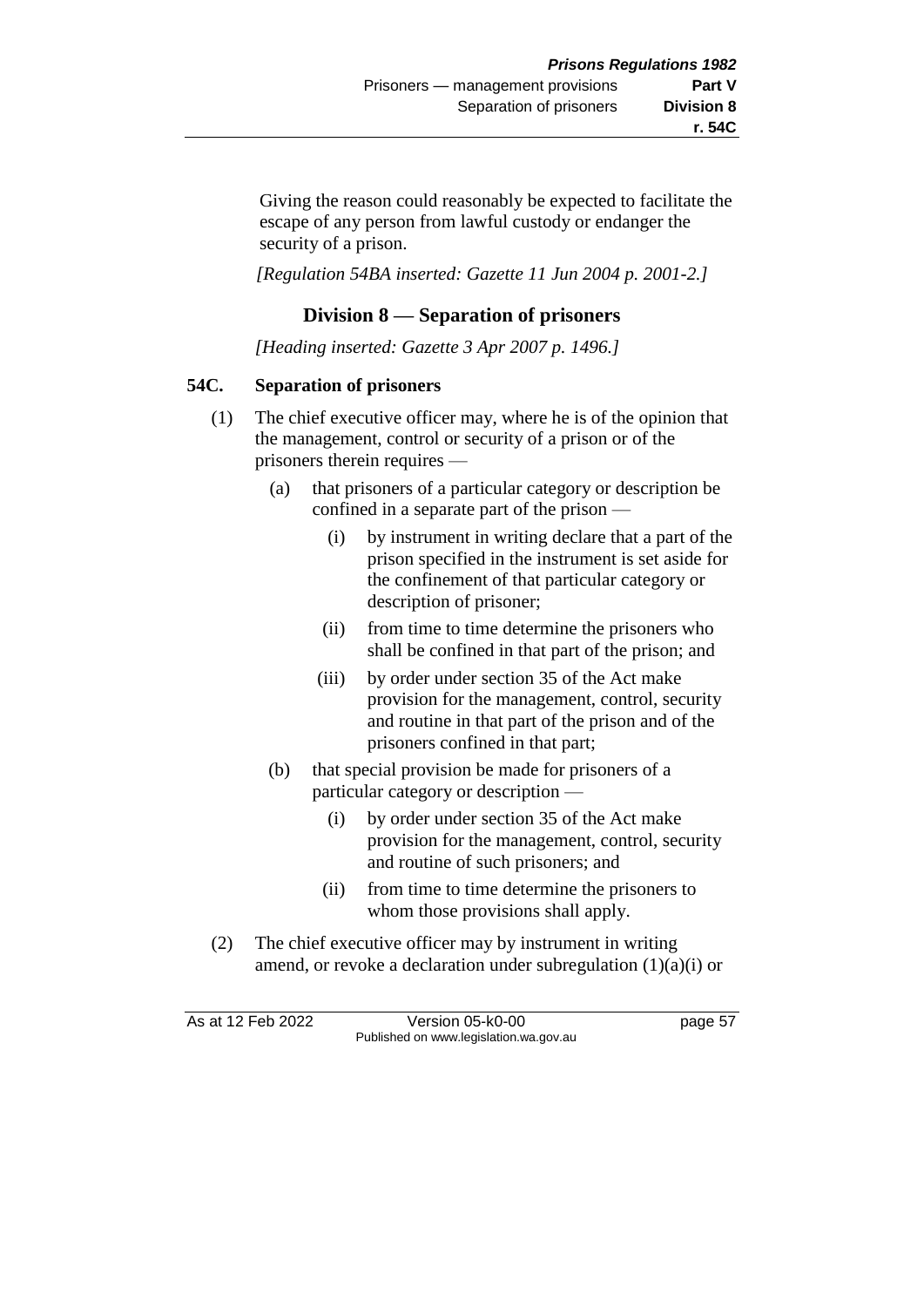Giving the reason could reasonably be expected to facilitate the escape of any person from lawful custody or endanger the security of a prison.

*[Regulation 54BA inserted: Gazette 11 Jun 2004 p. 2001-2.]*

## Division 8 — Separation of prisoners

*[Heading inserted: Gazette 3 Apr 2007 p. 1496.]*

### 54C. Separation of prisoners

(1) The chief executive officer may, where he is of the opinion that the management, control or security of a prison or of the prisoners therein requires —

(a) that prisoners of a particular category or description be confined in a separate part of the prison —

(i) by instrument in writing declare that a part of the prison specified in the instrument is set aside for the confinement of that particular category or description of prisoner;

(ii) from time to time determine the prisoners who shall be confined in that part of the prison; and

(iii) by order under section 35 of the Act make provision for the management, control, security and routine in that part of the prison and of the prisoners confined in that part;

(b) that special provision be made for prisoners of a particular category or description —

(i) by order under section 35 of the Act make provision for the management, control, security and routine of such prisoners; and

(ii) from time to time determine the prisoners to whom those provisions shall apply.

(2) The chief executive officer may by instrument in writing amend, or revoke a declaration under subregulation (1)(a)(i) or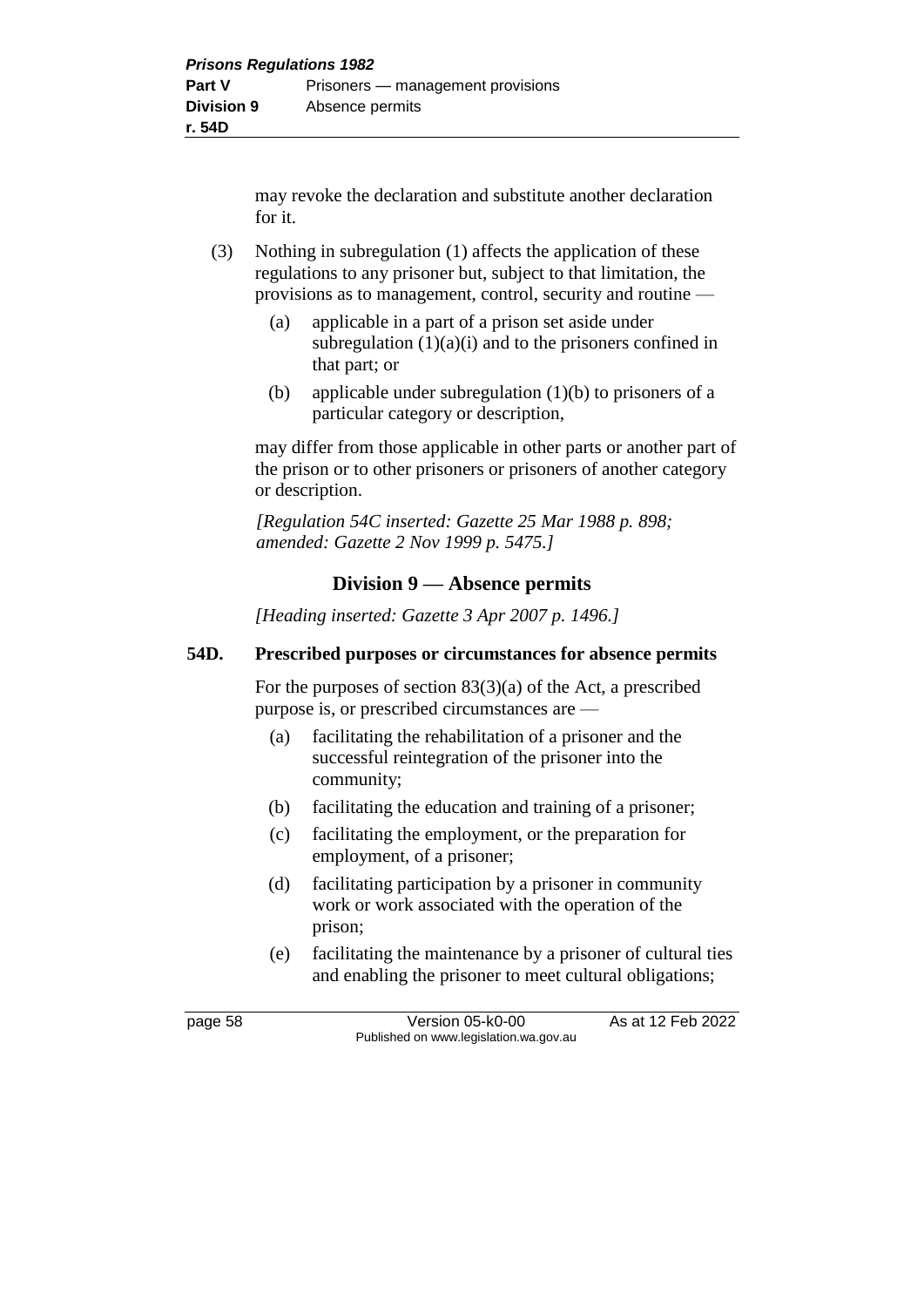may revoke the declaration and substitute another declaration for it.

(3) Nothing in subregulation (1) affects the application of these regulations to any prisoner but, subject to that limitation, the provisions as to management, control, security and routine —

(a) applicable in a part of a prison set aside under subregulation (1)(a)(i) and to the prisoners confined in that part; or

(b) applicable under subregulation (1)(b) to prisoners of a particular category or description,

may differ from those applicable in other parts or another part of the prison or to other prisoners or prisoners of another category or description.

*[Regulation 54C inserted: Gazette 25 Mar 1988 p. 898; amended: Gazette 2 Nov 1999 p. 5475.]*

## Division 9 — Absence permits

*[Heading inserted: Gazette 3 Apr 2007 p. 1496.]*

### 54D. Prescribed purposes or circumstances for absence permits

For the purposes of section 83(3)(a) of the Act, a prescribed purpose is, or prescribed circumstances are —

(a) facilitating the rehabilitation of a prisoner and the successful reintegration of the prisoner into the community;

(b) facilitating the education and training of a prisoner;

(c) facilitating the employment, or the preparation for employment, of a prisoner;

(d) facilitating participation by a prisoner in community work or work associated with the operation of the prison;

(e) facilitating the maintenance by a prisoner of cultural ties and enabling the prisoner to meet cultural obligations;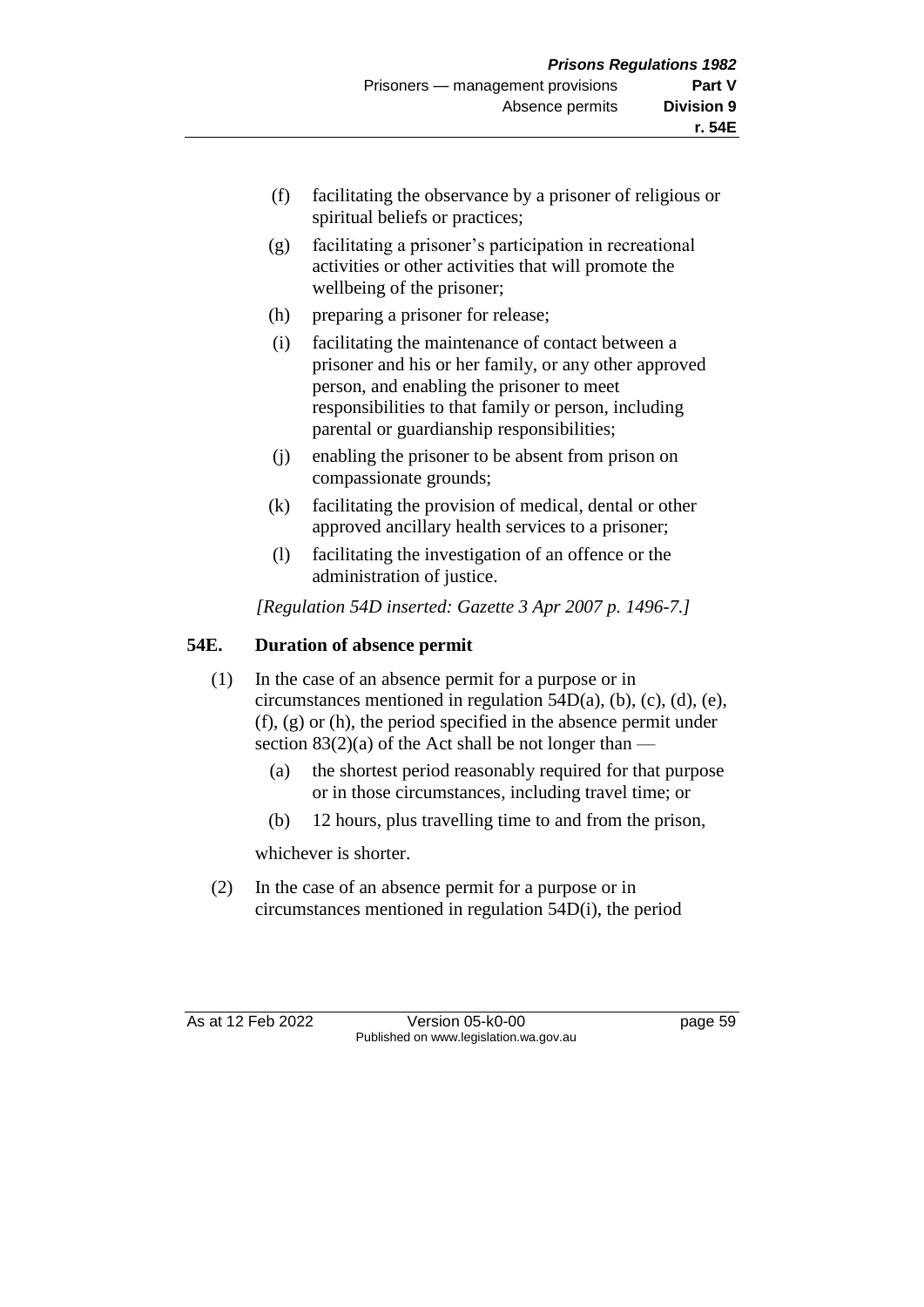(f) facilitating the observance by a prisoner of religious or spiritual beliefs or practices;

(g) facilitating a prisoner's participation in recreational activities or other activities that will promote the wellbeing of the prisoner;

(h) preparing a prisoner for release;

(i) facilitating the maintenance of contact between a prisoner and his or her family, or any other approved person, and enabling the prisoner to meet responsibilities to that family or person, including parental or guardianship responsibilities;

(j) enabling the prisoner to be absent from prison on compassionate grounds;

(k) facilitating the provision of medical, dental or other approved ancillary health services to a prisoner;

(l) facilitating the investigation of an offence or the administration of justice.

*[Regulation 54D inserted: Gazette 3 Apr 2007 p. 1496-7.]*

## 54E. Duration of absence permit

(1) In the case of an absence permit for a purpose or in circumstances mentioned in regulation 54D(a), (b), (c), (d), (e), (f), (g) or (h), the period specified in the absence permit under section 83(2)(a) of the Act shall be not longer than —

(a) the shortest period reasonably required for that purpose or in those circumstances, including travel time; or

(b) 12 hours, plus travelling time to and from the prison,

whichever is shorter.

(2) In the case of an absence permit for a purpose or in circumstances mentioned in regulation 54D(i), the period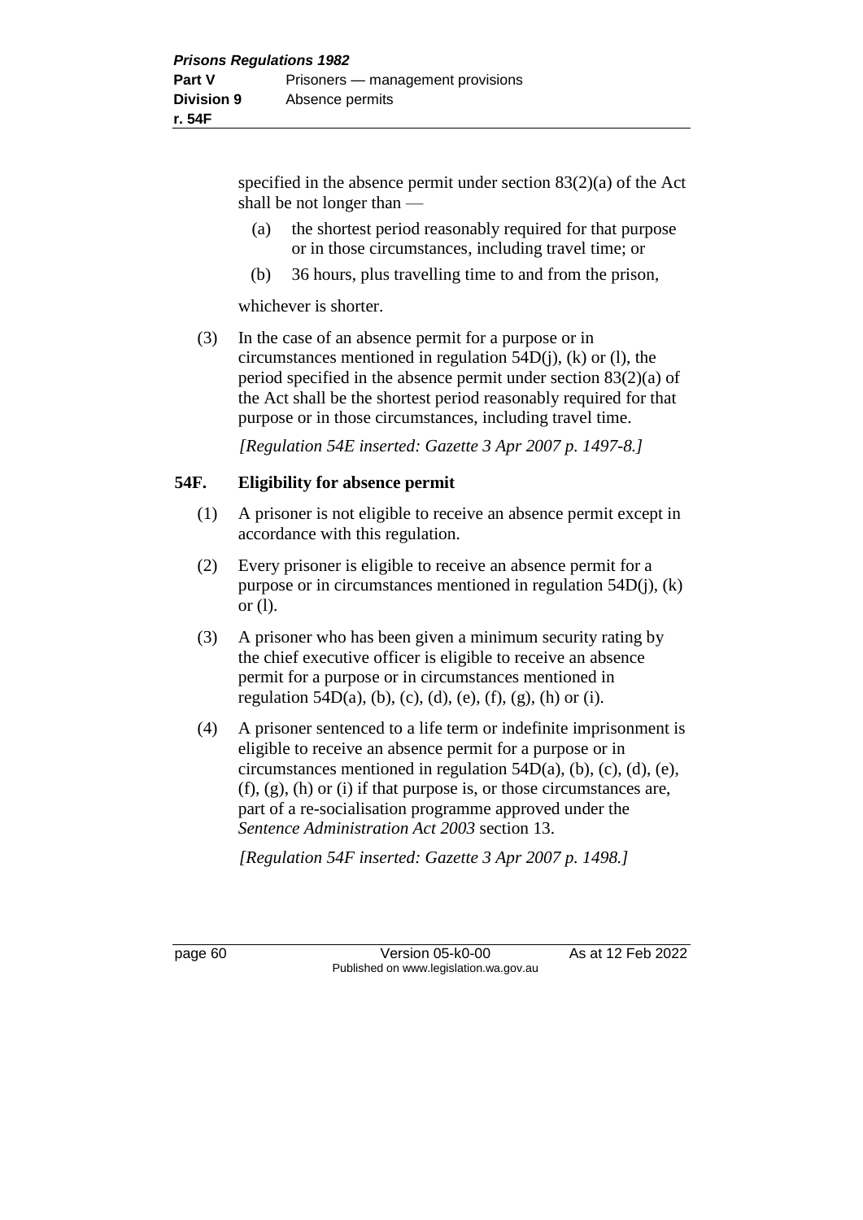specified in the absence permit under section 83(2)(a) of the Act shall be not longer than —

(a) the shortest period reasonably required for that purpose or in those circumstances, including travel time; or

(b) 36 hours, plus travelling time to and from the prison,

whichever is shorter.

(3) In the case of an absence permit for a purpose or in circumstances mentioned in regulation 54D(j), (k) or (l), the period specified in the absence permit under section 83(2)(a) of the Act shall be the shortest period reasonably required for that purpose or in those circumstances, including travel time.

*[Regulation 54E inserted: Gazette 3 Apr 2007 p. 1497-8.]*

## 54F. Eligibility for absence permit

(1) A prisoner is not eligible to receive an absence permit except in accordance with this regulation.

(2) Every prisoner is eligible to receive an absence permit for a purpose or in circumstances mentioned in regulation 54D(j), (k) or (l).

(3) A prisoner who has been given a minimum security rating by the chief executive officer is eligible to receive an absence permit for a purpose or in circumstances mentioned in regulation 54D(a), (b), (c), (d), (e), (f), (g), (h) or (i).

(4) A prisoner sentenced to a life term or indefinite imprisonment is eligible to receive an absence permit for a purpose or in circumstances mentioned in regulation 54D(a), (b), (c), (d), (e), (f), (g), (h) or (i) if that purpose is, or those circumstances are, part of a re-socialisation programme approved under the *Sentence Administration Act 2003* section 13.

*[Regulation 54F inserted: Gazette 3 Apr 2007 p. 1498.]*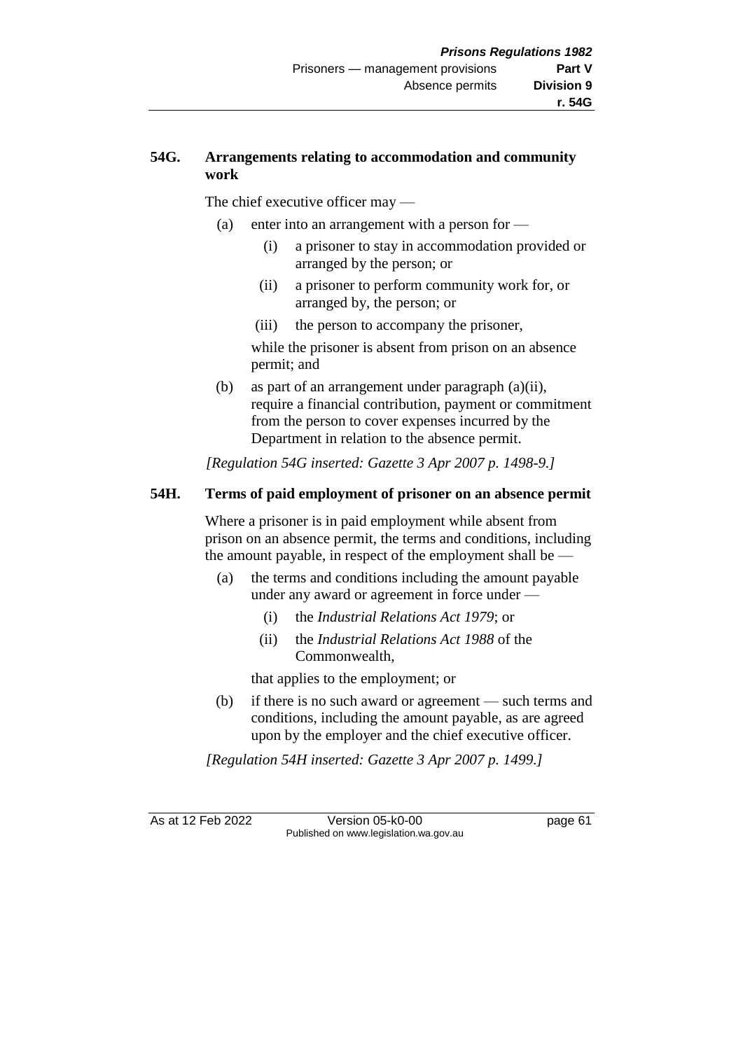## 54G. Arrangements relating to accommodation and community work

The chief executive officer may —

(a) enter into an arrangement with a person for —

 (i) a prisoner to stay in accommodation provided or arranged by the person; or

 (ii) a prisoner to perform community work for, or arranged by, the person; or

 (iii) the person to accompany the prisoner,

 while the prisoner is absent from prison on an absence permit; and

(b) as part of an arrangement under paragraph (a)(ii), require a financial contribution, payment or commitment from the person to cover expenses incurred by the Department in relation to the absence permit.

*[Regulation 54G inserted: Gazette 3 Apr 2007 p. 1498-9.]*

## 54H. Terms of paid employment of prisoner on an absence permit

Where a prisoner is in paid employment while absent from prison on an absence permit, the terms and conditions, including the amount payable, in respect of the employment shall be —

(a) the terms and conditions including the amount payable under any award or agreement in force under —

 (i) the *Industrial Relations Act 1979*; or

 (ii) the *Industrial Relations Act 1988* of the Commonwealth,

 that applies to the employment; or

(b) if there is no such award or agreement — such terms and conditions, including the amount payable, as are agreed upon by the employer and the chief executive officer.

*[Regulation 54H inserted: Gazette 3 Apr 2007 p. 1499.]*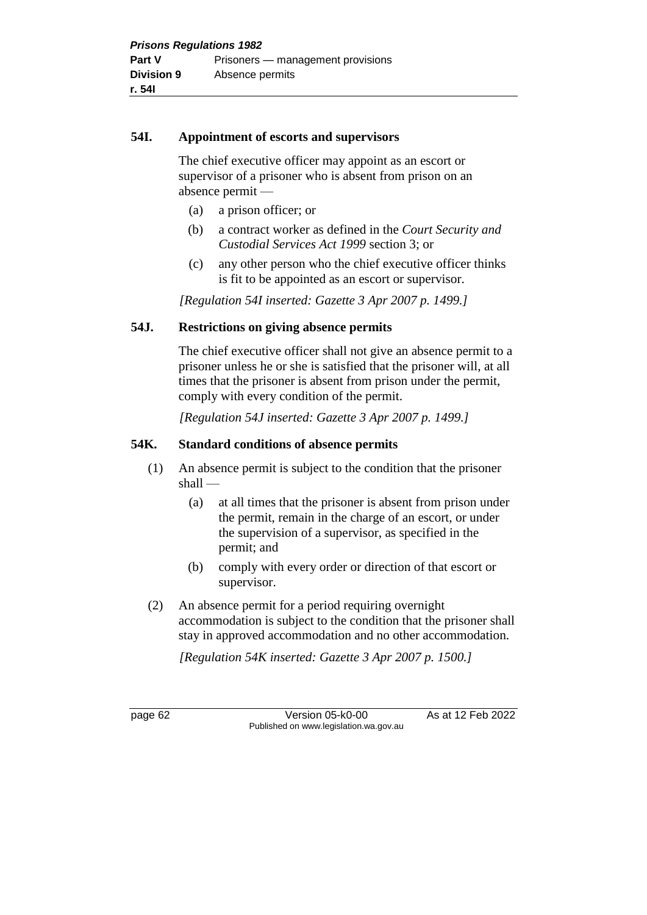### 54I. Appointment of escorts and supervisors

The chief executive officer may appoint as an escort or supervisor of a prisoner who is absent from prison on an absence permit —

(a) a prison officer; or

(b) a contract worker as defined in the *Court Security and Custodial Services Act 1999* section 3; or

(c) any other person who the chief executive officer thinks is fit to be appointed as an escort or supervisor.

*[Regulation 54I inserted: Gazette 3 Apr 2007 p. 1499.]*

### 54J. Restrictions on giving absence permits

The chief executive officer shall not give an absence permit to a prisoner unless he or she is satisfied that the prisoner will, at all times that the prisoner is absent from prison under the permit, comply with every condition of the permit.

*[Regulation 54J inserted: Gazette 3 Apr 2007 p. 1499.]*

### 54K. Standard conditions of absence permits

(1) An absence permit is subject to the condition that the prisoner shall —

(a) at all times that the prisoner is absent from prison under the permit, remain in the charge of an escort, or under the supervision of a supervisor, as specified in the permit; and

(b) comply with every order or direction of that escort or supervisor.

(2) An absence permit for a period requiring overnight accommodation is subject to the condition that the prisoner shall stay in approved accommodation and no other accommodation.

*[Regulation 54K inserted: Gazette 3 Apr 2007 p. 1500.]*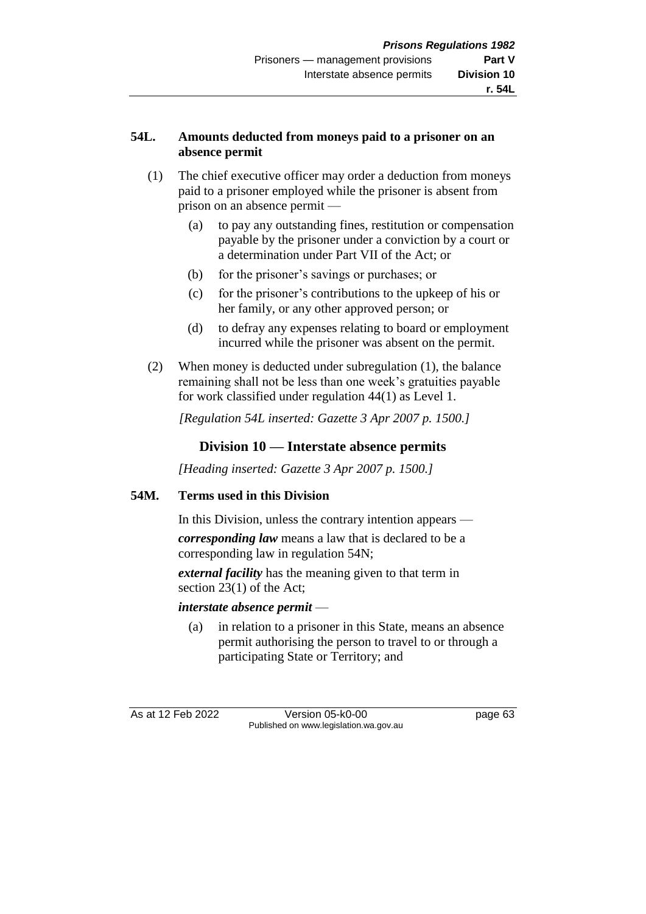**54L. Amounts deducted from moneys paid to a prisoner on an absence permit**

(1) The chief executive officer may order a deduction from moneys paid to a prisoner employed while the prisoner is absent from prison on an absence permit —

(a) to pay any outstanding fines, restitution or compensation payable by the prisoner under a conviction by a court or a determination under Part VII of the Act; or

(b) for the prisoner's savings or purchases; or

(c) for the prisoner's contributions to the upkeep of his or her family, or any other approved person; or

(d) to defray any expenses relating to board or employment incurred while the prisoner was absent on the permit.

(2) When money is deducted under subregulation (1), the balance remaining shall not be less than one week's gratuities payable for work classified under regulation 44(1) as Level 1.

*[Regulation 54L inserted: Gazette 3 Apr 2007 p. 1500.]*

## Division 10 — Interstate absence permits

*[Heading inserted: Gazette 3 Apr 2007 p. 1500.]*

**54M. Terms used in this Division**

In this Division, unless the contrary intention appears —

***corresponding law*** means a law that is declared to be a corresponding law in regulation 54N;

***external facility*** has the meaning given to that term in section 23(1) of the Act;

***interstate absence permit*** —

(a) in relation to a prisoner in this State, means an absence permit authorising the person to travel to or through a participating State or Territory; and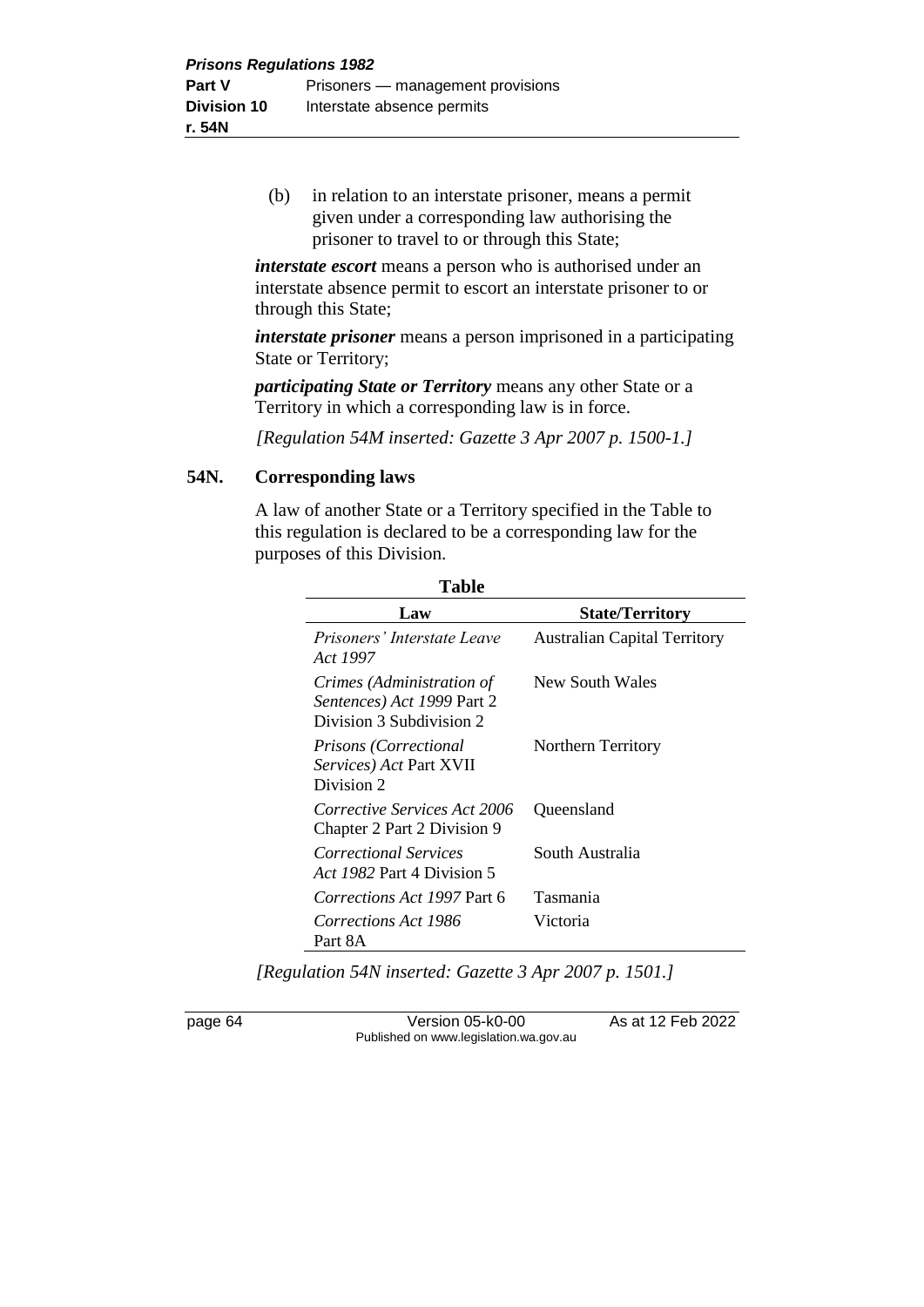(b) in relation to an interstate prisoner, means a permit given under a corresponding law authorising the prisoner to travel to or through this State;

***interstate escort*** means a person who is authorised under an interstate absence permit to escort an interstate prisoner to or through this State;

***interstate prisoner*** means a person imprisoned in a participating State or Territory;

***participating State or Territory*** means any other State or a Territory in which a corresponding law is in force.

*[Regulation 54M inserted: Gazette 3 Apr 2007 p. 1500-1.]*

### 54N. Corresponding laws

A law of another State or a Territory specified in the Table to this regulation is declared to be a corresponding law for the purposes of this Division.

**Table**

| Law | State/Territory |
|---|---|
| *Prisoners' Interstate Leave Act 1997* | Australian Capital Territory |
| *Crimes (Administration of Sentences) Act 1999* Part 2 Division 3 Subdivision 2 | New South Wales |
| *Prisons (Correctional Services) Act* Part XVII Division 2 | Northern Territory |
| *Corrective Services Act 2006* Chapter 2 Part 2 Division 9 | Queensland |
| *Correctional Services Act 1982* Part 4 Division 5 | South Australia |
| *Corrections Act 1997* Part 6 | Tasmania |
| *Corrections Act 1986* Part 8A | Victoria |

*[Regulation 54N inserted: Gazette 3 Apr 2007 p. 1501.]*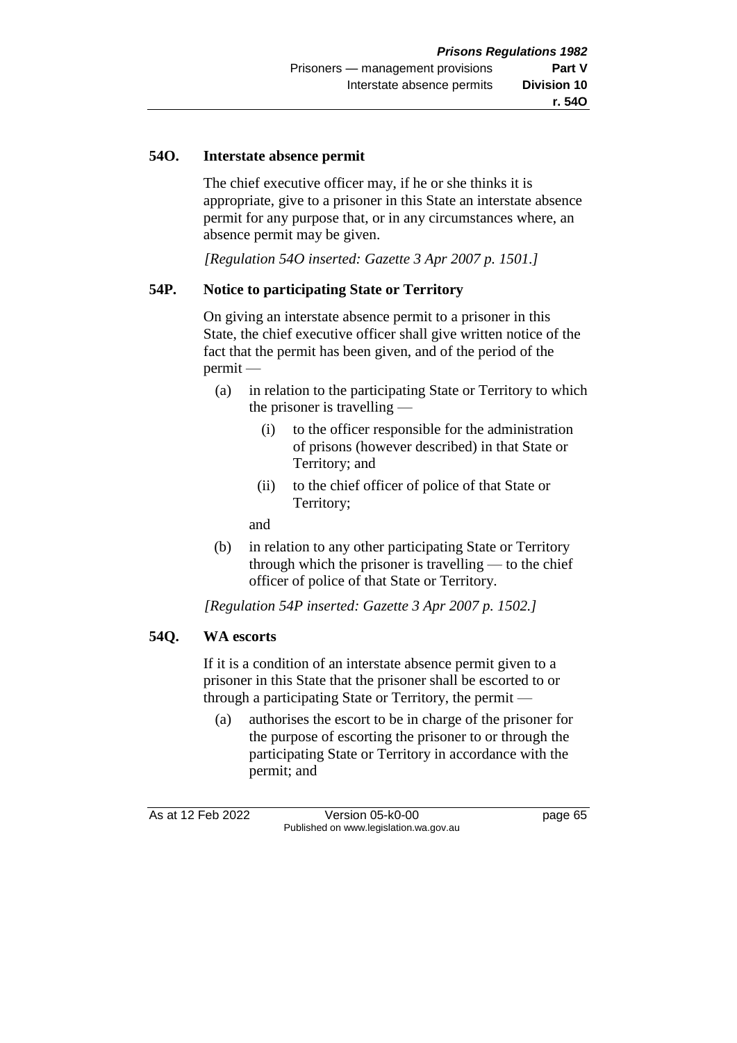## 54O. Interstate absence permit

The chief executive officer may, if he or she thinks it is appropriate, give to a prisoner in this State an interstate absence permit for any purpose that, or in any circumstances where, an absence permit may be given.

*[Regulation 54O inserted: Gazette 3 Apr 2007 p. 1501.]*

## 54P. Notice to participating State or Territory

On giving an interstate absence permit to a prisoner in this State, the chief executive officer shall give written notice of the fact that the permit has been given, and of the period of the permit —

(a) in relation to the participating State or Territory to which the prisoner is travelling —

  (i) to the officer responsible for the administration of prisons (however described) in that State or Territory; and

  (ii) to the chief officer of police of that State or Territory;

and

(b) in relation to any other participating State or Territory through which the prisoner is travelling — to the chief officer of police of that State or Territory.

*[Regulation 54P inserted: Gazette 3 Apr 2007 p. 1502.]*

## 54Q. WA escorts

If it is a condition of an interstate absence permit given to a prisoner in this State that the prisoner shall be escorted to or through a participating State or Territory, the permit —

(a) authorises the escort to be in charge of the prisoner for the purpose of escorting the prisoner to or through the participating State or Territory in accordance with the permit; and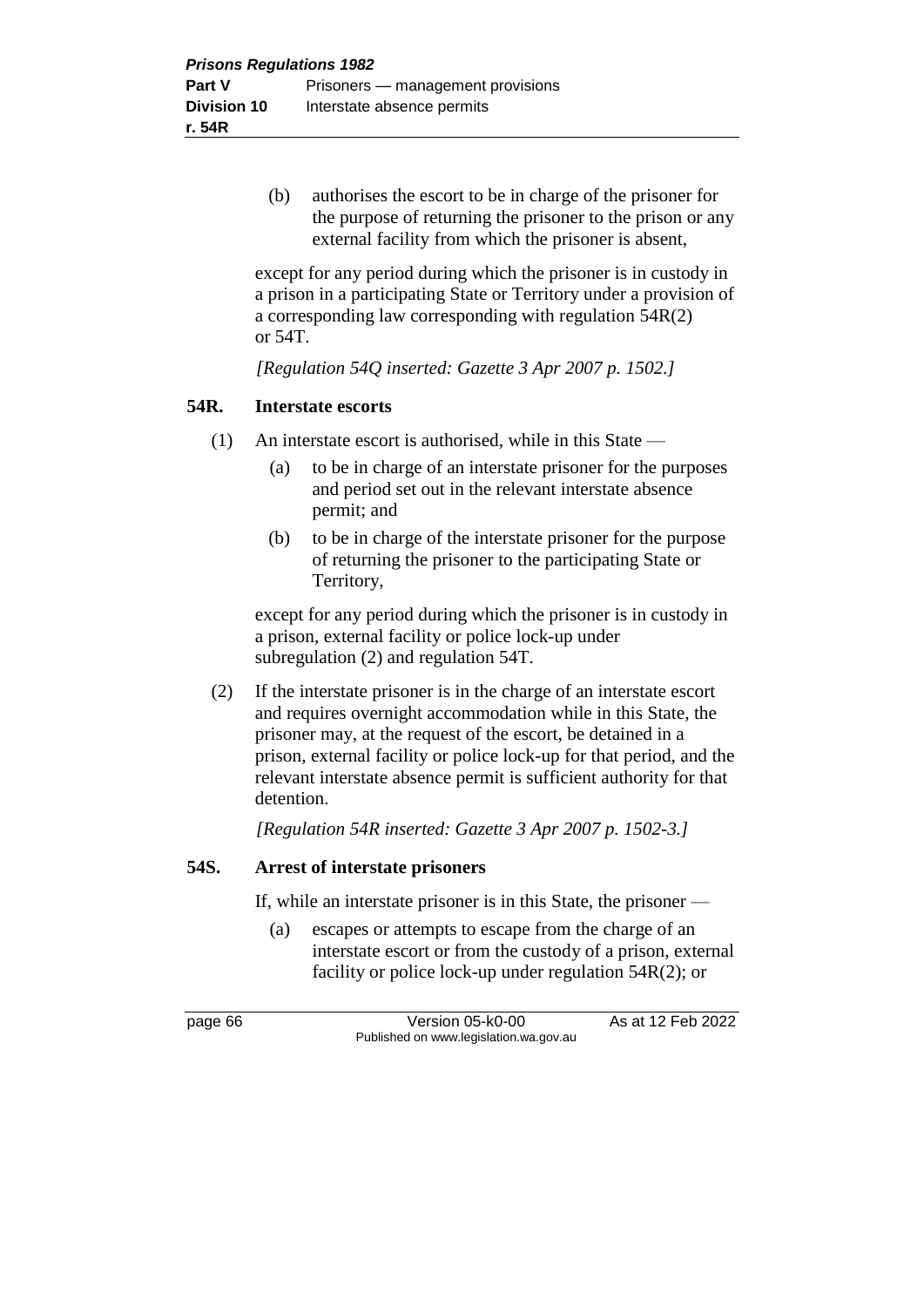(b) authorises the escort to be in charge of the prisoner for the purpose of returning the prisoner to the prison or any external facility from which the prisoner is absent,

except for any period during which the prisoner is in custody in a prison in a participating State or Territory under a provision of a corresponding law corresponding with regulation 54R(2) or 54T.

*[Regulation 54Q inserted: Gazette 3 Apr 2007 p. 1502.]*

## 54R. Interstate escorts

(1) An interstate escort is authorised, while in this State —

(a) to be in charge of an interstate prisoner for the purposes and period set out in the relevant interstate absence permit; and

(b) to be in charge of the interstate prisoner for the purpose of returning the prisoner to the participating State or Territory,

except for any period during which the prisoner is in custody in a prison, external facility or police lock-up under subregulation (2) and regulation 54T.

(2) If the interstate prisoner is in the charge of an interstate escort and requires overnight accommodation while in this State, the prisoner may, at the request of the escort, be detained in a prison, external facility or police lock-up for that period, and the relevant interstate absence permit is sufficient authority for that detention.

*[Regulation 54R inserted: Gazette 3 Apr 2007 p. 1502-3.]*

## 54S. Arrest of interstate prisoners

If, while an interstate prisoner is in this State, the prisoner —

(a) escapes or attempts to escape from the charge of an interstate escort or from the custody of a prison, external facility or police lock-up under regulation 54R(2); or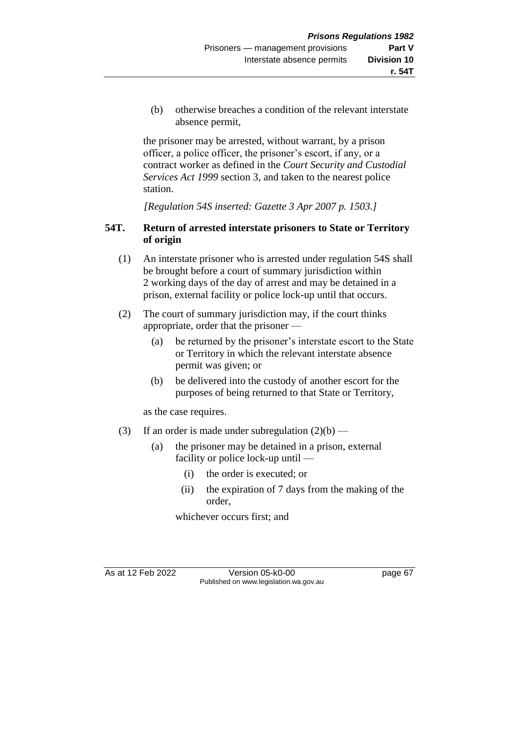(b) otherwise breaches a condition of the relevant interstate absence permit,

the prisoner may be arrested, without warrant, by a prison officer, a police officer, the prisoner's escort, if any, or a contract worker as defined in the *Court Security and Custodial Services Act 1999* section 3, and taken to the nearest police station.

*[Regulation 54S inserted: Gazette 3 Apr 2007 p. 1503.]*

### 54T. Return of arrested interstate prisoners to State or Territory of origin

(1) An interstate prisoner who is arrested under regulation 54S shall be brought before a court of summary jurisdiction within 2 working days of the day of arrest and may be detained in a prison, external facility or police lock-up until that occurs.

(2) The court of summary jurisdiction may, if the court thinks appropriate, order that the prisoner —

- (a) be returned by the prisoner's interstate escort to the State or Territory in which the relevant interstate absence permit was given; or
- (b) be delivered into the custody of another escort for the purposes of being returned to that State or Territory,

as the case requires.

(3) If an order is made under subregulation (2)(b) —

- (a) the prisoner may be detained in a prison, external facility or police lock-up until —
  - (i) the order is executed; or
  - (ii) the expiration of 7 days from the making of the order,

  whichever occurs first; and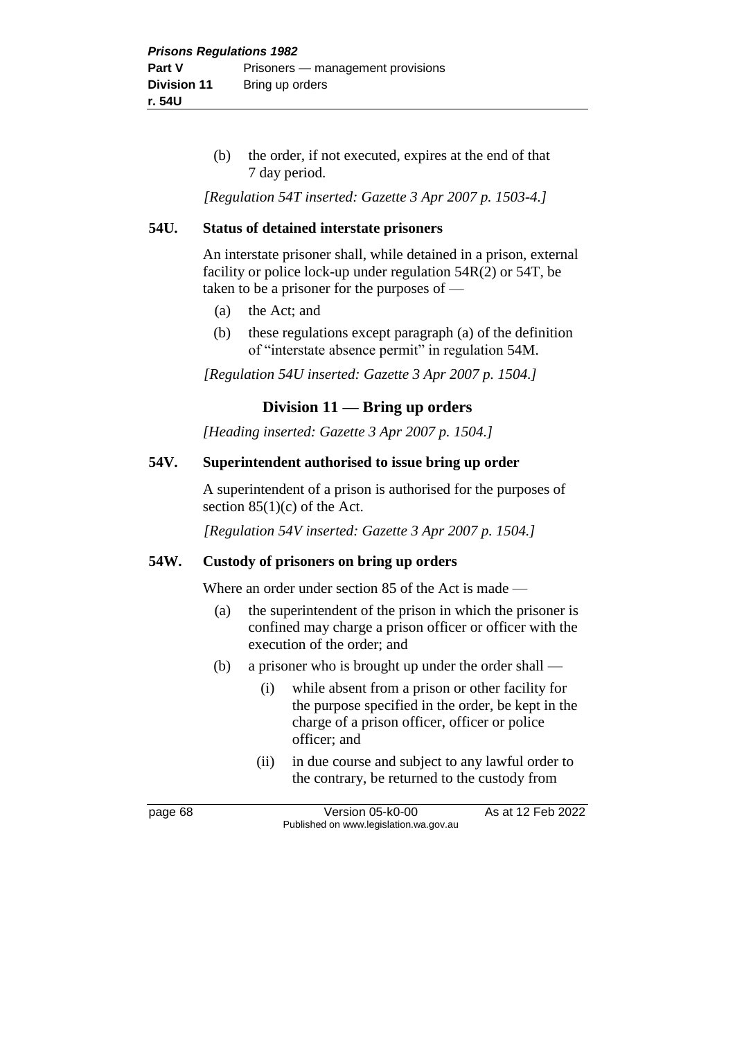(b) the order, if not executed, expires at the end of that 7 day period.

*[Regulation 54T inserted: Gazette 3 Apr 2007 p. 1503-4.]*

**54U. Status of detained interstate prisoners**

An interstate prisoner shall, while detained in a prison, external facility or police lock-up under regulation 54R(2) or 54T, be taken to be a prisoner for the purposes of —

(a) the Act; and

(b) these regulations except paragraph (a) of the definition of "interstate absence permit" in regulation 54M.

*[Regulation 54U inserted: Gazette 3 Apr 2007 p. 1504.]*

## Division 11 — Bring up orders

*[Heading inserted: Gazette 3 Apr 2007 p. 1504.]*

**54V. Superintendent authorised to issue bring up order**

A superintendent of a prison is authorised for the purposes of section 85(1)(c) of the Act.

*[Regulation 54V inserted: Gazette 3 Apr 2007 p. 1504.]*

**54W. Custody of prisoners on bring up orders**

Where an order under section 85 of the Act is made —

(a) the superintendent of the prison in which the prisoner is confined may charge a prison officer or officer with the execution of the order; and

(b) a prisoner who is brought up under the order shall —

(i) while absent from a prison or other facility for the purpose specified in the order, be kept in the charge of a prison officer, officer or police officer; and

(ii) in due course and subject to any lawful order to the contrary, be returned to the custody from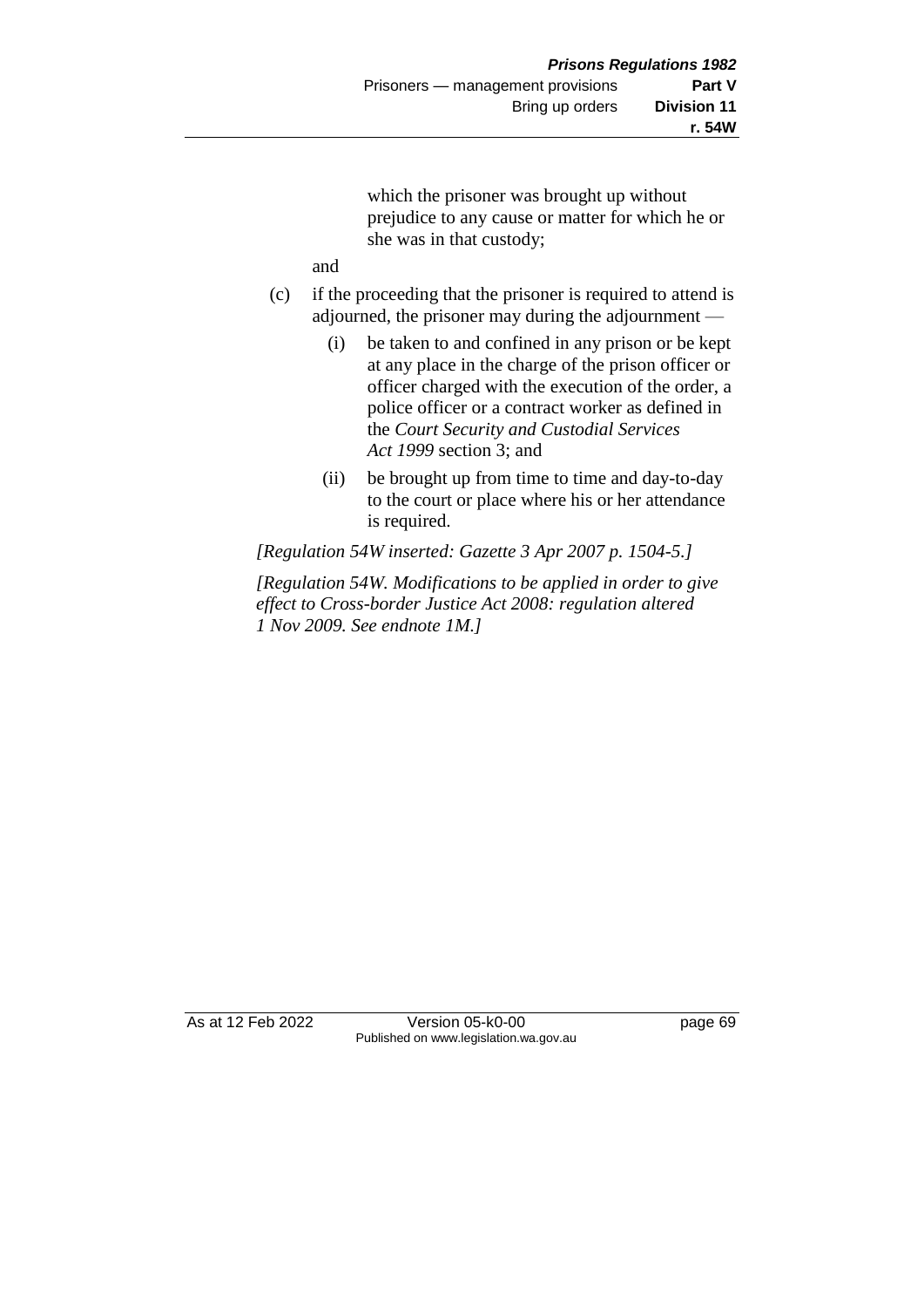which the prisoner was brought up without prejudice to any cause or matter for which he or she was in that custody;

and

(c) if the proceeding that the prisoner is required to attend is adjourned, the prisoner may during the adjournment —

(i) be taken to and confined in any prison or be kept at any place in the charge of the prison officer or officer charged with the execution of the order, a police officer or a contract worker as defined in the *Court Security and Custodial Services Act 1999* section 3; and

(ii) be brought up from time to time and day-to-day to the court or place where his or her attendance is required.

*[Regulation 54W inserted: Gazette 3 Apr 2007 p. 1504-5.]*

*[Regulation 54W. Modifications to be applied in order to give effect to Cross-border Justice Act 2008: regulation altered 1 Nov 2009. See endnote 1M.]*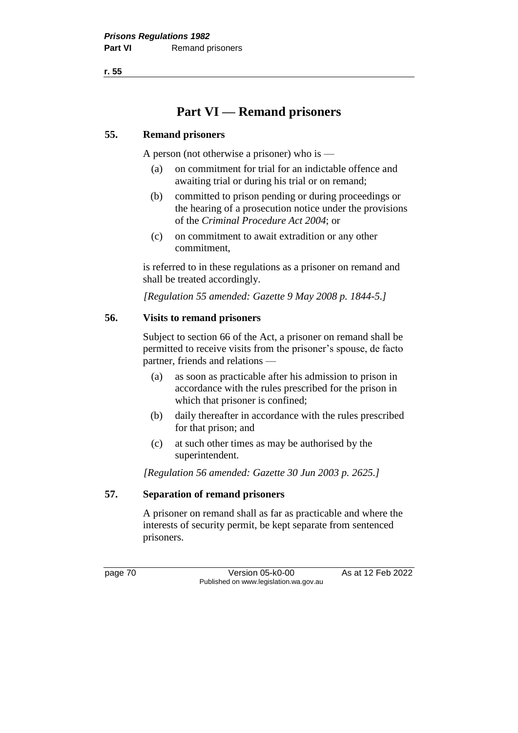# Part VI — Remand prisoners

### 55. Remand prisoners

A person (not otherwise a prisoner) who is —

(a) on commitment for trial for an indictable offence and awaiting trial or during his trial or on remand;

(b) committed to prison pending or during proceedings or the hearing of a prosecution notice under the provisions of the *Criminal Procedure Act 2004*; or

(c) on commitment to await extradition or any other commitment,

is referred to in these regulations as a prisoner on remand and shall be treated accordingly.

*[Regulation 55 amended: Gazette 9 May 2008 p. 1844-5.]*

### 56. Visits to remand prisoners

Subject to section 66 of the Act, a prisoner on remand shall be permitted to receive visits from the prisoner's spouse, de facto partner, friends and relations —

(a) as soon as practicable after his admission to prison in accordance with the rules prescribed for the prison in which that prisoner is confined;

(b) daily thereafter in accordance with the rules prescribed for that prison; and

(c) at such other times as may be authorised by the superintendent.

*[Regulation 56 amended: Gazette 30 Jun 2003 p. 2625.]*

### 57. Separation of remand prisoners

A prisoner on remand shall as far as practicable and where the interests of security permit, be kept separate from sentenced prisoners.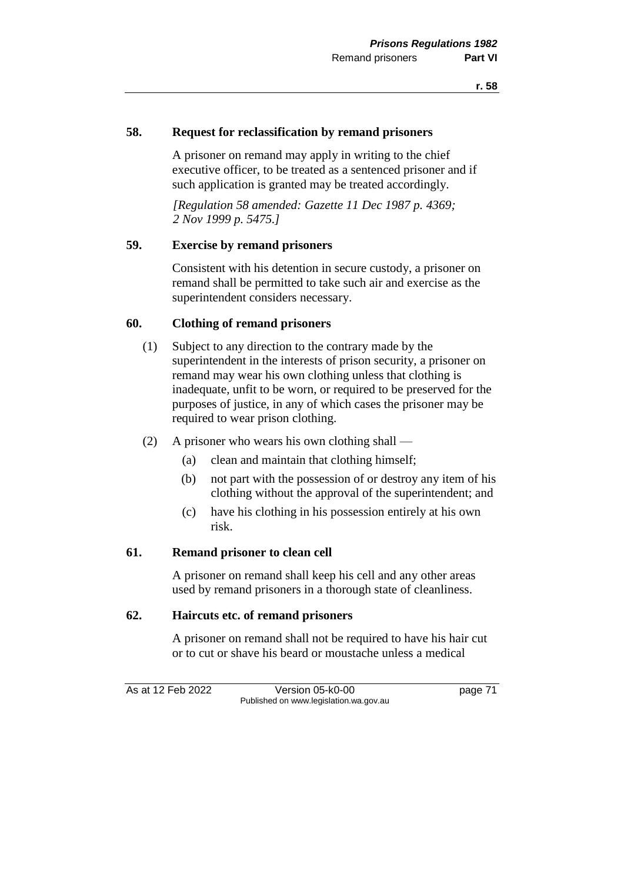### 58. Request for reclassification by remand prisoners

A prisoner on remand may apply in writing to the chief executive officer, to be treated as a sentenced prisoner and if such application is granted may be treated accordingly.

*[Regulation 58 amended: Gazette 11 Dec 1987 p. 4369; 2 Nov 1999 p. 5475.]*

### 59. Exercise by remand prisoners

Consistent with his detention in secure custody, a prisoner on remand shall be permitted to take such air and exercise as the superintendent considers necessary.

### 60. Clothing of remand prisoners

(1) Subject to any direction to the contrary made by the superintendent in the interests of prison security, a prisoner on remand may wear his own clothing unless that clothing is inadequate, unfit to be worn, or required to be preserved for the purposes of justice, in any of which cases the prisoner may be required to wear prison clothing.

(2) A prisoner who wears his own clothing shall —

- (a) clean and maintain that clothing himself;
- (b) not part with the possession of or destroy any item of his clothing without the approval of the superintendent; and
- (c) have his clothing in his possession entirely at his own risk.

### 61. Remand prisoner to clean cell

A prisoner on remand shall keep his cell and any other areas used by remand prisoners in a thorough state of cleanliness.

### 62. Haircuts etc. of remand prisoners

A prisoner on remand shall not be required to have his hair cut or to cut or shave his beard or moustache unless a medical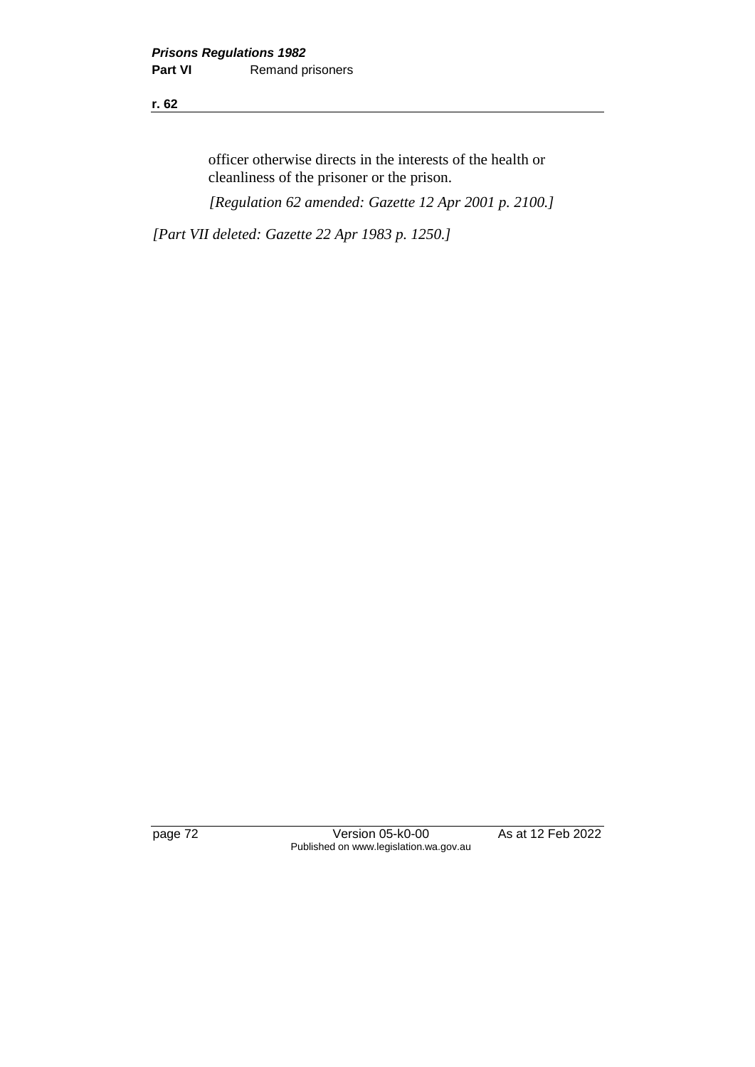officer otherwise directs in the interests of the health or cleanliness of the prisoner or the prison.

*[Regulation 62 amended: Gazette 12 Apr 2001 p. 2100.]*

*[Part VII deleted: Gazette 22 Apr 1983 p. 1250.]*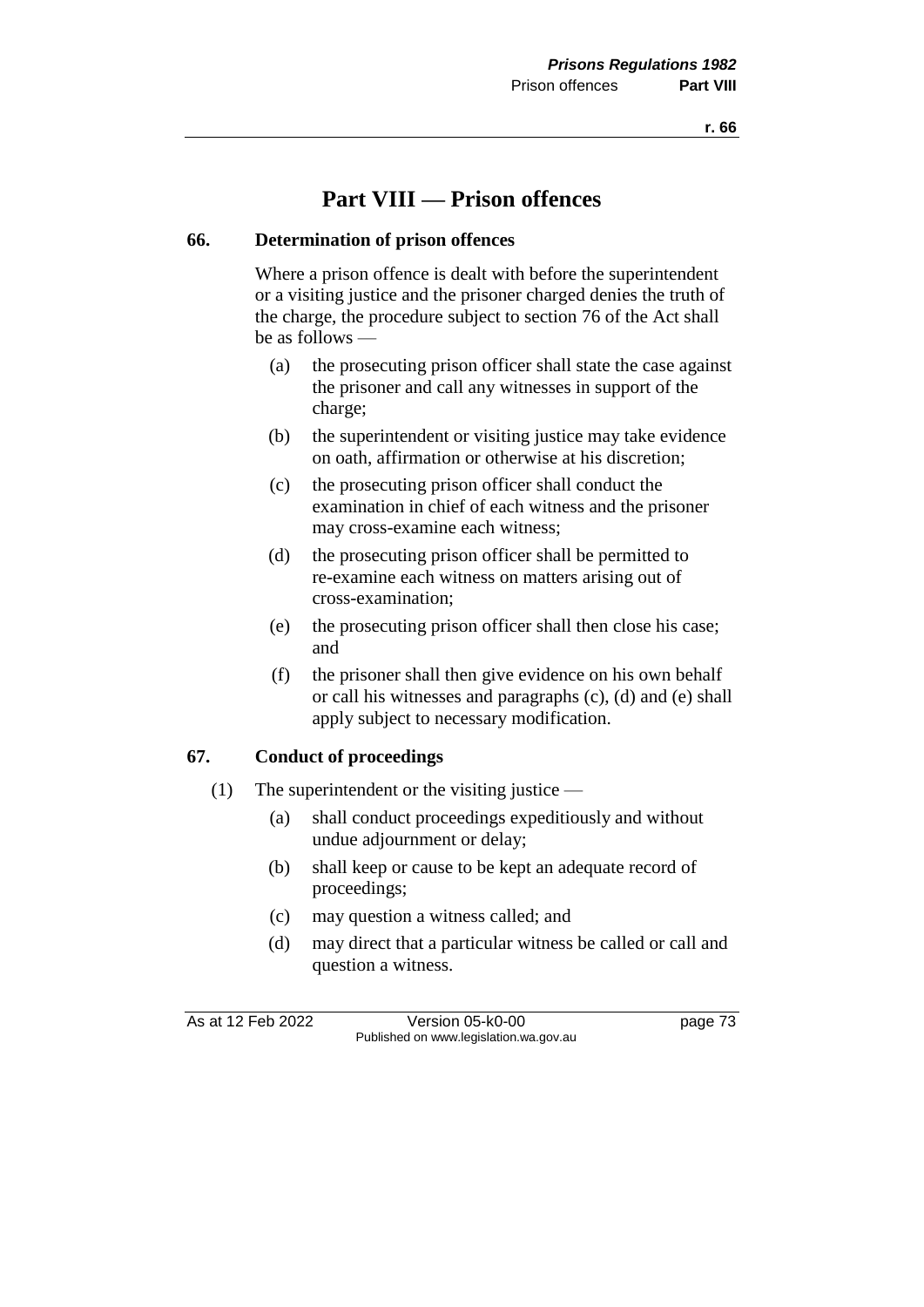# Part VIII — Prison offences

## 66. Determination of prison offences

Where a prison offence is dealt with before the superintendent or a visiting justice and the prisoner charged denies the truth of the charge, the procedure subject to section 76 of the Act shall be as follows —

- (a) the prosecuting prison officer shall state the case against the prisoner and call any witnesses in support of the charge;
- (b) the superintendent or visiting justice may take evidence on oath, affirmation or otherwise at his discretion;
- (c) the prosecuting prison officer shall conduct the examination in chief of each witness and the prisoner may cross-examine each witness;
- (d) the prosecuting prison officer shall be permitted to re-examine each witness on matters arising out of cross-examination;
- (e) the prosecuting prison officer shall then close his case; and
- (f) the prisoner shall then give evidence on his own behalf or call his witnesses and paragraphs (c), (d) and (e) shall apply subject to necessary modification.

## 67. Conduct of proceedings

(1) The superintendent or the visiting justice —

- (a) shall conduct proceedings expeditiously and without undue adjournment or delay;
- (b) shall keep or cause to be kept an adequate record of proceedings;
- (c) may question a witness called; and
- (d) may direct that a particular witness be called or call and question a witness.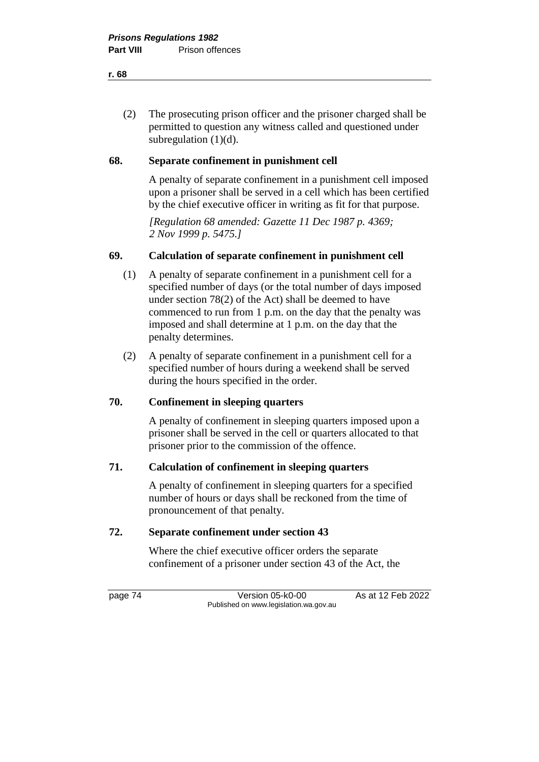(2) The prosecuting prison officer and the prisoner charged shall be permitted to question any witness called and questioned under subregulation (1)(d).

## 68. Separate confinement in punishment cell

A penalty of separate confinement in a punishment cell imposed upon a prisoner shall be served in a cell which has been certified by the chief executive officer in writing as fit for that purpose.

*[Regulation 68 amended: Gazette 11 Dec 1987 p. 4369; 2 Nov 1999 p. 5475.]*

## 69. Calculation of separate confinement in punishment cell

(1) A penalty of separate confinement in a punishment cell for a specified number of days (or the total number of days imposed under section 78(2) of the Act) shall be deemed to have commenced to run from 1 p.m. on the day that the penalty was imposed and shall determine at 1 p.m. on the day that the penalty determines.

(2) A penalty of separate confinement in a punishment cell for a specified number of hours during a weekend shall be served during the hours specified in the order.

## 70. Confinement in sleeping quarters

A penalty of confinement in sleeping quarters imposed upon a prisoner shall be served in the cell or quarters allocated to that prisoner prior to the commission of the offence.

## 71. Calculation of confinement in sleeping quarters

A penalty of confinement in sleeping quarters for a specified number of hours or days shall be reckoned from the time of pronouncement of that penalty.

## 72. Separate confinement under section 43

Where the chief executive officer orders the separate confinement of a prisoner under section 43 of the Act, the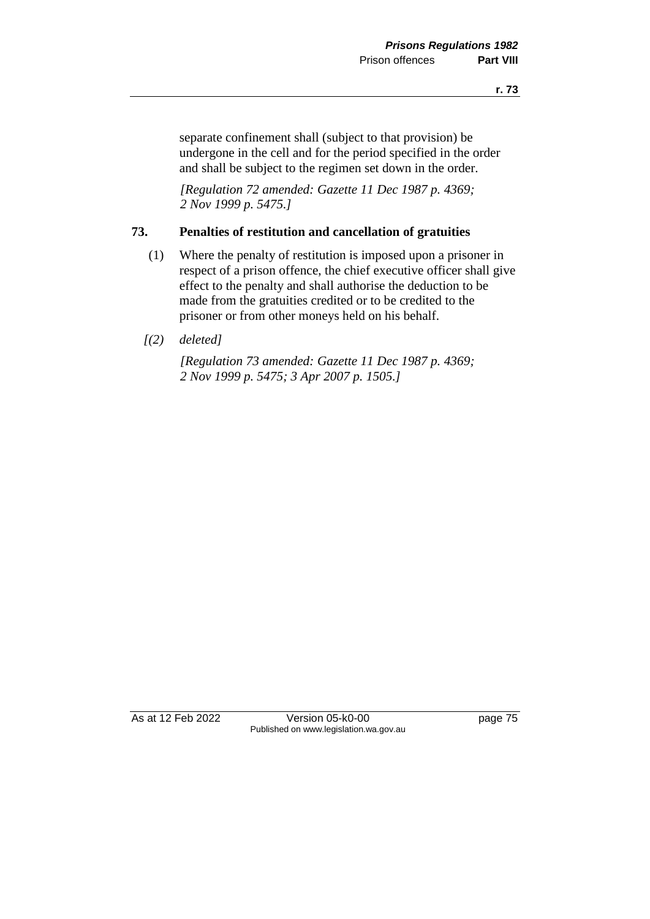separate confinement shall (subject to that provision) be undergone in the cell and for the period specified in the order and shall be subject to the regimen set down in the order.

*[Regulation 72 amended: Gazette 11 Dec 1987 p. 4369; 2 Nov 1999 p. 5475.]*

## 73. Penalties of restitution and cancellation of gratuities

(1) Where the penalty of restitution is imposed upon a prisoner in respect of a prison offence, the chief executive officer shall give effect to the penalty and shall authorise the deduction to be made from the gratuities credited or to be credited to the prisoner or from other moneys held on his behalf.

*[(2) deleted]*

*[Regulation 73 amended: Gazette 11 Dec 1987 p. 4369; 2 Nov 1999 p. 5475; 3 Apr 2007 p. 1505.]*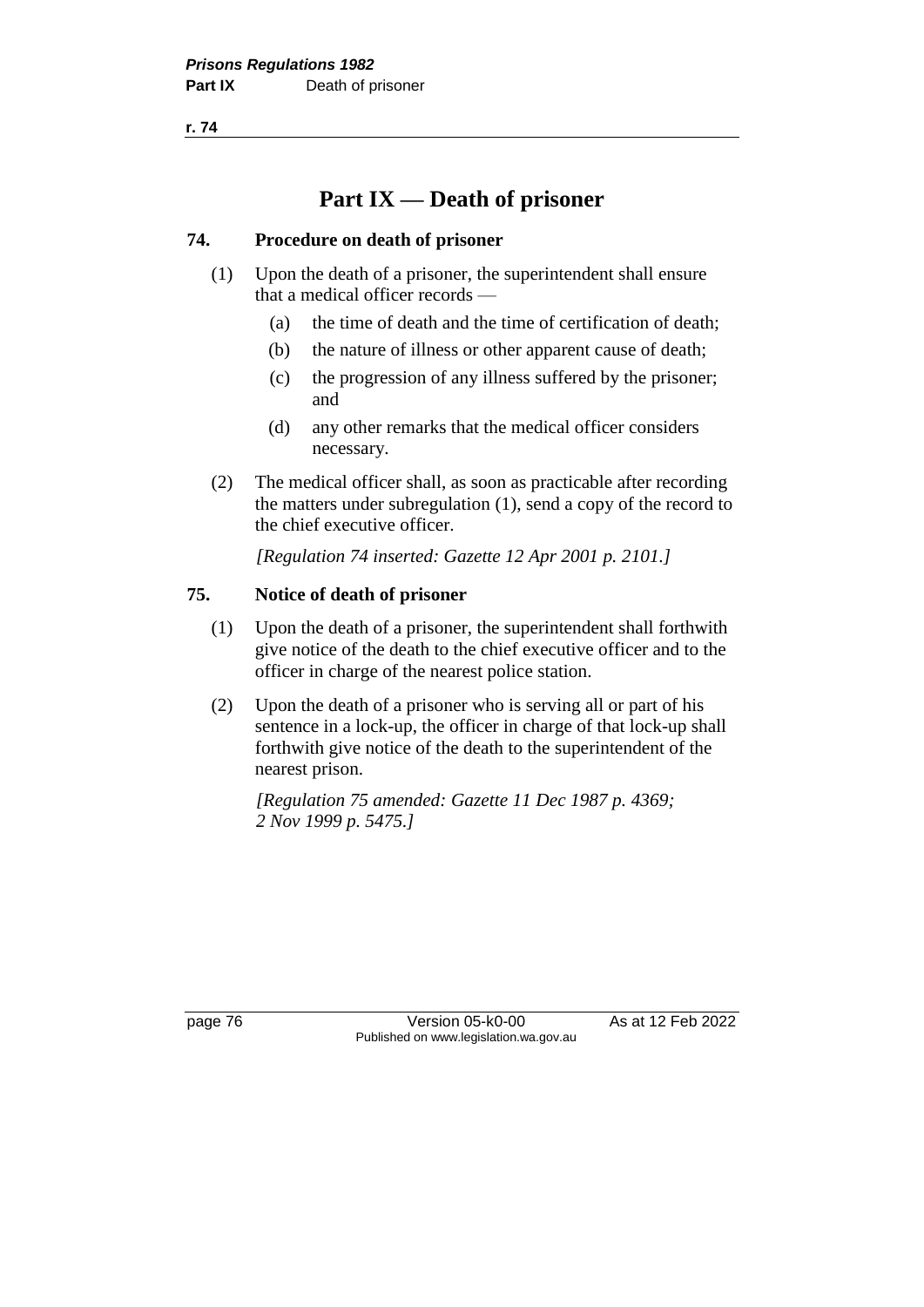# Part IX — Death of prisoner

## 74. Procedure on death of prisoner

(1) Upon the death of a prisoner, the superintendent shall ensure that a medical officer records —

- (a) the time of death and the time of certification of death;
- (b) the nature of illness or other apparent cause of death;
- (c) the progression of any illness suffered by the prisoner; and
- (d) any other remarks that the medical officer considers necessary.

(2) The medical officer shall, as soon as practicable after recording the matters under subregulation (1), send a copy of the record to the chief executive officer.

*[Regulation 74 inserted: Gazette 12 Apr 2001 p. 2101.]*

## 75. Notice of death of prisoner

(1) Upon the death of a prisoner, the superintendent shall forthwith give notice of the death to the chief executive officer and to the officer in charge of the nearest police station.

(2) Upon the death of a prisoner who is serving all or part of his sentence in a lock-up, the officer in charge of that lock-up shall forthwith give notice of the death to the superintendent of the nearest prison.

*[Regulation 75 amended: Gazette 11 Dec 1987 p. 4369; 2 Nov 1999 p. 5475.]*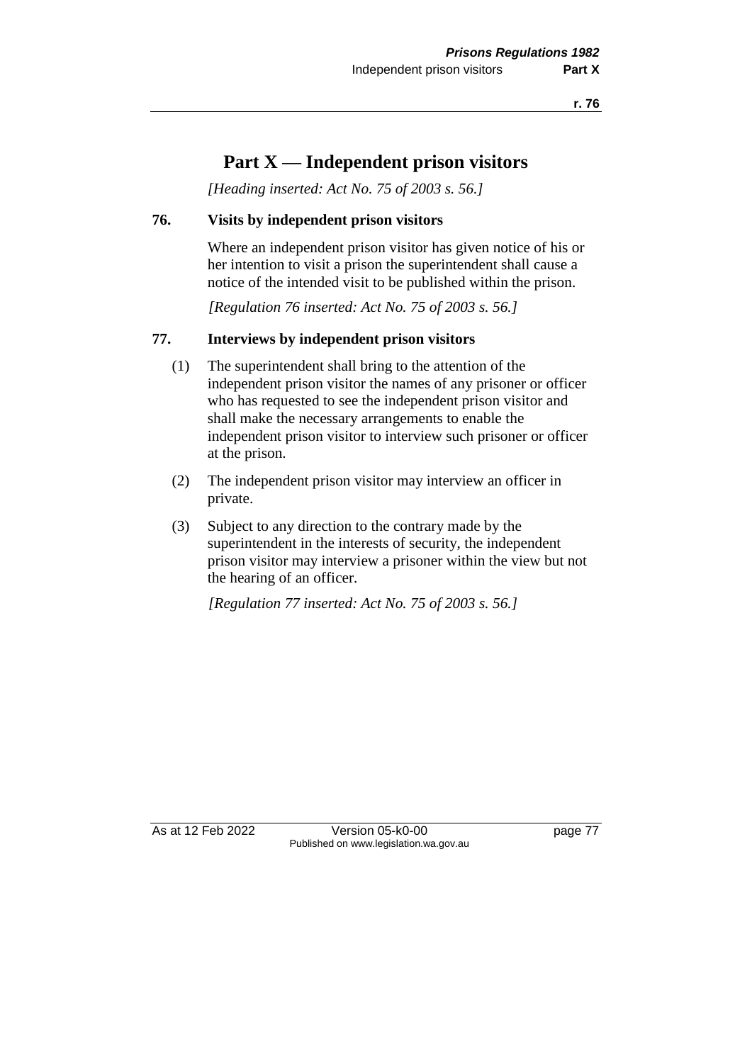# Part X — Independent prison visitors

*[Heading inserted: Act No. 75 of 2003 s. 56.]*

### 76. Visits by independent prison visitors

Where an independent prison visitor has given notice of his or her intention to visit a prison the superintendent shall cause a notice of the intended visit to be published within the prison.

*[Regulation 76 inserted: Act No. 75 of 2003 s. 56.]*

### 77. Interviews by independent prison visitors

(1) The superintendent shall bring to the attention of the independent prison visitor the names of any prisoner or officer who has requested to see the independent prison visitor and shall make the necessary arrangements to enable the independent prison visitor to interview such prisoner or officer at the prison.

(2) The independent prison visitor may interview an officer in private.

(3) Subject to any direction to the contrary made by the superintendent in the interests of security, the independent prison visitor may interview a prisoner within the view but not the hearing of an officer.

*[Regulation 77 inserted: Act No. 75 of 2003 s. 56.]*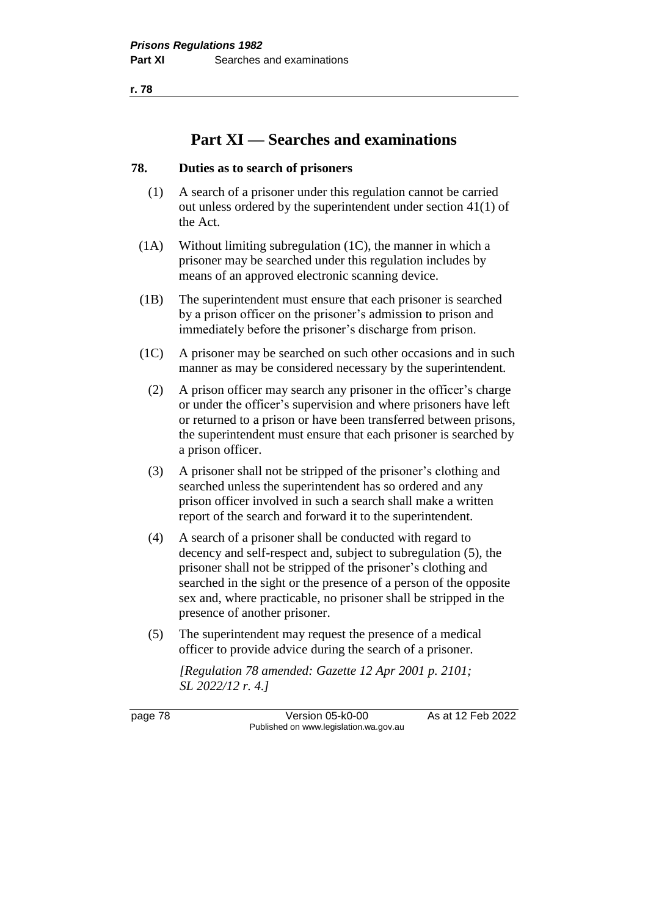# Part XI — Searches and examinations

## 78. Duties as to search of prisoners

(1) A search of a prisoner under this regulation cannot be carried out unless ordered by the superintendent under section 41(1) of the Act.

(1A) Without limiting subregulation (1C), the manner in which a prisoner may be searched under this regulation includes by means of an approved electronic scanning device.

(1B) The superintendent must ensure that each prisoner is searched by a prison officer on the prisoner's admission to prison and immediately before the prisoner's discharge from prison.

(1C) A prisoner may be searched on such other occasions and in such manner as may be considered necessary by the superintendent.

(2) A prison officer may search any prisoner in the officer's charge or under the officer's supervision and where prisoners have left or returned to a prison or have been transferred between prisons, the superintendent must ensure that each prisoner is searched by a prison officer.

(3) A prisoner shall not be stripped of the prisoner's clothing and searched unless the superintendent has so ordered and any prison officer involved in such a search shall make a written report of the search and forward it to the superintendent.

(4) A search of a prisoner shall be conducted with regard to decency and self-respect and, subject to subregulation (5), the prisoner shall not be stripped of the prisoner's clothing and searched in the sight or the presence of a person of the opposite sex and, where practicable, no prisoner shall be stripped in the presence of another prisoner.

(5) The superintendent may request the presence of a medical officer to provide advice during the search of a prisoner.

*[Regulation 78 amended: Gazette 12 Apr 2001 p. 2101; SL 2022/12 r. 4.]*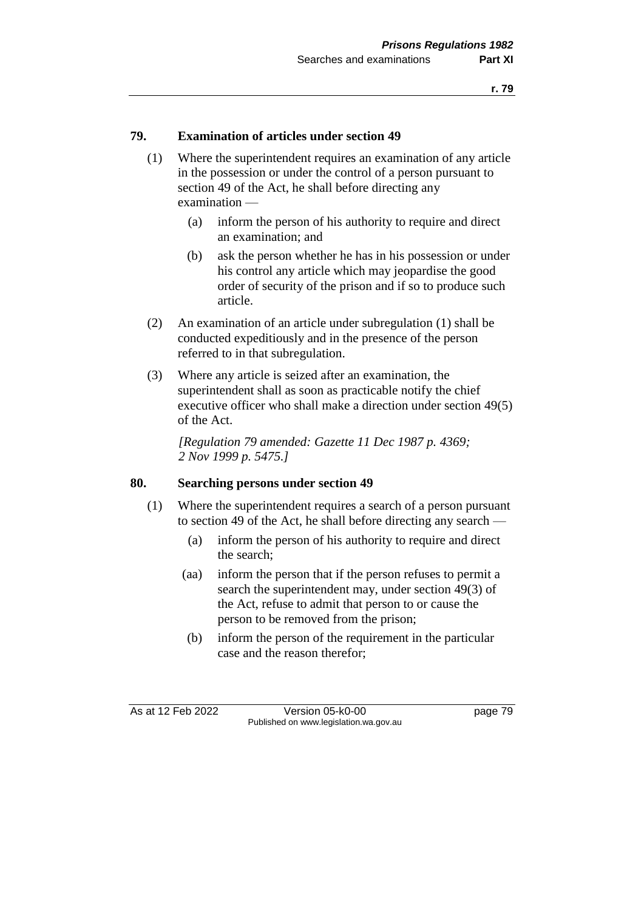### 79. Examination of articles under section 49

(1) Where the superintendent requires an examination of any article in the possession or under the control of a person pursuant to section 49 of the Act, he shall before directing any examination —

(a) inform the person of his authority to require and direct an examination; and

(b) ask the person whether he has in his possession or under his control any article which may jeopardise the good order of security of the prison and if so to produce such article.

(2) An examination of an article under subregulation (1) shall be conducted expeditiously and in the presence of the person referred to in that subregulation.

(3) Where any article is seized after an examination, the superintendent shall as soon as practicable notify the chief executive officer who shall make a direction under section 49(5) of the Act.

*[Regulation 79 amended: Gazette 11 Dec 1987 p. 4369; 2 Nov 1999 p. 5475.]*

### 80. Searching persons under section 49

(1) Where the superintendent requires a search of a person pursuant to section 49 of the Act, he shall before directing any search —

(a) inform the person of his authority to require and direct the search;

(aa) inform the person that if the person refuses to permit a search the superintendent may, under section 49(3) of the Act, refuse to admit that person to or cause the person to be removed from the prison;

(b) inform the person of the requirement in the particular case and the reason therefor;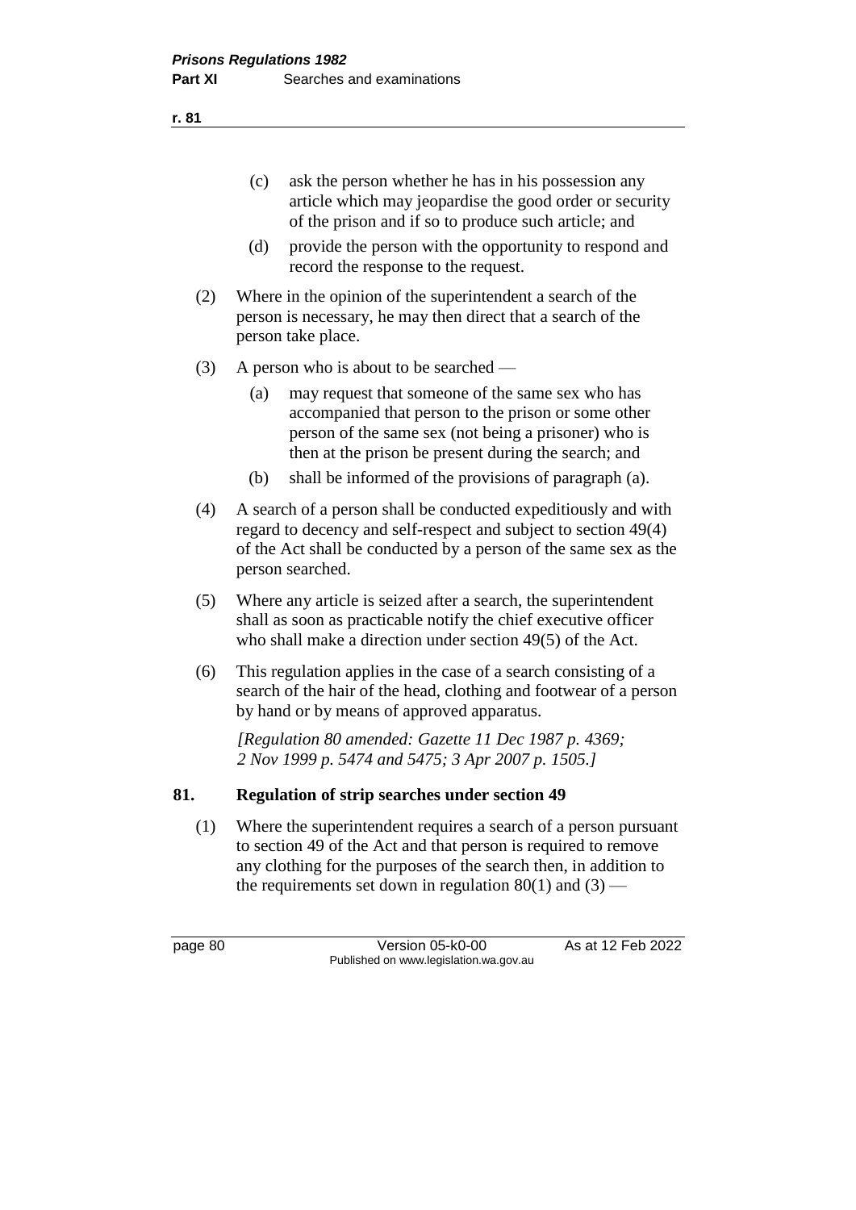(c) ask the person whether he has in his possession any article which may jeopardise the good order or security of the prison and if so to produce such article; and

(d) provide the person with the opportunity to respond and record the response to the request.

(2) Where in the opinion of the superintendent a search of the person is necessary, he may then direct that a search of the person take place.

(3) A person who is about to be searched —

(a) may request that someone of the same sex who has accompanied that person to the prison or some other person of the same sex (not being a prisoner) who is then at the prison be present during the search; and

(b) shall be informed of the provisions of paragraph (a).

(4) A search of a person shall be conducted expeditiously and with regard to decency and self-respect and subject to section 49(4) of the Act shall be conducted by a person of the same sex as the person searched.

(5) Where any article is seized after a search, the superintendent shall as soon as practicable notify the chief executive officer who shall make a direction under section 49(5) of the Act.

(6) This regulation applies in the case of a search consisting of a search of the hair of the head, clothing and footwear of a person by hand or by means of approved apparatus.

*[Regulation 80 amended: Gazette 11 Dec 1987 p. 4369; 2 Nov 1999 p. 5474 and 5475; 3 Apr 2007 p. 1505.]*

## 81. Regulation of strip searches under section 49

(1) Where the superintendent requires a search of a person pursuant to section 49 of the Act and that person is required to remove any clothing for the purposes of the search then, in addition to the requirements set down in regulation 80(1) and (3) —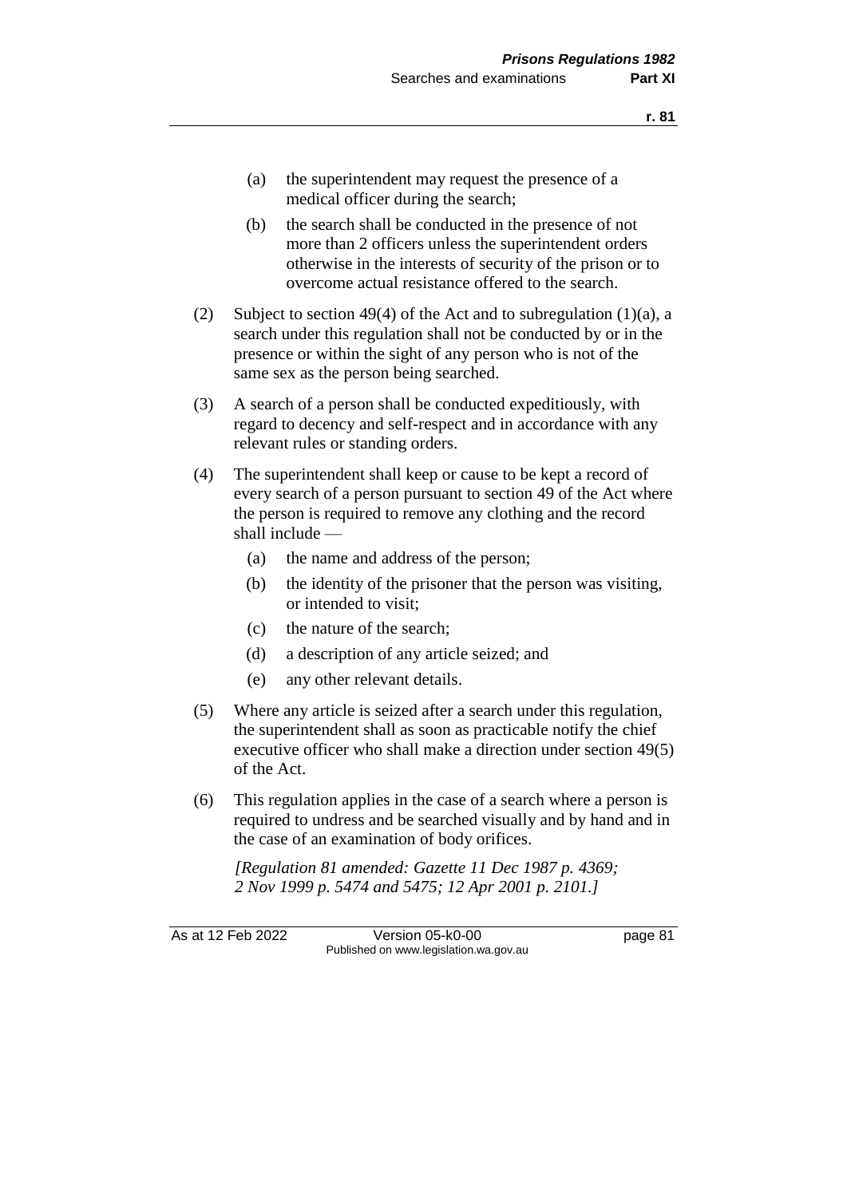(a) the superintendent may request the presence of a medical officer during the search;

(b) the search shall be conducted in the presence of not more than 2 officers unless the superintendent orders otherwise in the interests of security of the prison or to overcome actual resistance offered to the search.

(2) Subject to section 49(4) of the Act and to subregulation (1)(a), a search under this regulation shall not be conducted by or in the presence or within the sight of any person who is not of the same sex as the person being searched.

(3) A search of a person shall be conducted expeditiously, with regard to decency and self-respect and in accordance with any relevant rules or standing orders.

(4) The superintendent shall keep or cause to be kept a record of every search of a person pursuant to section 49 of the Act where the person is required to remove any clothing and the record shall include —

(a) the name and address of the person;

(b) the identity of the prisoner that the person was visiting, or intended to visit;

(c) the nature of the search;

(d) a description of any article seized; and

(e) any other relevant details.

(5) Where any article is seized after a search under this regulation, the superintendent shall as soon as practicable notify the chief executive officer who shall make a direction under section 49(5) of the Act.

(6) This regulation applies in the case of a search where a person is required to undress and be searched visually and by hand and in the case of an examination of body orifices.

*[Regulation 81 amended: Gazette 11 Dec 1987 p. 4369; 2 Nov 1999 p. 5474 and 5475; 12 Apr 2001 p. 2101.]*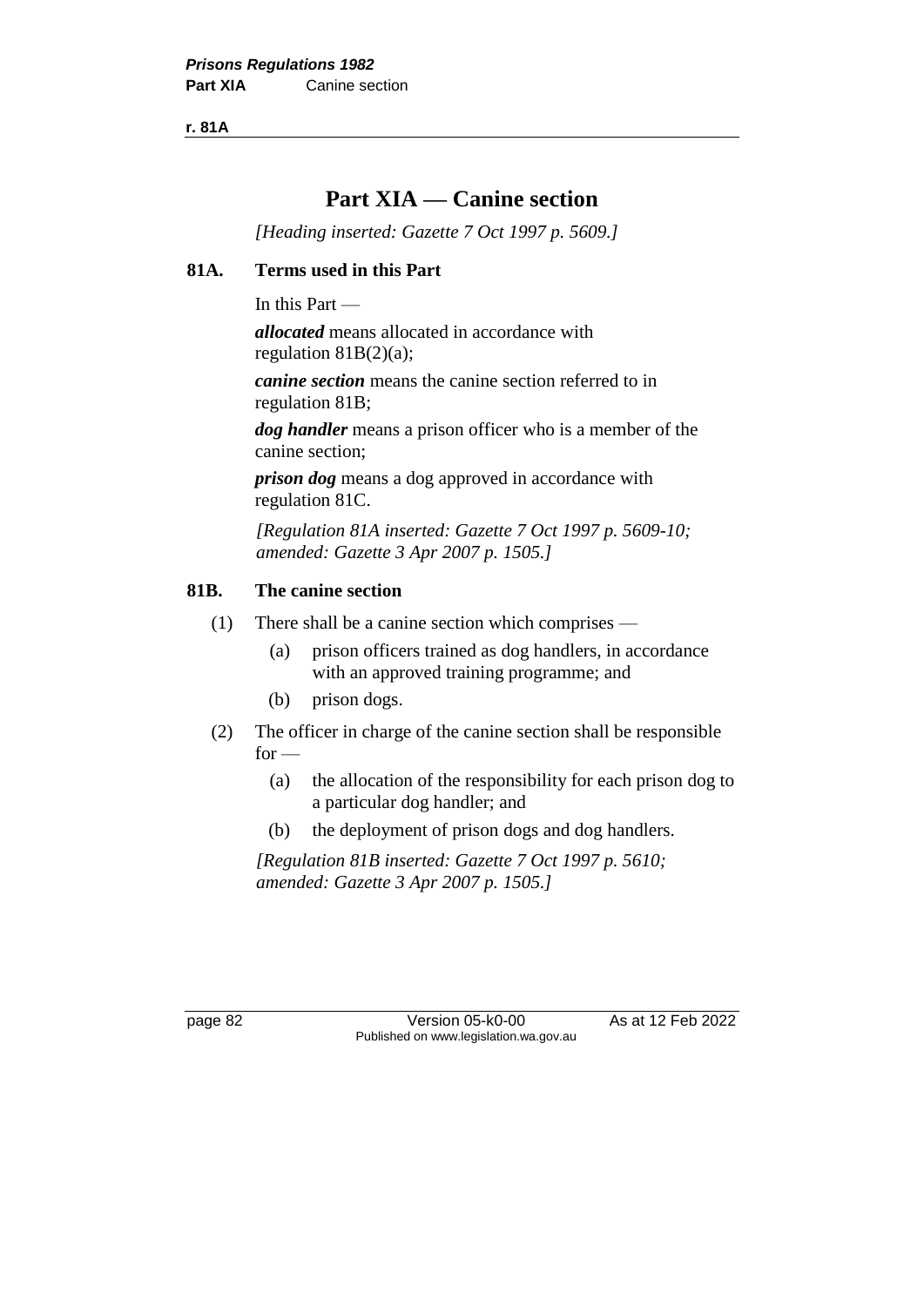# Part XIA — Canine section

*[Heading inserted: Gazette 7 Oct 1997 p. 5609.]*

## 81A. Terms used in this Part

In this Part —

***allocated*** means allocated in accordance with regulation 81B(2)(a);

***canine section*** means the canine section referred to in regulation 81B;

***dog handler*** means a prison officer who is a member of the canine section;

***prison dog*** means a dog approved in accordance with regulation 81C.

*[Regulation 81A inserted: Gazette 7 Oct 1997 p. 5609-10; amended: Gazette 3 Apr 2007 p. 1505.]*

## 81B. The canine section

(1) There shall be a canine section which comprises —

- (a) prison officers trained as dog handlers, in accordance with an approved training programme; and
- (b) prison dogs.

(2) The officer in charge of the canine section shall be responsible for —

- (a) the allocation of the responsibility for each prison dog to a particular dog handler; and
- (b) the deployment of prison dogs and dog handlers.

*[Regulation 81B inserted: Gazette 7 Oct 1997 p. 5610; amended: Gazette 3 Apr 2007 p. 1505.]*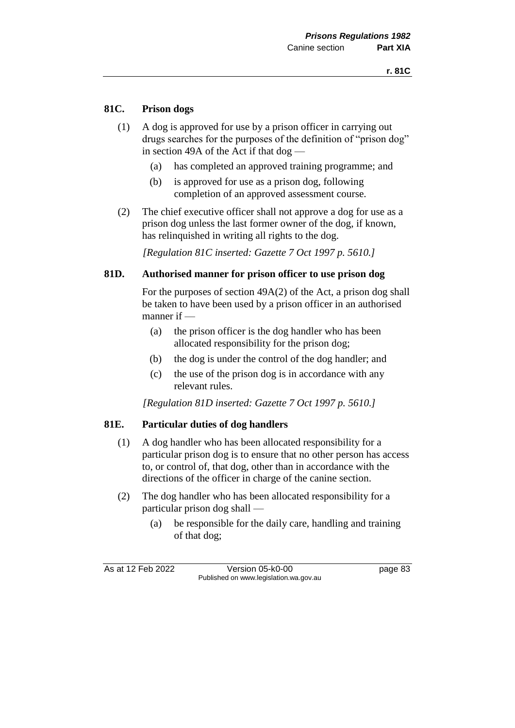## 81C. Prison dogs

(1) A dog is approved for use by a prison officer in carrying out drugs searches for the purposes of the definition of "prison dog" in section 49A of the Act if that dog —

- (a) has completed an approved training programme; and
- (b) is approved for use as a prison dog, following completion of an approved assessment course.

(2) The chief executive officer shall not approve a dog for use as a prison dog unless the last former owner of the dog, if known, has relinquished in writing all rights to the dog.

*[Regulation 81C inserted: Gazette 7 Oct 1997 p. 5610.]*

## 81D. Authorised manner for prison officer to use prison dog

For the purposes of section 49A(2) of the Act, a prison dog shall be taken to have been used by a prison officer in an authorised manner if —

- (a) the prison officer is the dog handler who has been allocated responsibility for the prison dog;
- (b) the dog is under the control of the dog handler; and
- (c) the use of the prison dog is in accordance with any relevant rules.

*[Regulation 81D inserted: Gazette 7 Oct 1997 p. 5610.]*

## 81E. Particular duties of dog handlers

(1) A dog handler who has been allocated responsibility for a particular prison dog is to ensure that no other person has access to, or control of, that dog, other than in accordance with the directions of the officer in charge of the canine section.

(2) The dog handler who has been allocated responsibility for a particular prison dog shall —

- (a) be responsible for the daily care, handling and training of that dog;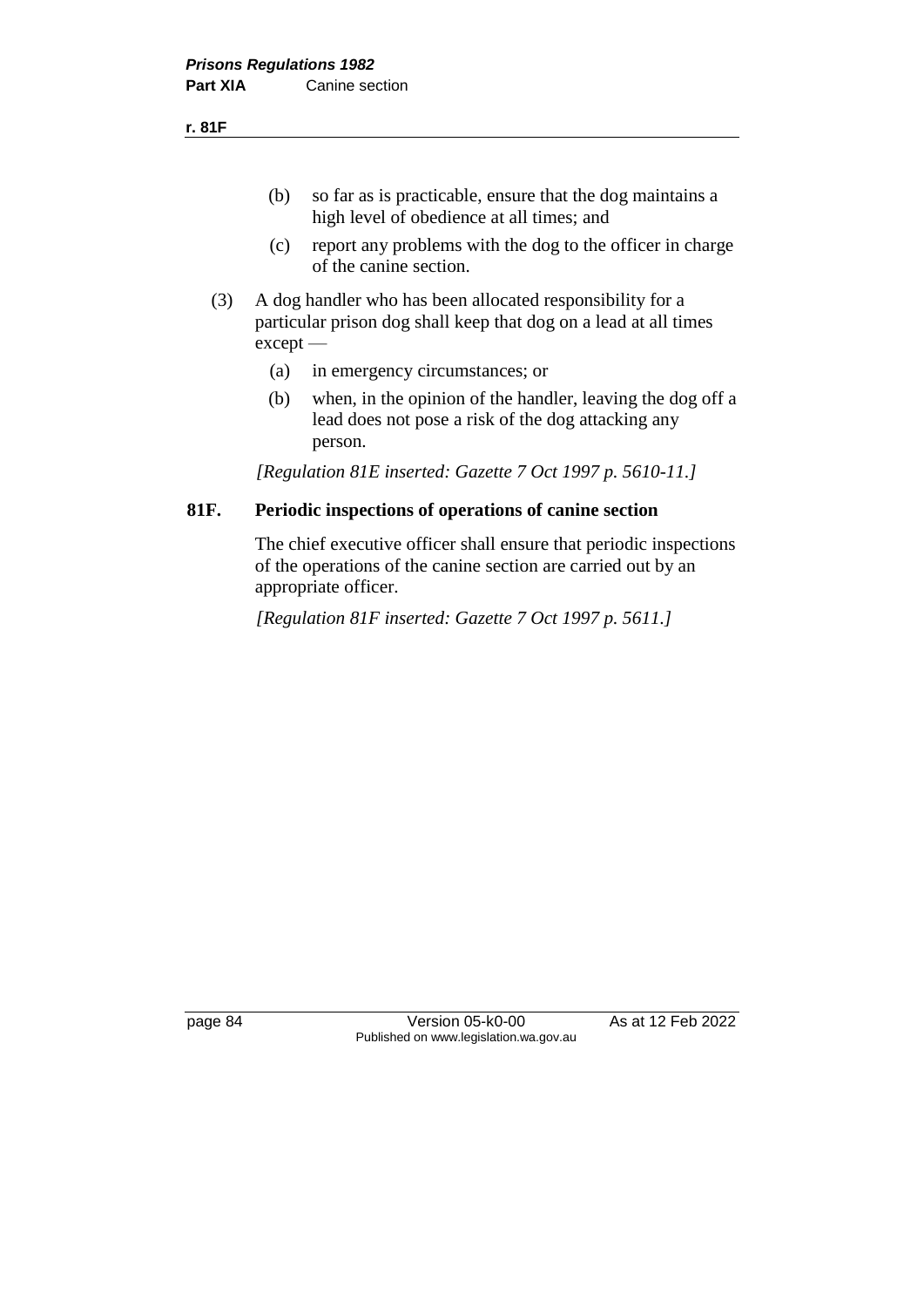(b) so far as is practicable, ensure that the dog maintains a high level of obedience at all times; and

(c) report any problems with the dog to the officer in charge of the canine section.

(3) A dog handler who has been allocated responsibility for a particular prison dog shall keep that dog on a lead at all times except —

(a) in emergency circumstances; or

(b) when, in the opinion of the handler, leaving the dog off a lead does not pose a risk of the dog attacking any person.

*[Regulation 81E inserted: Gazette 7 Oct 1997 p. 5610-11.]*

### 81F. Periodic inspections of operations of canine section

The chief executive officer shall ensure that periodic inspections of the operations of the canine section are carried out by an appropriate officer.

*[Regulation 81F inserted: Gazette 7 Oct 1997 p. 5611.]*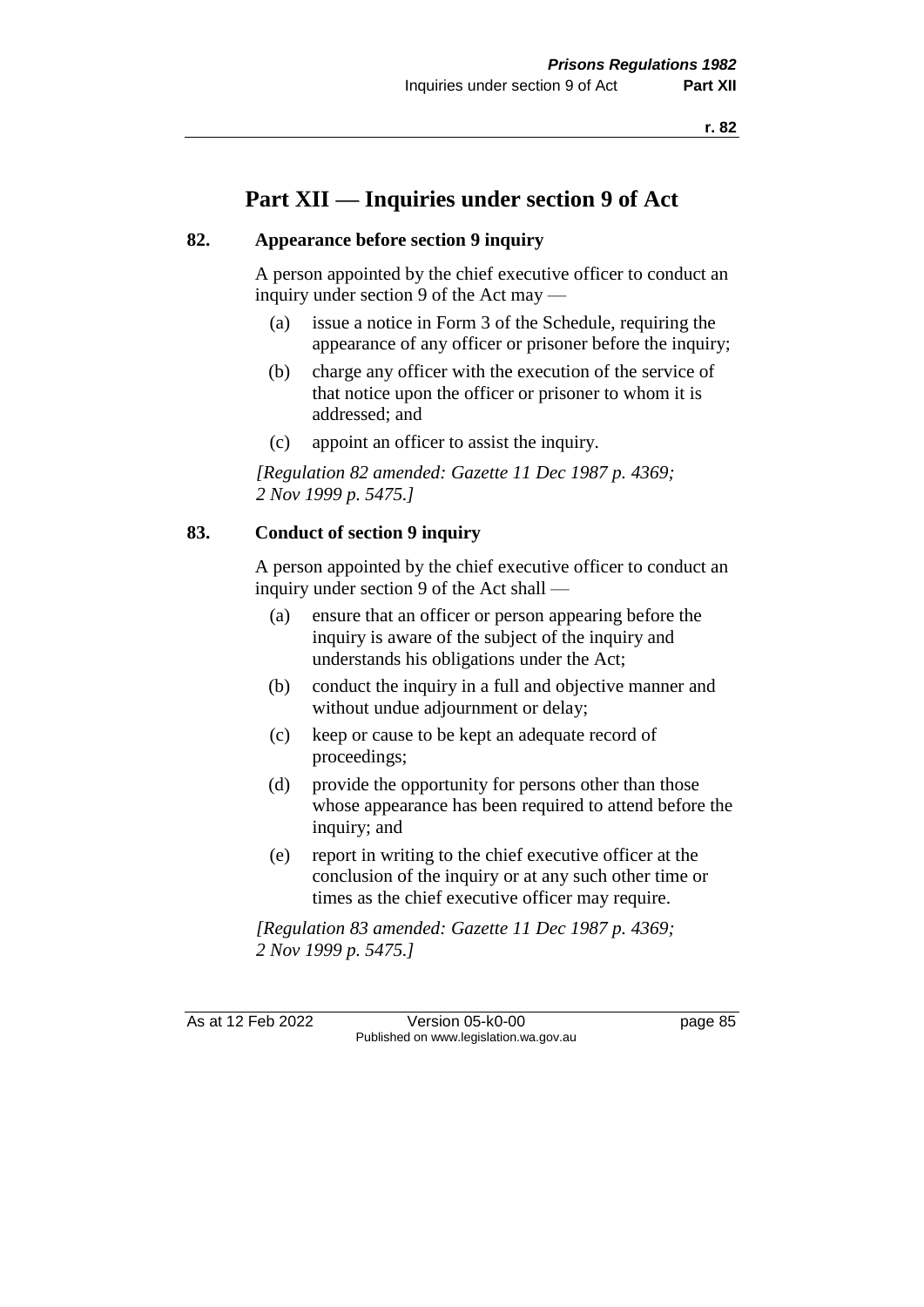# Part XII — Inquiries under section 9 of Act

## 82. Appearance before section 9 inquiry

A person appointed by the chief executive officer to conduct an inquiry under section 9 of the Act may —

(a) issue a notice in Form 3 of the Schedule, requiring the appearance of any officer or prisoner before the inquiry;

(b) charge any officer with the execution of the service of that notice upon the officer or prisoner to whom it is addressed; and

(c) appoint an officer to assist the inquiry.

*[Regulation 82 amended: Gazette 11 Dec 1987 p. 4369; 2 Nov 1999 p. 5475.]*

## 83. Conduct of section 9 inquiry

A person appointed by the chief executive officer to conduct an inquiry under section 9 of the Act shall —

(a) ensure that an officer or person appearing before the inquiry is aware of the subject of the inquiry and understands his obligations under the Act;

(b) conduct the inquiry in a full and objective manner and without undue adjournment or delay;

(c) keep or cause to be kept an adequate record of proceedings;

(d) provide the opportunity for persons other than those whose appearance has been required to attend before the inquiry; and

(e) report in writing to the chief executive officer at the conclusion of the inquiry or at any such other time or times as the chief executive officer may require.

*[Regulation 83 amended: Gazette 11 Dec 1987 p. 4369; 2 Nov 1999 p. 5475.]*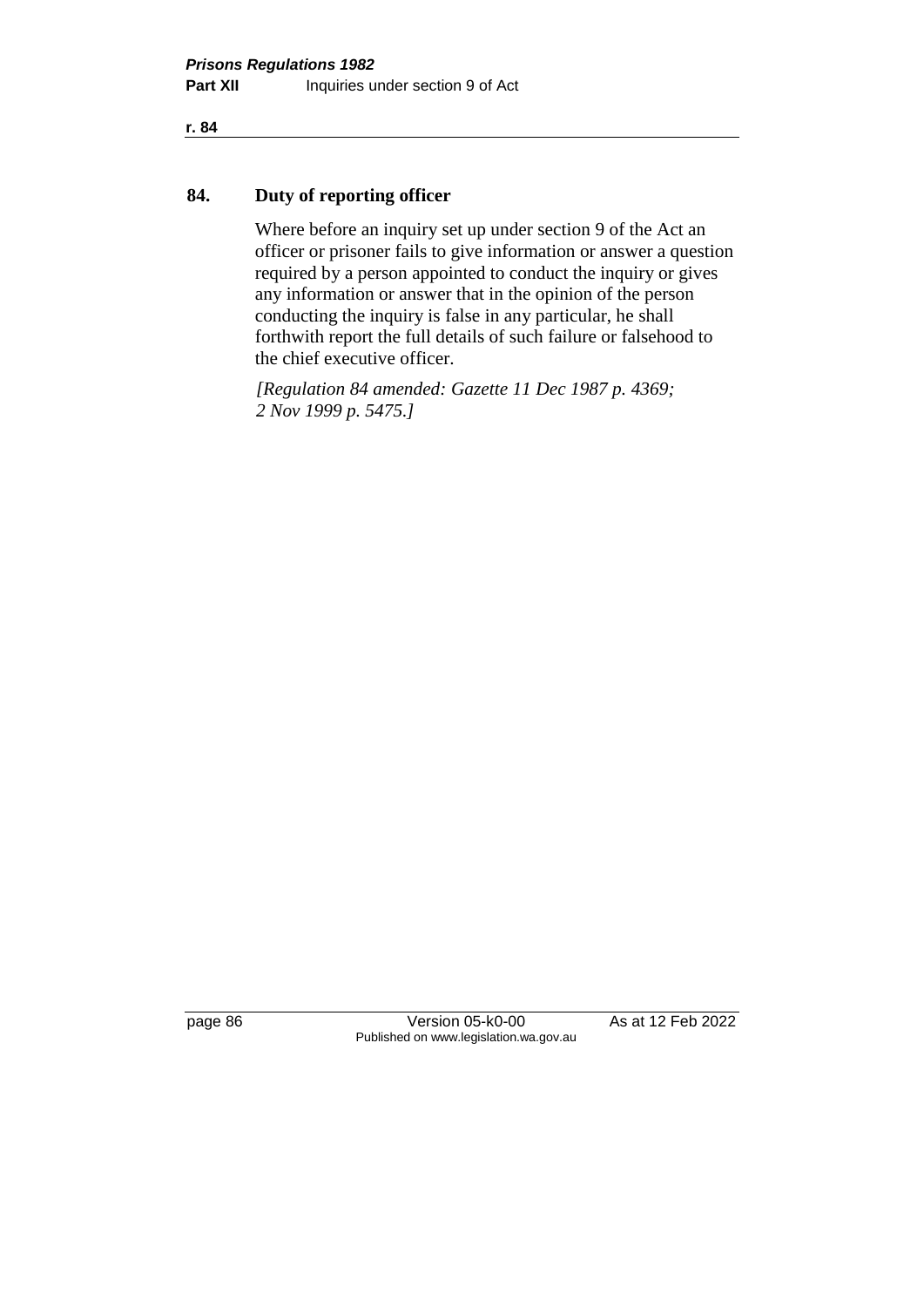## 84. Duty of reporting officer

Where before an inquiry set up under section 9 of the Act an officer or prisoner fails to give information or answer a question required by a person appointed to conduct the inquiry or gives any information or answer that in the opinion of the person conducting the inquiry is false in any particular, he shall forthwith report the full details of such failure or falsehood to the chief executive officer.

*[Regulation 84 amended: Gazette 11 Dec 1987 p. 4369; 2 Nov 1999 p. 5475.]*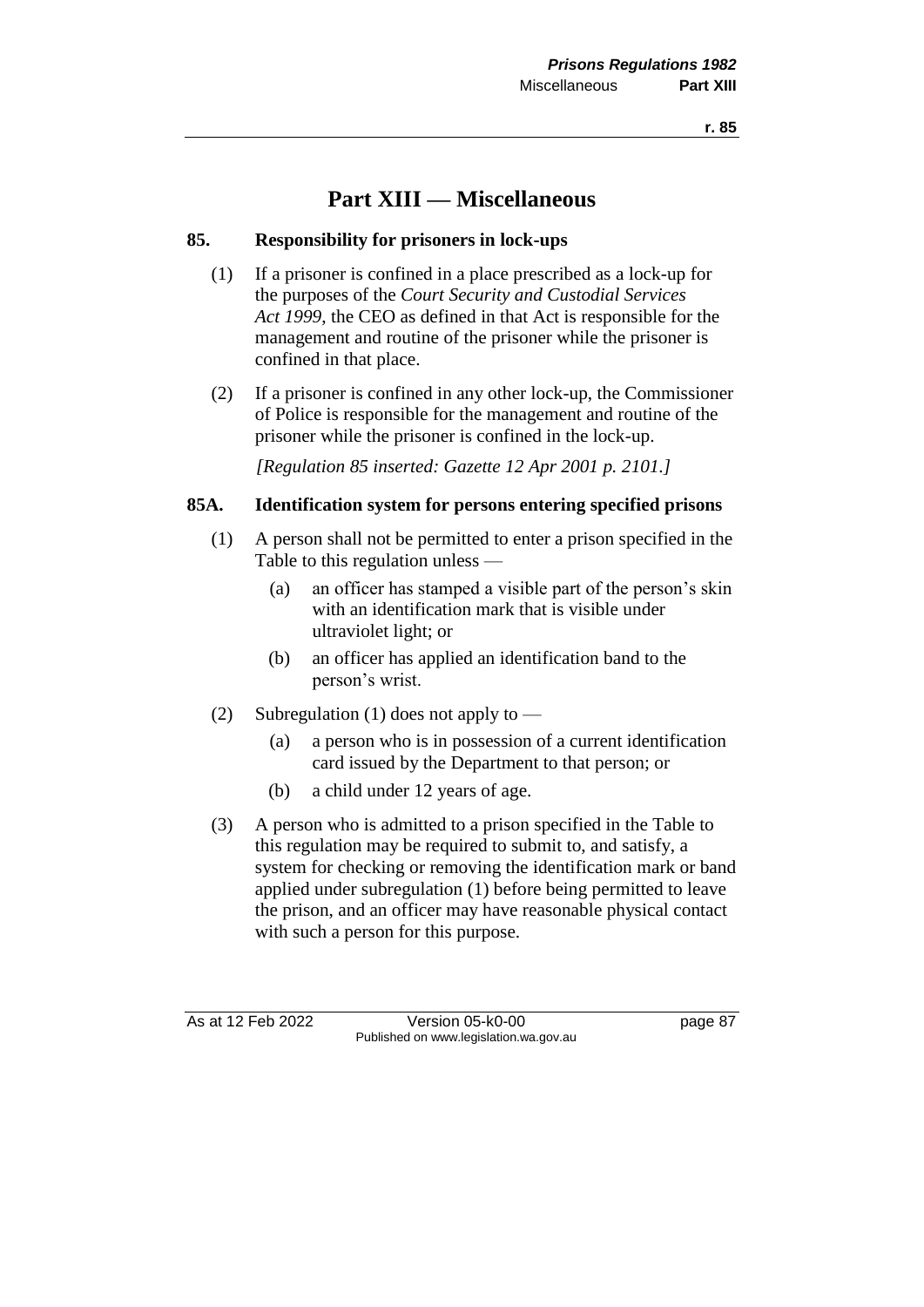# Part XIII — Miscellaneous

## 85. Responsibility for prisoners in lock-ups

(1) If a prisoner is confined in a place prescribed as a lock-up for the purposes of the *Court Security and Custodial Services Act 1999*, the CEO as defined in that Act is responsible for the management and routine of the prisoner while the prisoner is confined in that place.

(2) If a prisoner is confined in any other lock-up, the Commissioner of Police is responsible for the management and routine of the prisoner while the prisoner is confined in the lock-up.

*[Regulation 85 inserted: Gazette 12 Apr 2001 p. 2101.]*

## 85A. Identification system for persons entering specified prisons

(1) A person shall not be permitted to enter a prison specified in the Table to this regulation unless —

- (a) an officer has stamped a visible part of the person's skin with an identification mark that is visible under ultraviolet light; or
- (b) an officer has applied an identification band to the person's wrist.

(2) Subregulation (1) does not apply to —

- (a) a person who is in possession of a current identification card issued by the Department to that person; or
- (b) a child under 12 years of age.

(3) A person who is admitted to a prison specified in the Table to this regulation may be required to submit to, and satisfy, a system for checking or removing the identification mark or band applied under subregulation (1) before being permitted to leave the prison, and an officer may have reasonable physical contact with such a person for this purpose.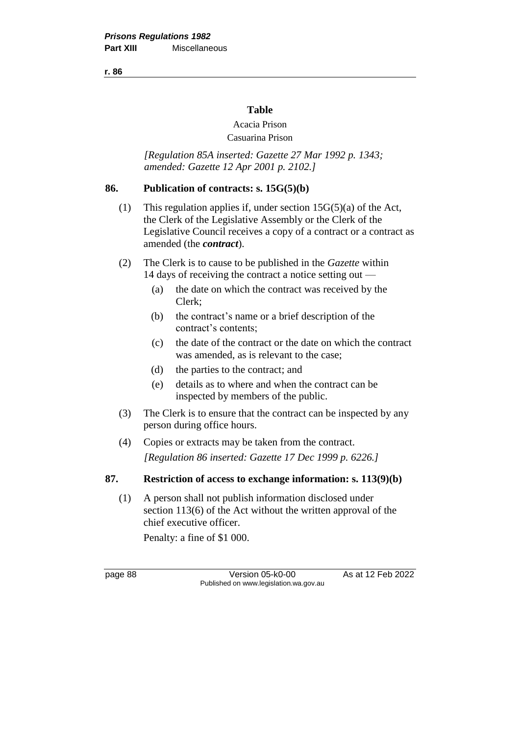**Table**

Acacia Prison

Casuarina Prison

*[Regulation 85A inserted: Gazette 27 Mar 1992 p. 1343; amended: Gazette 12 Apr 2001 p. 2102.]*

## 86. Publication of contracts: s. 15G(5)(b)

(1) This regulation applies if, under section 15G(5)(a) of the Act, the Clerk of the Legislative Assembly or the Clerk of the Legislative Council receives a copy of a contract or a contract as amended (the ***contract***).

(2) The Clerk is to cause to be published in the *Gazette* within 14 days of receiving the contract a notice setting out —

(a) the date on which the contract was received by the Clerk;

(b) the contract's name or a brief description of the contract's contents;

(c) the date of the contract or the date on which the contract was amended, as is relevant to the case;

(d) the parties to the contract; and

(e) details as to where and when the contract can be inspected by members of the public.

(3) The Clerk is to ensure that the contract can be inspected by any person during office hours.

(4) Copies or extracts may be taken from the contract.

*[Regulation 86 inserted: Gazette 17 Dec 1999 p. 6226.]*

## 87. Restriction of access to exchange information: s. 113(9)(b)

(1) A person shall not publish information disclosed under section 113(6) of the Act without the written approval of the chief executive officer.

Penalty: a fine of $1 000.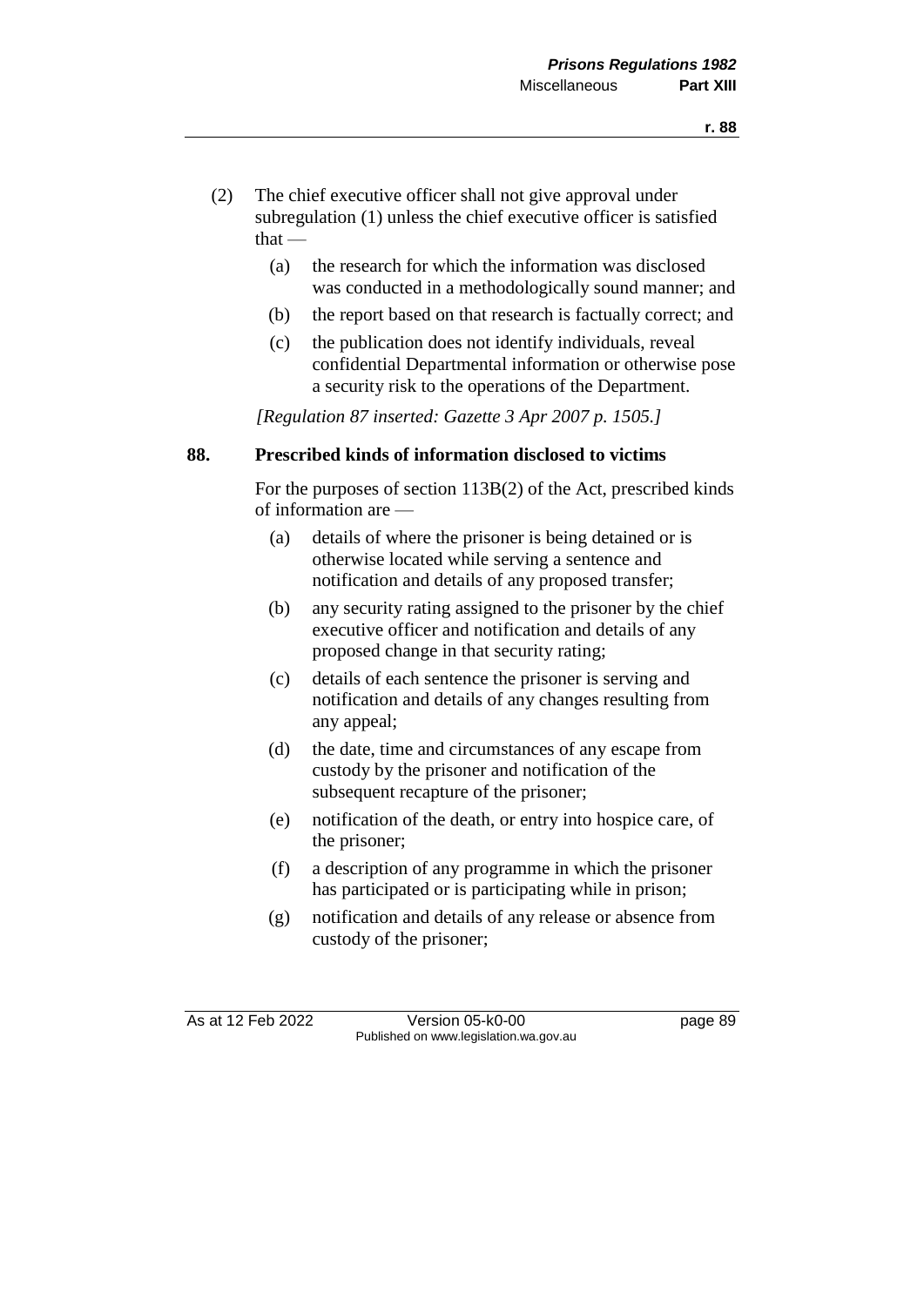(2) The chief executive officer shall not give approval under subregulation (1) unless the chief executive officer is satisfied that —

(a) the research for which the information was disclosed was conducted in a methodologically sound manner; and

(b) the report based on that research is factually correct; and

(c) the publication does not identify individuals, reveal confidential Departmental information or otherwise pose a security risk to the operations of the Department.

*[Regulation 87 inserted: Gazette 3 Apr 2007 p. 1505.]*

### 88. Prescribed kinds of information disclosed to victims

For the purposes of section 113B(2) of the Act, prescribed kinds of information are —

(a) details of where the prisoner is being detained or is otherwise located while serving a sentence and notification and details of any proposed transfer;

(b) any security rating assigned to the prisoner by the chief executive officer and notification and details of any proposed change in that security rating;

(c) details of each sentence the prisoner is serving and notification and details of any changes resulting from any appeal;

(d) the date, time and circumstances of any escape from custody by the prisoner and notification of the subsequent recapture of the prisoner;

(e) notification of the death, or entry into hospice care, of the prisoner;

(f) a description of any programme in which the prisoner has participated or is participating while in prison;

(g) notification and details of any release or absence from custody of the prisoner;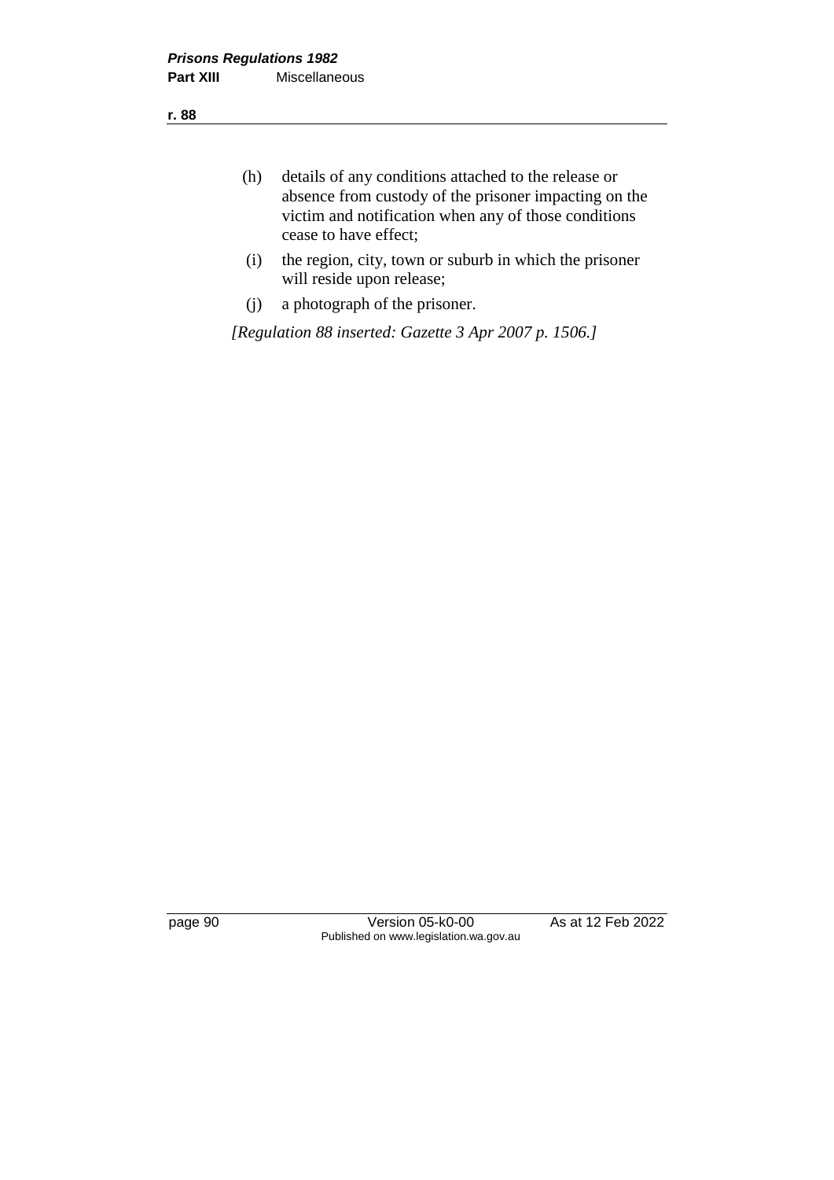(h) details of any conditions attached to the release or absence from custody of the prisoner impacting on the victim and notification when any of those conditions cease to have effect;

(i) the region, city, town or suburb in which the prisoner will reside upon release;

(j) a photograph of the prisoner.

*[Regulation 88 inserted: Gazette 3 Apr 2007 p. 1506.]*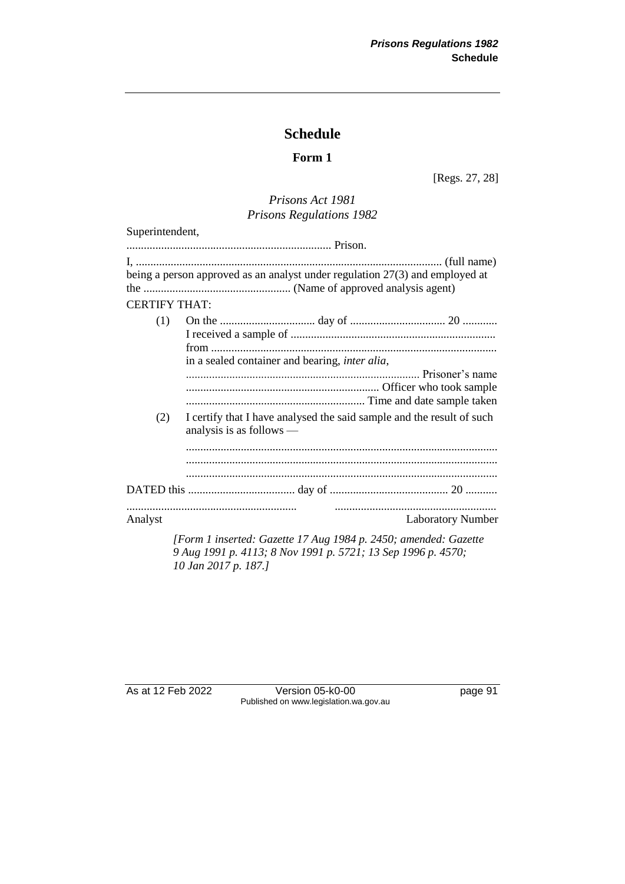# Schedule

## Form 1

[Regs. 27, 28]

*Prisons Act 1981*
*Prisons Regulations 1982*

Superintendent,

....................................................................... Prison.

I, ......................................................................................................... (full name) being a person approved as an analyst under regulation 27(3) and employed at the .................................................. (Name of approved analysis agent)

CERTIFY THAT:

(1) On the ................................ day of ................................ 20 ............ I received a sample of ...................................................................... from .................................................................................................. in a sealed container and bearing, *inter alia*,
................................................................................ Prisoner's name
.................................................................. Officer who took sample
.............................................................. Time and date sample taken

(2) I certify that I have analysed the said sample and the result of such analysis is as follows —
..........................................................................................................
..........................................................................................................
..........................................................................................................

DATED this ..................................... day of ......................................... 20 ...........

........................................................... ........................................................
Analyst Laboratory Number

*[Form 1 inserted: Gazette 17 Aug 1984 p. 2450; amended: Gazette 9 Aug 1991 p. 4113; 8 Nov 1991 p. 5721; 13 Sep 1996 p. 4570; 10 Jan 2017 p. 187.]*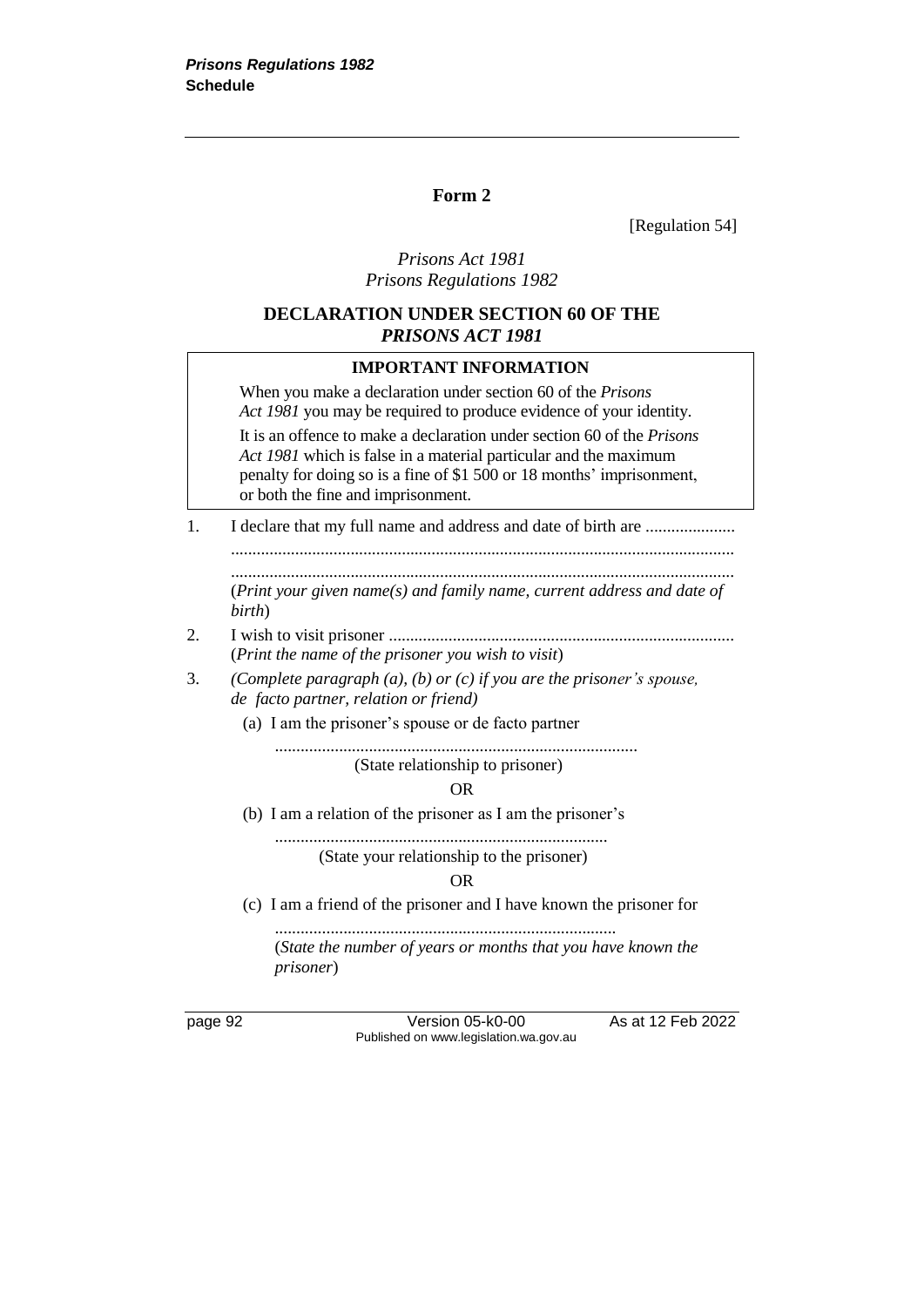## Form 2

[Regulation 54]

*Prisons Act 1981*
*Prisons Regulations 1982*

### DECLARATION UNDER SECTION 60 OF THE *PRISONS ACT 1981*

| **IMPORTANT INFORMATION** |
|---|
| When you make a declaration under section 60 of the *Prisons Act 1981* you may be required to produce evidence of your identity. It is an offence to make a declaration under section 60 of the *Prisons Act 1981* which is false in a material particular and the maximum penalty for doing so is a fine of $1 500 or 18 months' imprisonment, or both the fine and imprisonment. |

1. I declare that my full name and address and date of birth are .....................
   ....................................................................................................................
   ....................................................................................................................
   (*Print your given name(s) and family name, current address and date of birth*)

2. I wish to visit prisoner ................................................................................
   (*Print the name of the prisoner you wish to visit*)

3. *(Complete paragraph (a), (b) or (c) if you are the prisoner's spouse, de facto partner, relation or friend)*

   (a) I am the prisoner's spouse or de facto partner

   ....................................................................................
   (State relationship to prisoner)

   OR

   (b) I am a relation of the prisoner as I am the prisoner's

   .............................................................................
   (State your relationship to the prisoner)

   OR

   (c) I am a friend of the prisoner and I have known the prisoner for

   ...............................................................................
   (*State the number of years or months that you have known the prisoner*)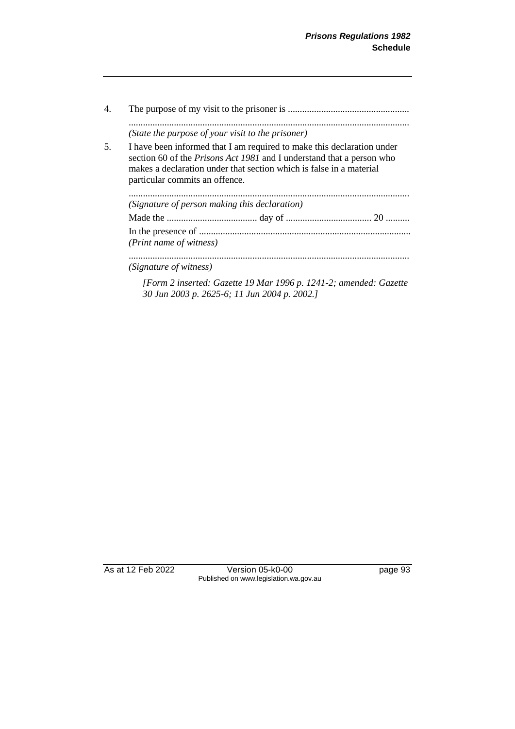4. The purpose of my visit to the prisoner is ..................................................

   .....................................................................................................................

   *(State the purpose of your visit to the prisoner)*

5. I have been informed that I am required to make this declaration under section 60 of the *Prisons Act 1981* and I understand that a person who makes a declaration under that section which is false in a material particular commits an offence.

   .....................................................................................................................

   *(Signature of person making this declaration)*

   Made the ..................................... day of ................................... 20 ..........

   In the presence of ........................................................................................

   *(Print name of witness)*

   .....................................................................................................................

   *(Signature of witness)*

   *[Form 2 inserted: Gazette 19 Mar 1996 p. 1241-2; amended: Gazette 30 Jun 2003 p. 2625-6; 11 Jun 2004 p. 2002.]*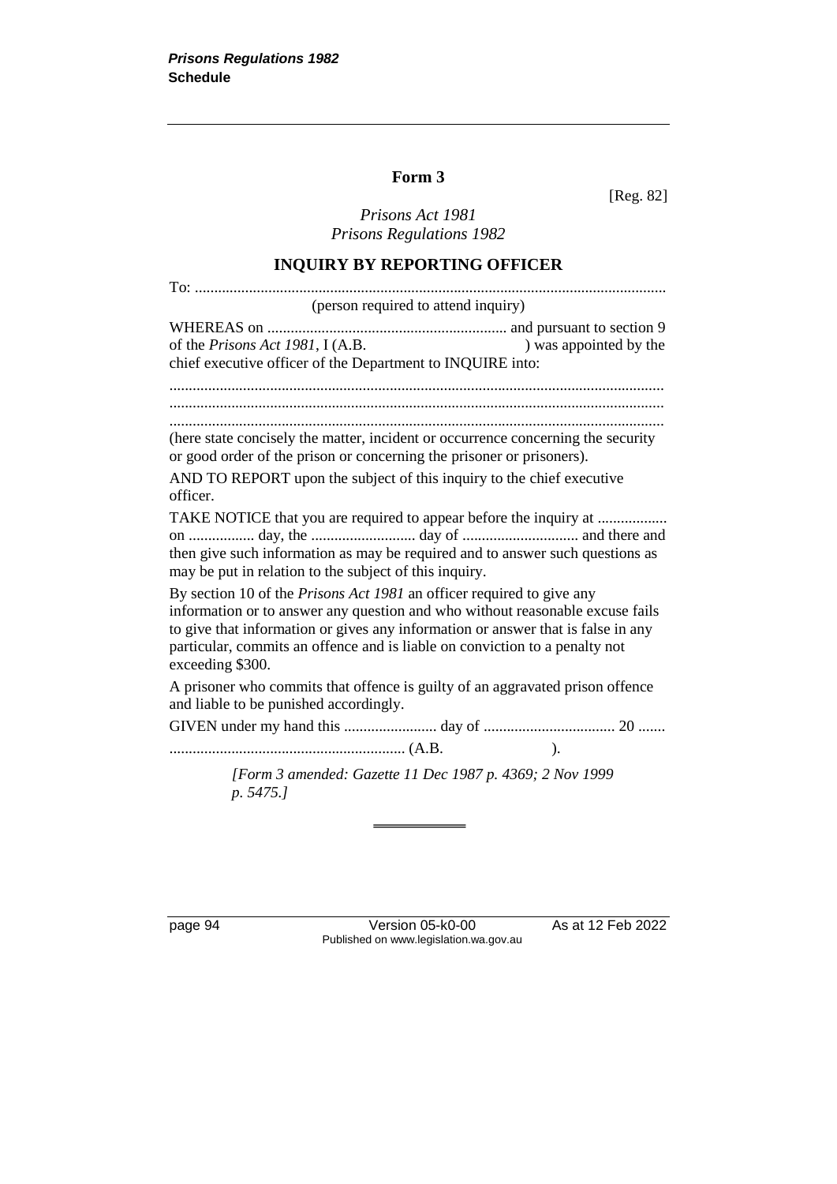## Form 3

[Reg. 82]

*Prisons Act 1981*
*Prisons Regulations 1982*

### INQUIRY BY REPORTING OFFICER

To: ........................................................................................................................
(person required to attend inquiry)

WHEREAS on .............................................................. and pursuant to section 9 of the *Prisons Act 1981*, I (A.B. ) was appointed by the chief executive officer of the Department to INQUIRE into:

..............................................................................................................................
..............................................................................................................................
..............................................................................................................................

(here state concisely the matter, incident or occurrence concerning the security or good order of the prison or concerning the prisoner or prisoners).

AND TO REPORT upon the subject of this inquiry to the chief executive officer.

TAKE NOTICE that you are required to appear before the inquiry at .................. on ................. day, the ........................... day of .............................. and there and then give such information as may be required and to answer such questions as may be put in relation to the subject of this inquiry.

By section 10 of the *Prisons Act 1981* an officer required to give any information or to answer any question and who without reasonable excuse fails to give that information or gives any information or answer that is false in any particular, commits an offence and is liable on conviction to a penalty not exceeding $300.

A prisoner who commits that offence is guilty of an aggravated prison offence and liable to be punished accordingly.

GIVEN under my hand this ........................ day of .................................. 20 .......

............................................................ (A.B. ).

*[Form 3 amended: Gazette 11 Dec 1987 p. 4369; 2 Nov 1999 p. 5475.]*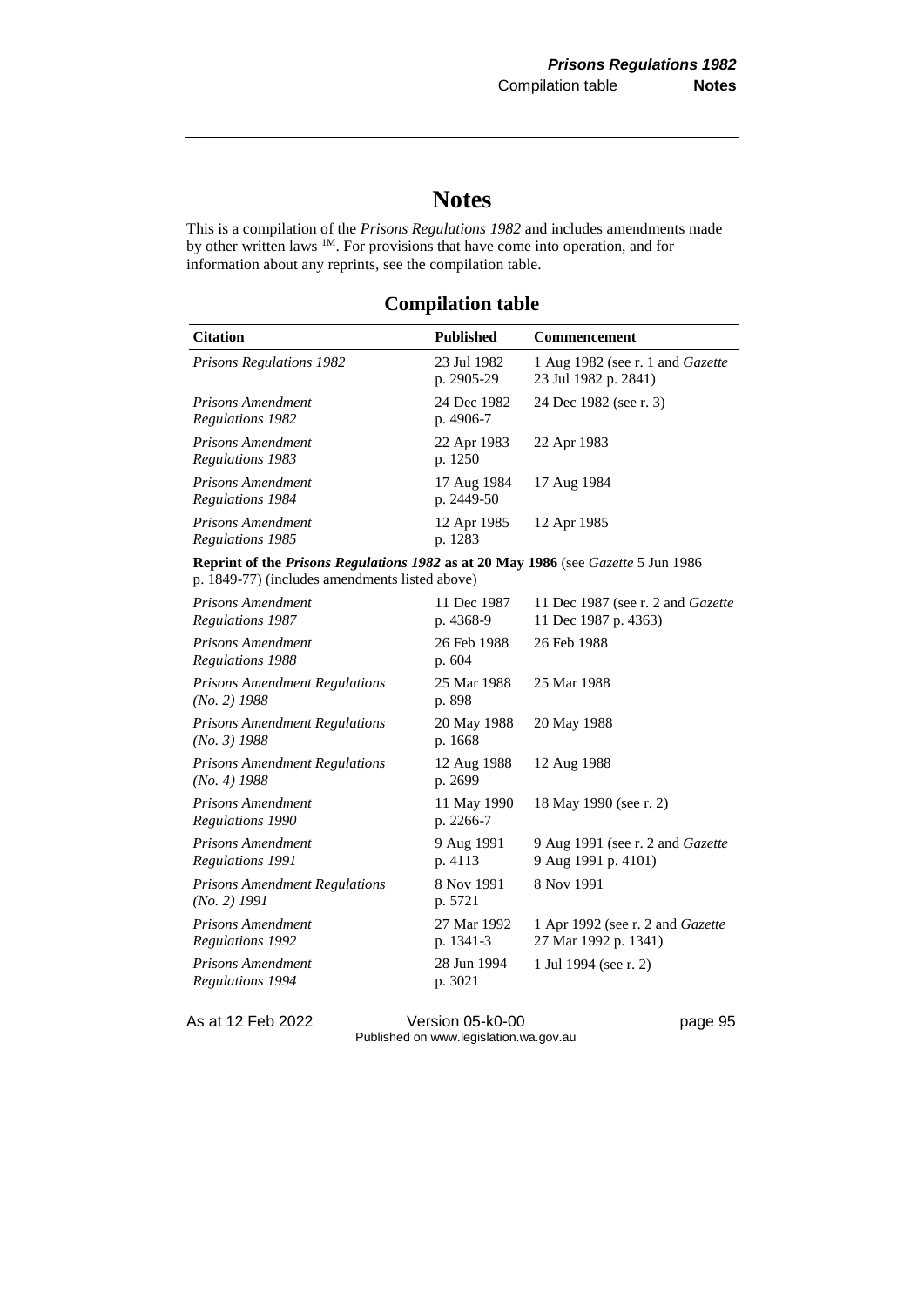# Notes

This is a compilation of the *Prisons Regulations 1982* and includes amendments made by other written laws [1M]. For provisions that have come into operation, and for information about any reprints, see the compilation table.

## Compilation table

| Citation | Published | Commencement |
|---|---|---|
| *Prisons Regulations 1982* | 23 Jul 1982 p. 2905-29 | 1 Aug 1982 (see r. 1 and *Gazette* 23 Jul 1982 p. 2841) |
| *Prisons Amendment Regulations 1982* | 24 Dec 1982 p. 4906-7 | 24 Dec 1982 (see r. 3) |
| *Prisons Amendment Regulations 1983* | 22 Apr 1983 p. 1250 | 22 Apr 1983 |
| *Prisons Amendment Regulations 1984* | 17 Aug 1984 p. 2449-50 | 17 Aug 1984 |
| *Prisons Amendment Regulations 1985* | 12 Apr 1985 p. 1283 | 12 Apr 1985 |
| **Reprint of the *Prisons Regulations 1982* as at 20 May 1986** (see *Gazette* 5 Jun 1986 p. 1849-77) (includes amendments listed above) | | |
| *Prisons Amendment Regulations 1987* | 11 Dec 1987 p. 4368-9 | 11 Dec 1987 (see r. 2 and *Gazette* 11 Dec 1987 p. 4363) |
| *Prisons Amendment Regulations 1988* | 26 Feb 1988 p. 604 | 26 Feb 1988 |
| *Prisons Amendment Regulations (No. 2) 1988* | 25 Mar 1988 p. 898 | 25 Mar 1988 |
| *Prisons Amendment Regulations (No. 3) 1988* | 20 May 1988 p. 1668 | 20 May 1988 |
| *Prisons Amendment Regulations (No. 4) 1988* | 12 Aug 1988 p. 2699 | 12 Aug 1988 |
| *Prisons Amendment Regulations 1990* | 11 May 1990 p. 2266-7 | 18 May 1990 (see r. 2) |
| *Prisons Amendment Regulations 1991* | 9 Aug 1991 p. 4113 | 9 Aug 1991 (see r. 2 and *Gazette* 9 Aug 1991 p. 4101) |
| *Prisons Amendment Regulations (No. 2) 1991* | 8 Nov 1991 p. 5721 | 8 Nov 1991 |
| *Prisons Amendment Regulations 1992* | 27 Mar 1992 p. 1341-3 | 1 Apr 1992 (see r. 2 and *Gazette* 27 Mar 1992 p. 1341) |
| *Prisons Amendment Regulations 1994* | 28 Jun 1994 p. 3021 | 1 Jul 1994 (see r. 2) |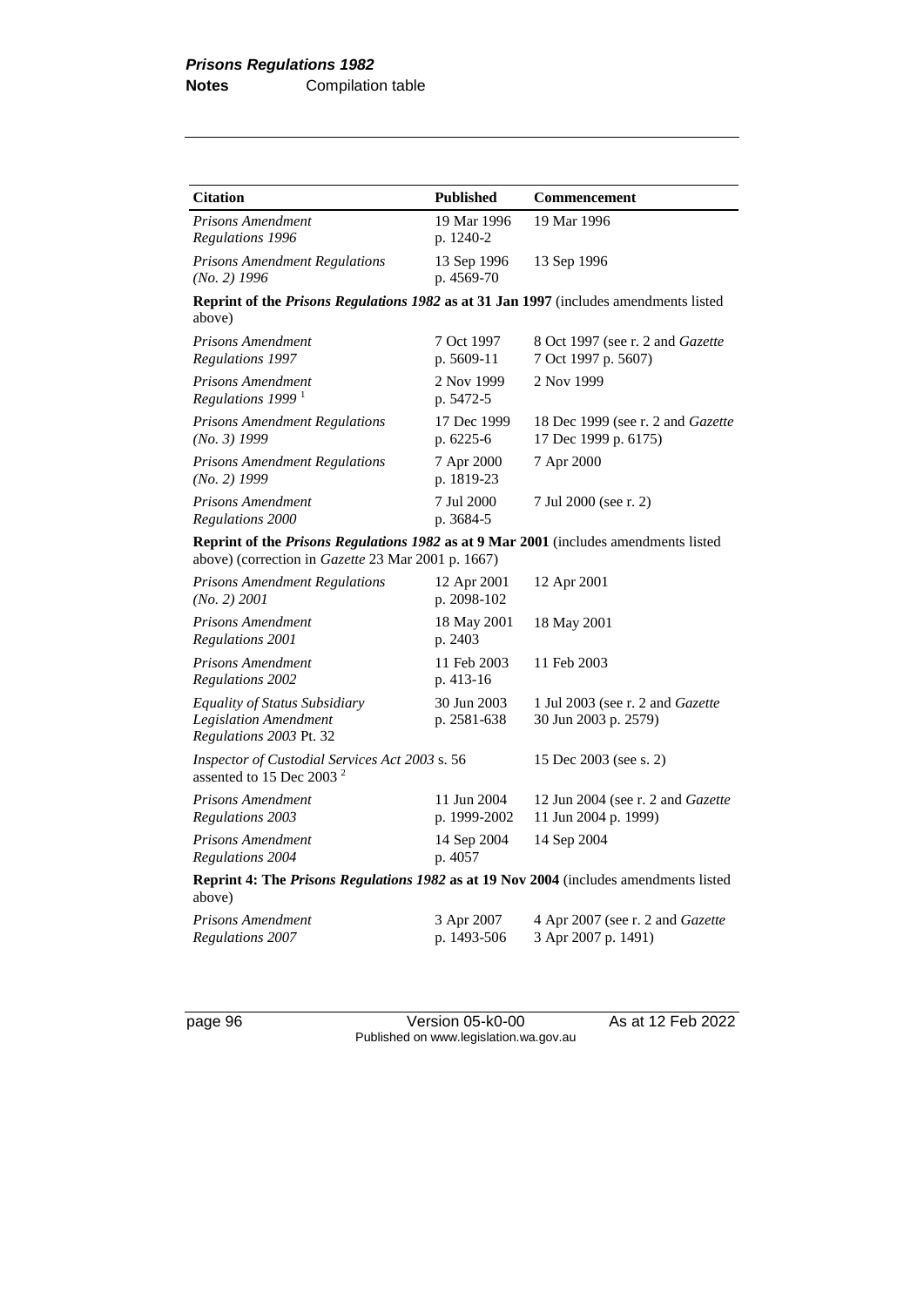| Citation | Published | Commencement |
|---|---|---|
| *Prisons Amendment Regulations 1996* | 19 Mar 1996 p. 1240-2 | 19 Mar 1996 |
| *Prisons Amendment Regulations (No. 2) 1996* | 13 Sep 1996 p. 4569-70 | 13 Sep 1996 |
| **Reprint of the *Prisons Regulations 1982* as at 31 Jan 1997** (includes amendments listed above) | | |
| *Prisons Amendment Regulations 1997* | 7 Oct 1997 p. 5609-11 | 8 Oct 1997 (see r. 2 and *Gazette* 7 Oct 1997 p. 5607) |
| *Prisons Amendment Regulations 1999* [1] | 2 Nov 1999 p. 5472-5 | 2 Nov 1999 |
| *Prisons Amendment Regulations (No. 3) 1999* | 17 Dec 1999 p. 6225-6 | 18 Dec 1999 (see r. 2 and *Gazette* 17 Dec 1999 p. 6175) |
| *Prisons Amendment Regulations (No. 2) 1999* | 7 Apr 2000 p. 1819-23 | 7 Apr 2000 |
| *Prisons Amendment Regulations 2000* | 7 Jul 2000 p. 3684-5 | 7 Jul 2000 (see r. 2) |
| **Reprint of the *Prisons Regulations 1982* as at 9 Mar 2001** (includes amendments listed above) (correction in *Gazette* 23 Mar 2001 p. 1667) | | |
| *Prisons Amendment Regulations (No. 2) 2001* | 12 Apr 2001 p. 2098-102 | 12 Apr 2001 |
| *Prisons Amendment Regulations 2001* | 18 May 2001 p. 2403 | 18 May 2001 |
| *Prisons Amendment Regulations 2002* | 11 Feb 2003 p. 413-16 | 11 Feb 2003 |
| *Equality of Status Subsidiary Legislation Amendment Regulations 2003* Pt. 32 | 30 Jun 2003 p. 2581-638 | 1 Jul 2003 (see r. 2 and *Gazette* 30 Jun 2003 p. 2579) |
| *Inspector of Custodial Services Act 2003* s. 56 assented to 15 Dec 2003 [2] | | 15 Dec 2003 (see s. 2) |
| *Prisons Amendment Regulations 2003* | 11 Jun 2004 p. 1999-2002 | 12 Jun 2004 (see r. 2 and *Gazette* 11 Jun 2004 p. 1999) |
| *Prisons Amendment Regulations 2004* | 14 Sep 2004 p. 4057 | 14 Sep 2004 |
| **Reprint 4: The *Prisons Regulations 1982* as at 19 Nov 2004** (includes amendments listed above) | | |
| *Prisons Amendment Regulations 2007* | 3 Apr 2007 p. 1493-506 | 4 Apr 2007 (see r. 2 and *Gazette* 3 Apr 2007 p. 1491) |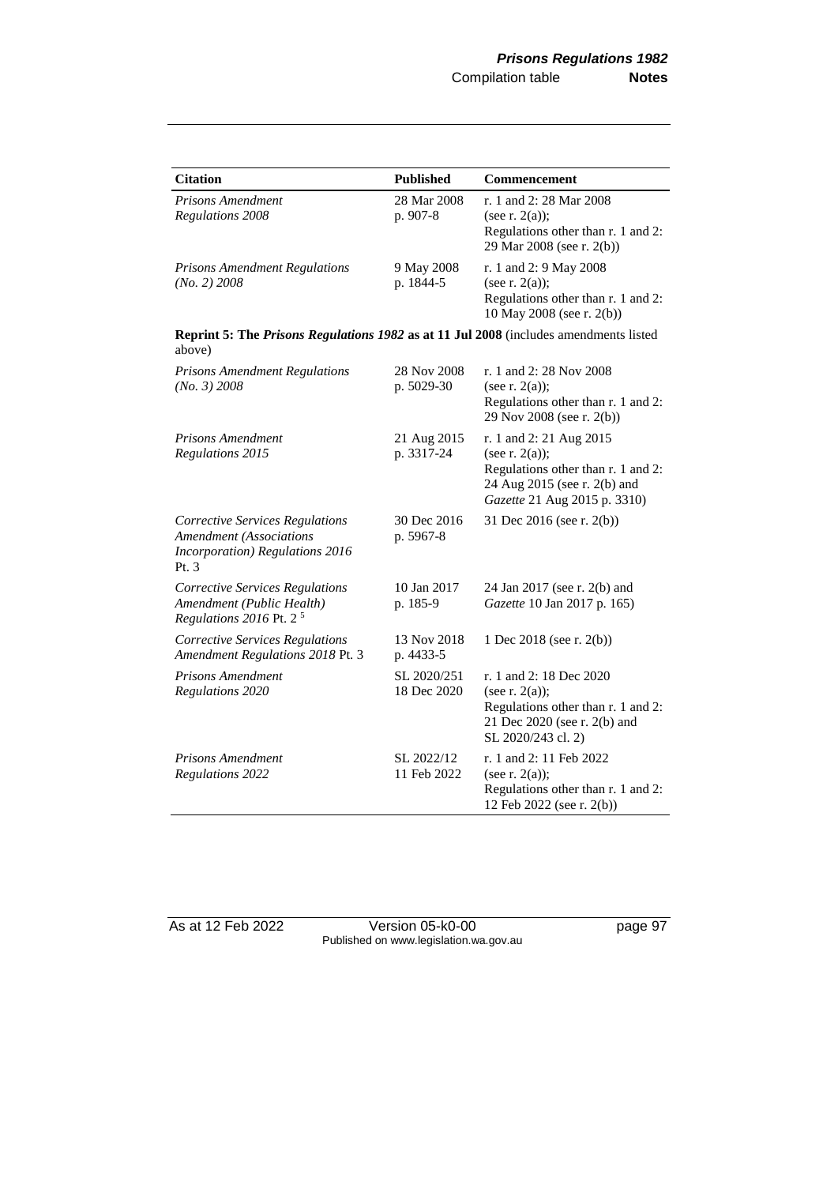| Citation | Published | Commencement |
|---|---|---|
| *Prisons Amendment Regulations 2008* | 28 Mar 2008 p. 907-8 | r. 1 and 2: 28 Mar 2008 (see r. 2(a)); Regulations other than r. 1 and 2: 29 Mar 2008 (see r. 2(b)) |
| *Prisons Amendment Regulations (No. 2) 2008* | 9 May 2008 p. 1844-5 | r. 1 and 2: 9 May 2008 (see r. 2(a)); Regulations other than r. 1 and 2: 10 May 2008 (see r. 2(b)) |
| **Reprint 5: The *Prisons Regulations 1982* as at 11 Jul 2008** (includes amendments listed above) | | |
| *Prisons Amendment Regulations (No. 3) 2008* | 28 Nov 2008 p. 5029-30 | r. 1 and 2: 28 Nov 2008 (see r. 2(a)); Regulations other than r. 1 and 2: 29 Nov 2008 (see r. 2(b)) |
| *Prisons Amendment Regulations 2015* | 21 Aug 2015 p. 3317-24 | r. 1 and 2: 21 Aug 2015 (see r. 2(a)); Regulations other than r. 1 and 2: 24 Aug 2015 (see r. 2(b) and *Gazette* 21 Aug 2015 p. 3310) |
| *Corrective Services Regulations Amendment (Associations Incorporation) Regulations 2016* Pt. 3 | 30 Dec 2016 p. 5967-8 | 31 Dec 2016 (see r. 2(b)) |
| *Corrective Services Regulations Amendment (Public Health) Regulations 2016* Pt. 2 [5] | 10 Jan 2017 p. 185-9 | 24 Jan 2017 (see r. 2(b) and *Gazette* 10 Jan 2017 p. 165) |
| *Corrective Services Regulations Amendment Regulations 2018* Pt. 3 | 13 Nov 2018 p. 4433-5 | 1 Dec 2018 (see r. 2(b)) |
| *Prisons Amendment Regulations 2020* | SL 2020/251 18 Dec 2020 | r. 1 and 2: 18 Dec 2020 (see r. 2(a)); Regulations other than r. 1 and 2: 21 Dec 2020 (see r. 2(b) and SL 2020/243 cl. 2) |
| *Prisons Amendment Regulations 2022* | SL 2022/12 11 Feb 2022 | r. 1 and 2: 11 Feb 2022 (see r. 2(a)); Regulations other than r. 1 and 2: 12 Feb 2022 (see r. 2(b)) |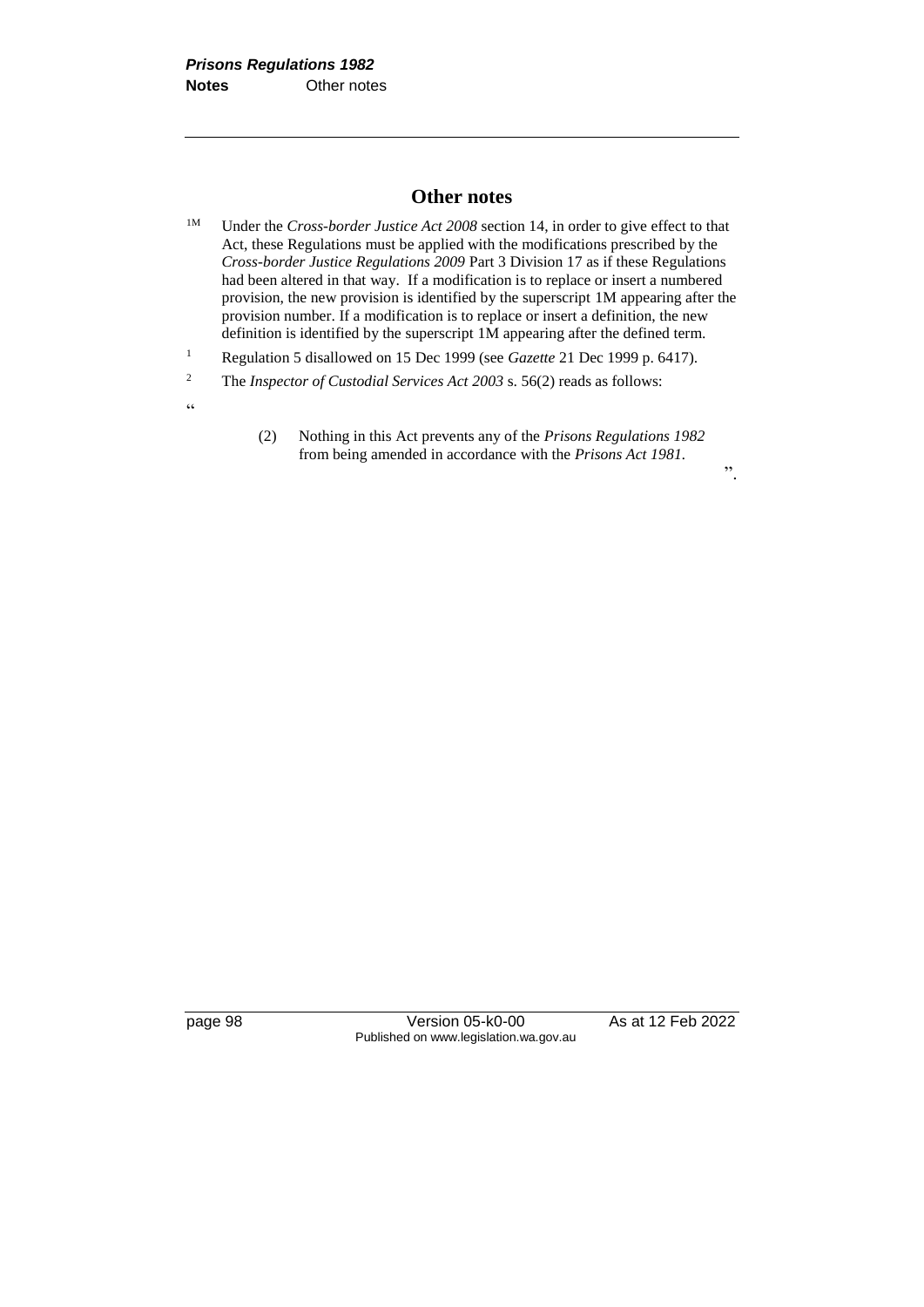## Other notes

[1M] Under the *Cross-border Justice Act 2008* section 14, in order to give effect to that Act, these Regulations must be applied with the modifications prescribed by the *Cross-border Justice Regulations 2009* Part 3 Division 17 as if these Regulations had been altered in that way. If a modification is to replace or insert a numbered provision, the new provision is identified by the superscript 1M appearing after the provision number. If a modification is to replace or insert a definition, the new definition is identified by the superscript 1M appearing after the defined term.

[1] Regulation 5 disallowed on 15 Dec 1999 (see *Gazette* 21 Dec 1999 p. 6417).

[2] The *Inspector of Custodial Services Act 2003* s. 56(2) reads as follows:

"

(2) Nothing in this Act prevents any of the *Prisons Regulations 1982* from being amended in accordance with the *Prisons Act 1981*.

".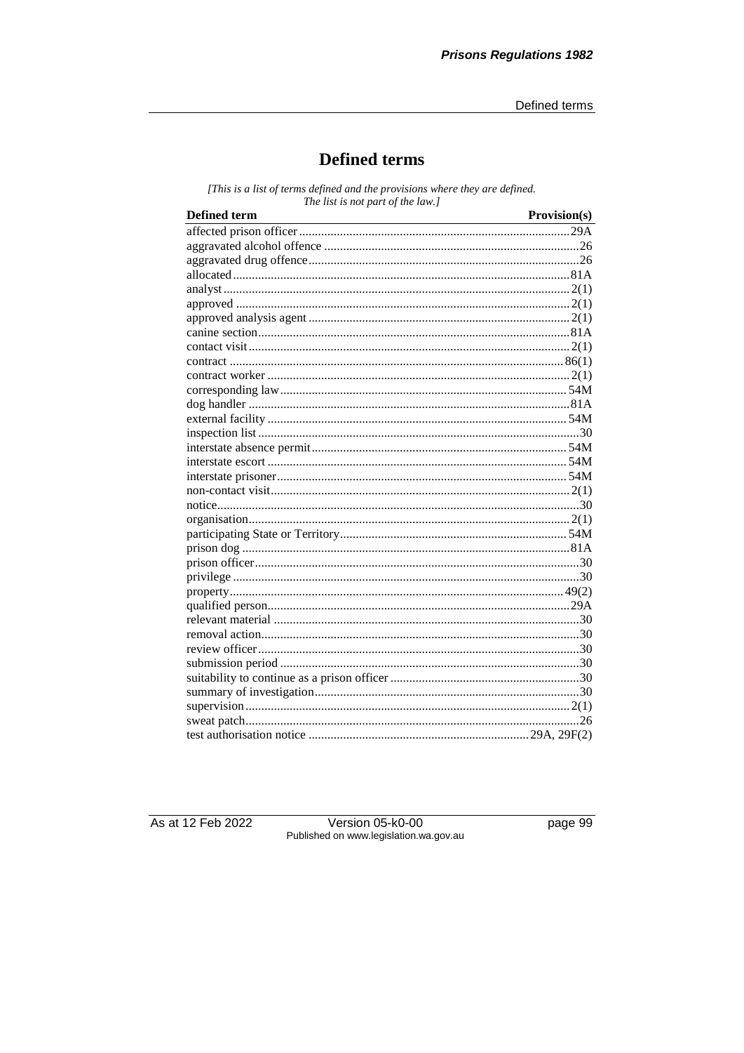# Defined terms

*[This is a list of terms defined and the provisions where they are defined. The list is not part of the law.]*

| Defined term | Provision(s) |
|---|---|
| affected prison officer | 29A |
| aggravated alcohol offence | 26 |
| aggravated drug offence | 26 |
| allocated | 81A |
| analyst | 2(1) |
| approved | 2(1) |
| approved analysis agent | 2(1) |
| canine section | 81A |
| contact visit | 2(1) |
| contract | 86(1) |
| contract worker | 2(1) |
| corresponding law | 54M |
| dog handler | 81A |
| external facility | 54M |
| inspection list | 30 |
| interstate absence permit | 54M |
| interstate escort | 54M |
| interstate prisoner | 54M |
| non-contact visit | 2(1) |
| notice | 30 |
| organisation | 2(1) |
| participating State or Territory | 54M |
| prison dog | 81A |
| prison officer | 30 |
| privilege | 30 |
| property | 49(2) |
| qualified person | 29A |
| relevant material | 30 |
| removal action | 30 |
| review officer | 30 |
| submission period | 30 |
| suitability to continue as a prison officer | 30 |
| summary of investigation | 30 |
| supervision | 2(1) |
| sweat patch | 26 |
| test authorisation notice | 29A, 29F(2) |